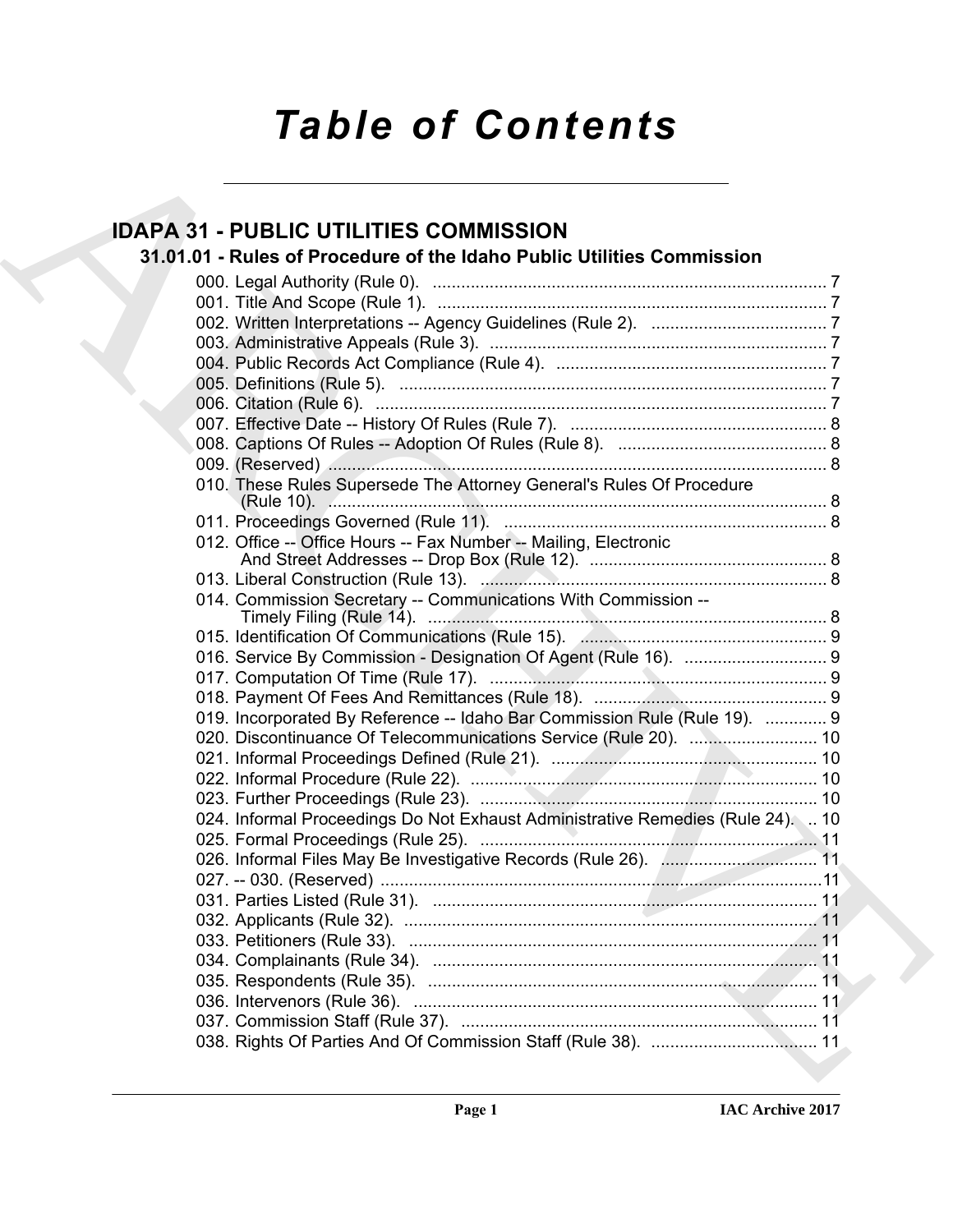# *Table of Contents*

## IDAPA 31 - PUBLIC UTILITIES COMMISSION

### 31.01.01 - Rules of Procedure of the Idaho Public Utilities Commission

000. Legal Authority (Rule 0). ... 7
001. Title And Scope (Rule 1). ... 7
002. Written Interpretations -- Agency Guidelines (Rule 2). ... 7
003. Administrative Appeals (Rule 3). ... 7
004. Public Records Act Compliance (Rule 4). ... 7
005. Definitions (Rule 5). ... 7
006. Citation (Rule 6). ... 7
007. Effective Date -- History Of Rules (Rule 7). ... 8
008. Captions Of Rules -- Adoption Of Rules (Rule 8). ... 8
009. (Reserved) ... 8
010. These Rules Supersede The Attorney General's Rules Of Procedure (Rule 10). ... 8
011. Proceedings Governed (Rule 11). ... 8
012. Office -- Office Hours -- Fax Number -- Mailing, Electronic And Street Addresses -- Drop Box (Rule 12). ... 8
013. Liberal Construction (Rule 13). ... 8
014. Commission Secretary -- Communications With Commission -- Timely Filing (Rule 14). ... 8
015. Identification Of Communications (Rule 15). ... 9
016. Service By Commission - Designation Of Agent (Rule 16). ... 9
017. Computation Of Time (Rule 17). ... 9
018. Payment Of Fees And Remittances (Rule 18). ... 9
019. Incorporated By Reference -- Idaho Bar Commission Rule (Rule 19). ... 9
020. Discontinuance Of Telecommunications Service (Rule 20). ... 10
021. Informal Proceedings Defined (Rule 21). ... 10
022. Informal Procedure (Rule 22). ... 10
023. Further Proceedings (Rule 23). ... 10
024. Informal Proceedings Do Not Exhaust Administrative Remedies (Rule 24). ... 10
025. Formal Proceedings (Rule 25). ... 11
026. Informal Files May Be Investigative Records (Rule 26). ... 11
027. -- 030. (Reserved) ... 11
031. Parties Listed (Rule 31). ... 11
032. Applicants (Rule 32). ... 11
033. Petitioners (Rule 33). ... 11
034. Complainants (Rule 34). ... 11
035. Respondents (Rule 35). ... 11
036. Intervenors (Rule 36). ... 11
037. Commission Staff (Rule 37). ... 11
038. Rights Of Parties And Of Commission Staff (Rule 38). ... 11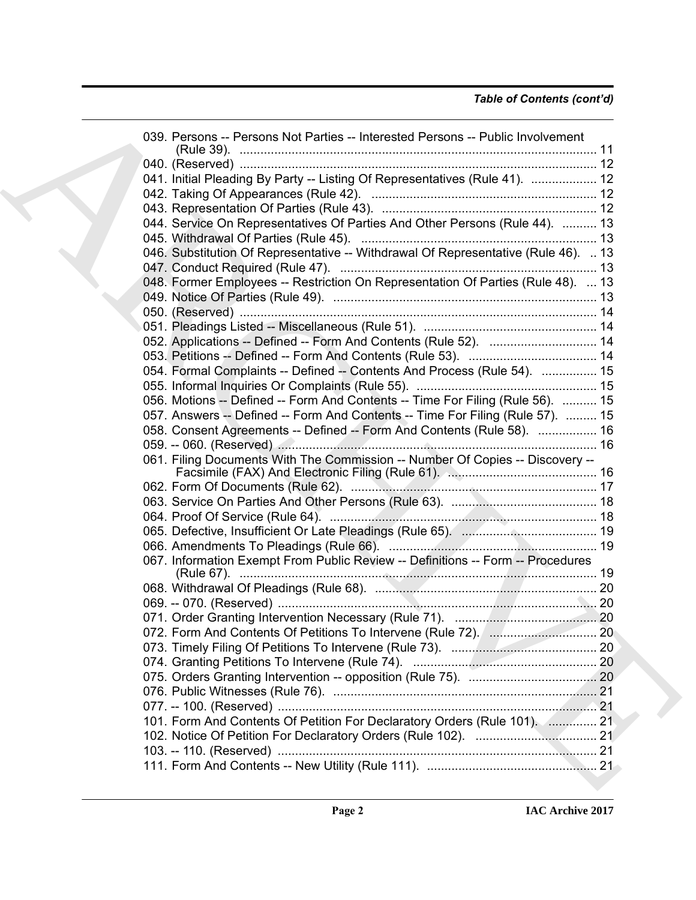*Table of Contents (cont'd)*

039. Persons -- Persons Not Parties -- Interested Persons -- Public Involvement (Rule 39). ....... 11
040. (Reserved) ....... 12
041. Initial Pleading By Party -- Listing Of Representatives (Rule 41). ....... 12
042. Taking Of Appearances (Rule 42). ....... 12
043. Representation Of Parties (Rule 43). ....... 12
044. Service On Representatives Of Parties And Other Persons (Rule 44). ....... 13
045. Withdrawal Of Parties (Rule 45). ....... 13
046. Substitution Of Representative -- Withdrawal Of Representative (Rule 46). ....... 13
047. Conduct Required (Rule 47). ....... 13
048. Former Employees -- Restriction On Representation Of Parties (Rule 48). ....... 13
049. Notice Of Parties (Rule 49). ....... 13
050. (Reserved) ....... 14
051. Pleadings Listed -- Miscellaneous (Rule 51). ....... 14
052. Applications -- Defined -- Form And Contents (Rule 52). ....... 14
053. Petitions -- Defined -- Form And Contents (Rule 53). ....... 14
054. Formal Complaints -- Defined -- Contents And Process (Rule 54). ....... 15
055. Informal Inquiries Or Complaints (Rule 55). ....... 15
056. Motions -- Defined -- Form And Contents -- Time For Filing (Rule 56). ....... 15
057. Answers -- Defined -- Form And Contents -- Time For Filing (Rule 57). ....... 15
058. Consent Agreements -- Defined -- Form And Contents (Rule 58). ....... 16
059. -- 060. (Reserved) ....... 16
061. Filing Documents With The Commission -- Number Of Copies -- Discovery -- Facsimile (FAX) And Electronic Filing (Rule 61). ....... 16
062. Form Of Documents (Rule 62). ....... 17
063. Service On Parties And Other Persons (Rule 63). ....... 18
064. Proof Of Service (Rule 64). ....... 18
065. Defective, Insufficient Or Late Pleadings (Rule 65). ....... 19
066. Amendments To Pleadings (Rule 66). ....... 19
067. Information Exempt From Public Review -- Definitions -- Form -- Procedures (Rule 67). ....... 19
068. Withdrawal Of Pleadings (Rule 68). ....... 20
069. -- 070. (Reserved) ....... 20
071. Order Granting Intervention Necessary (Rule 71). ....... 20
072. Form And Contents Of Petitions To Intervene (Rule 72). ....... 20
073. Timely Filing Of Petitions To Intervene (Rule 73). ....... 20
074. Granting Petitions To Intervene (Rule 74). ....... 20
075. Orders Granting Intervention -- opposition (Rule 75). ....... 20
076. Public Witnesses (Rule 76). ....... 21
077. -- 100. (Reserved) ....... 21
101. Form And Contents Of Petition For Declaratory Orders (Rule 101). ....... 21
102. Notice Of Petition For Declaratory Orders (Rule 102). ....... 21
103. -- 110. (Reserved) ....... 21
111. Form And Contents -- New Utility (Rule 111). ....... 21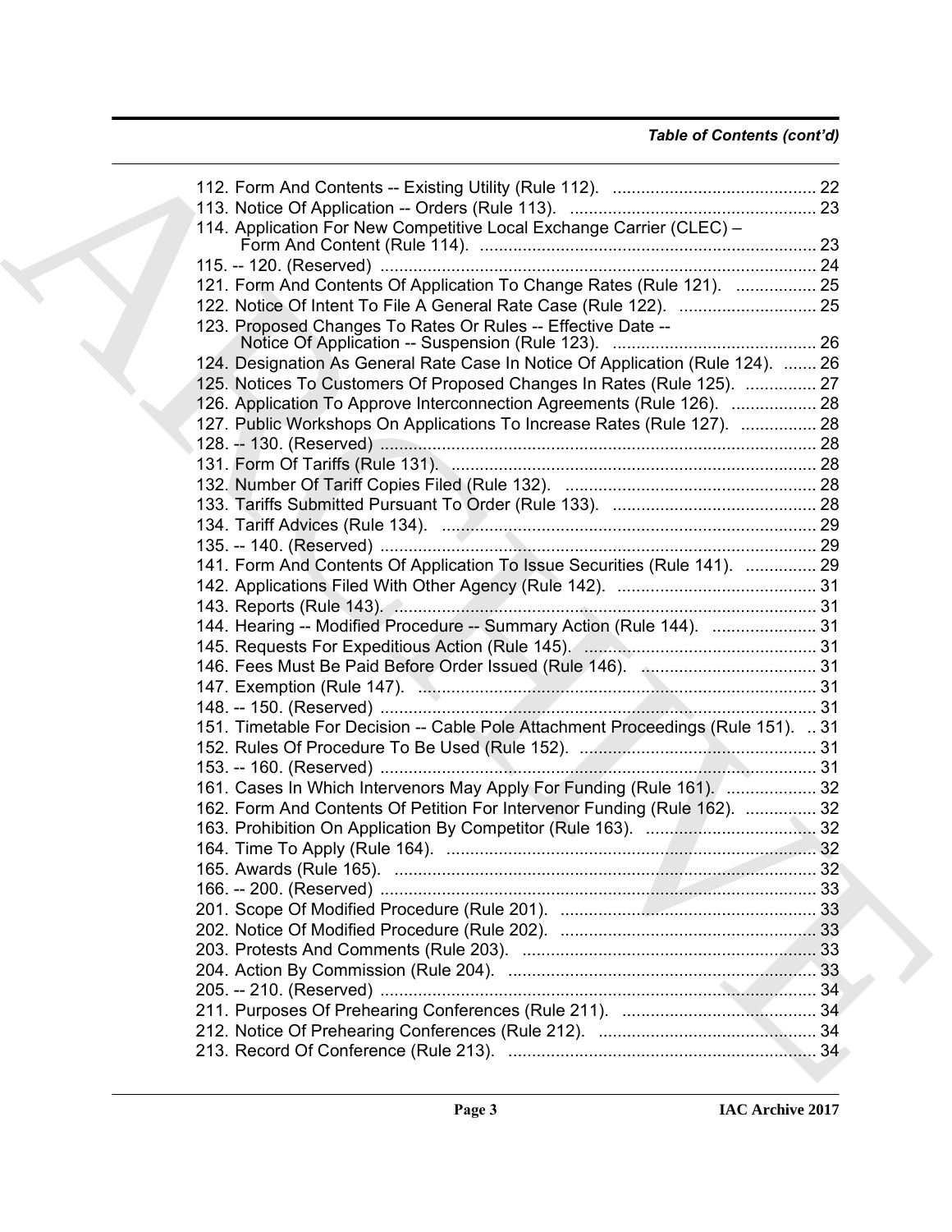*Table of Contents (cont'd)*

112. Form And Contents -- Existing Utility (Rule 112). ........................................... 22
113. Notice Of Application -- Orders (Rule 113). .................................................... 23
114. Application For New Competitive Local Exchange Carrier (CLEC) – Form And Content (Rule 114). ....................................................................... 23
115. -- 120. (Reserved) ............................................................................................ 24
121. Form And Contents Of Application To Change Rates (Rule 121). ................. 25
122. Notice Of Intent To File A General Rate Case (Rule 122). ............................. 25
123. Proposed Changes To Rates Or Rules -- Effective Date -- Notice Of Application -- Suspension (Rule 123). ........................................... 26
124. Designation As General Rate Case In Notice Of Application (Rule 124). ....... 26
125. Notices To Customers Of Proposed Changes In Rates (Rule 125). ............... 27
126. Application To Approve Interconnection Agreements (Rule 126). .................. 28
127. Public Workshops On Applications To Increase Rates (Rule 127). ................ 28
128. -- 130. (Reserved) ............................................................................................ 28
131. Form Of Tariffs (Rule 131). ............................................................................. 28
132. Number Of Tariff Copies Filed (Rule 132). ..................................................... 28
133. Tariffs Submitted Pursuant To Order (Rule 133). ........................................... 28
134. Tariff Advices (Rule 134). ............................................................................... 29
135. -- 140. (Reserved) ............................................................................................ 29
141. Form And Contents Of Application To Issue Securities (Rule 141). ............... 29
142. Applications Filed With Other Agency (Rule 142). .......................................... 31
143. Reports (Rule 143). ......................................................................................... 31
144. Hearing -- Modified Procedure -- Summary Action (Rule 144). ...................... 31
145. Requests For Expeditious Action (Rule 145). ................................................. 31
146. Fees Must Be Paid Before Order Issued (Rule 146). ..................................... 31
147. Exemption (Rule 147). .................................................................................... 31
148. -- 150. (Reserved) ............................................................................................ 31
151. Timetable For Decision -- Cable Pole Attachment Proceedings (Rule 151). .. 31
152. Rules Of Procedure To Be Used (Rule 152). .................................................. 31
153. -- 160. (Reserved) ............................................................................................ 31
161. Cases In Which Intervenors May Apply For Funding (Rule 161). ................... 32
162. Form And Contents Of Petition For Intervenor Funding (Rule 162). ............... 32
163. Prohibition On Application By Competitor (Rule 163). .................................... 32
164. Time To Apply (Rule 164). .............................................................................. 32
165. Awards (Rule 165). ......................................................................................... 32
166. -- 200. (Reserved) ............................................................................................ 33
201. Scope Of Modified Procedure (Rule 201). ...................................................... 33
202. Notice Of Modified Procedure (Rule 202). ...................................................... 33
203. Protests And Comments (Rule 203). .............................................................. 33
204. Action By Commission (Rule 204). ................................................................. 33
205. -- 210. (Reserved) ............................................................................................ 34
211. Purposes Of Prehearing Conferences (Rule 211). ......................................... 34
212. Notice Of Prehearing Conferences (Rule 212). .............................................. 34
213. Record Of Conference (Rule 213). ................................................................. 34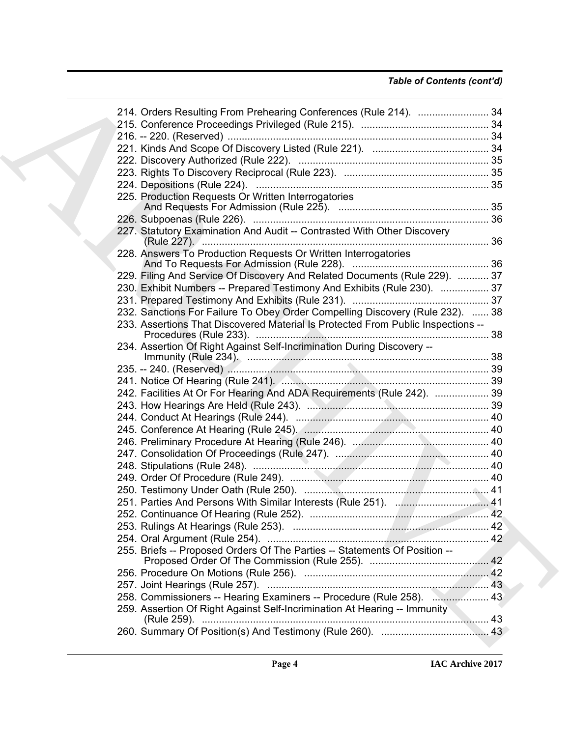*Table of Contents (cont'd)*

214. Orders Resulting From Prehearing Conferences (Rule 214). ......................... 34
215. Conference Proceedings Privileged (Rule 215). ............................................ 34
216. -- 220. (Reserved) ........................................................................................... 34
221. Kinds And Scope Of Discovery Listed (Rule 221). ......................................... 34
222. Discovery Authorized (Rule 222). ................................................................... 35
223. Rights To Discovery Reciprocal (Rule 223). ................................................... 35
224. Depositions (Rule 224). .................................................................................. 35
225. Production Requests Or Written Interrogatories And Requests For Admission (Rule 225). ..................................................... 35
226. Subpoenas (Rule 226). ................................................................................... 36
227. Statutory Examination And Audit -- Contrasted With Other Discovery (Rule 227). ..................................................................................................... 36
228. Answers To Production Requests Or Written Interrogatories And To Requests For Admission (Rule 228). ................................................ 36
229. Filing And Service Of Discovery And Related Documents (Rule 229). ........... 37
230. Exhibit Numbers -- Prepared Testimony And Exhibits (Rule 230). ................. 37
231. Prepared Testimony And Exhibits (Rule 231). ................................................ 37
232. Sanctions For Failure To Obey Order Compelling Discovery (Rule 232). ...... 38
233. Assertions That Discovered Material Is Protected From Public Inspections -- Procedures (Rule 233). .................................................................................. 38
234. Assertion Of Right Against Self-Incrimination During Discovery -- Immunity (Rule 234). ..................................................................................... 38
235. -- 240. (Reserved) ........................................................................................... 39
241. Notice Of Hearing (Rule 241). ......................................................................... 39
242. Facilities At Or For Hearing And ADA Requirements (Rule 242). ................... 39
243. How Hearings Are Held (Rule 243). ................................................................ 39
244. Conduct At Hearings (Rule 244). .................................................................... 40
245. Conference At Hearing (Rule 245). ................................................................. 40
246. Preliminary Procedure At Hearing (Rule 246). ................................................ 40
247. Consolidation Of Proceedings (Rule 247). ...................................................... 40
248. Stipulations (Rule 248). ................................................................................... 40
249. Order Of Procedure (Rule 249). ...................................................................... 40
250. Testimony Under Oath (Rule 250). ................................................................. 41
251. Parties And Persons With Similar Interests (Rule 251). ................................. 41
252. Continuance Of Hearing (Rule 252). ............................................................... 42
253. Rulings At Hearings (Rule 253). ..................................................................... 42
254. Oral Argument (Rule 254). .............................................................................. 42
255. Briefs -- Proposed Orders Of The Parties -- Statements Of Position -- Proposed Order Of The Commission (Rule 255). .......................................... 42
256. Procedure On Motions (Rule 256). ................................................................. 42
257. Joint Hearings (Rule 257). .............................................................................. 43
258. Commissioners -- Hearing Examiners -- Procedure (Rule 258). .................... 43
259. Assertion Of Right Against Self-Incrimination At Hearing -- Immunity (Rule 259). ..................................................................................................... 43
260. Summary Of Position(s) And Testimony (Rule 260). ...................................... 43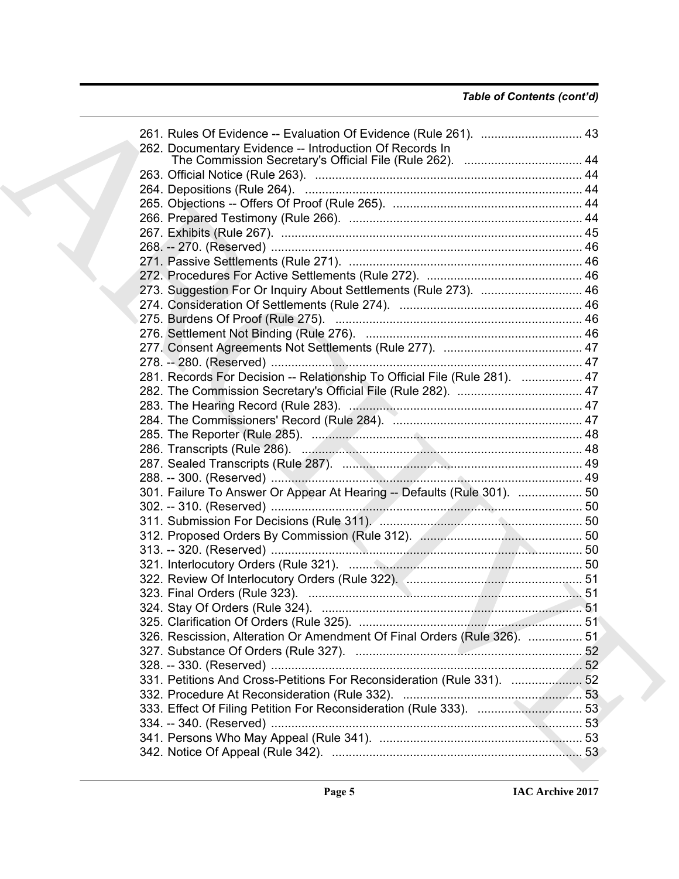*Table of Contents (cont'd)*

261. Rules Of Evidence -- Evaluation Of Evidence (Rule 261). .............................. 43
262. Documentary Evidence -- Introduction Of Records In The Commission Secretary's Official File (Rule 262). ................................... 44
263. Official Notice (Rule 263). ............................................................................... 44
264. Depositions (Rule 264). ................................................................................. 44
265. Objections -- Offers Of Proof (Rule 265). ........................................................ 44
266. Prepared Testimony (Rule 266). ..................................................................... 44
267. Exhibits (Rule 267). ......................................................................................... 45
268. -- 270. (Reserved) ............................................................................................ 46
271. Passive Settlements (Rule 271). ..................................................................... 46
272. Procedures For Active Settlements (Rule 272). .............................................. 46
273. Suggestion For Or Inquiry About Settlements (Rule 273). .............................. 46
274. Consideration Of Settlements (Rule 274). ...................................................... 46
275. Burdens Of Proof (Rule 275). ......................................................................... 46
276. Settlement Not Binding (Rule 276). ................................................................ 46
277. Consent Agreements Not Settlements (Rule 277). ......................................... 47
278. -- 280. (Reserved) ............................................................................................ 47
281. Records For Decision -- Relationship To Official File (Rule 281). .................. 47
282. The Commission Secretary's Official File (Rule 282). ..................................... 47
283. The Hearing Record (Rule 283). ..................................................................... 47
284. The Commissioners' Record (Rule 284). ........................................................ 47
285. The Reporter (Rule 285). ................................................................................ 48
286. Transcripts (Rule 286). ................................................................................... 48
287. Sealed Transcripts (Rule 287). ....................................................................... 49
288. -- 300. (Reserved) ............................................................................................ 49
301. Failure To Answer Or Appear At Hearing -- Defaults (Rule 301). ................... 50
302. -- 310. (Reserved) ............................................................................................ 50
311. Submission For Decisions (Rule 311). ............................................................ 50
312. Proposed Orders By Commission (Rule 312). ................................................ 50
313. -- 320. (Reserved) ............................................................................................ 50
321. Interlocutory Orders (Rule 321). ..................................................................... 50
322. Review Of Interlocutory Orders (Rule 322). .................................................... 51
323. Final Orders (Rule 323). ................................................................................. 51
324. Stay Of Orders (Rule 324). ............................................................................. 51
325. Clarification Of Orders (Rule 325). ................................................................. 51
326. Rescission, Alteration Or Amendment Of Final Orders (Rule 326). ................ 51
327. Substance Of Orders (Rule 327). ................................................................... 52
328. -- 330. (Reserved) ............................................................................................ 52
331. Petitions And Cross-Petitions For Reconsideration (Rule 331). ..................... 52
332. Procedure At Reconsideration (Rule 332). ..................................................... 53
333. Effect Of Filing Petition For Reconsideration (Rule 333). ............................... 53
334. -- 340. (Reserved) ............................................................................................ 53
341. Persons Who May Appeal (Rule 341). ............................................................ 53
342. Notice Of Appeal (Rule 342). .......................................................................... 53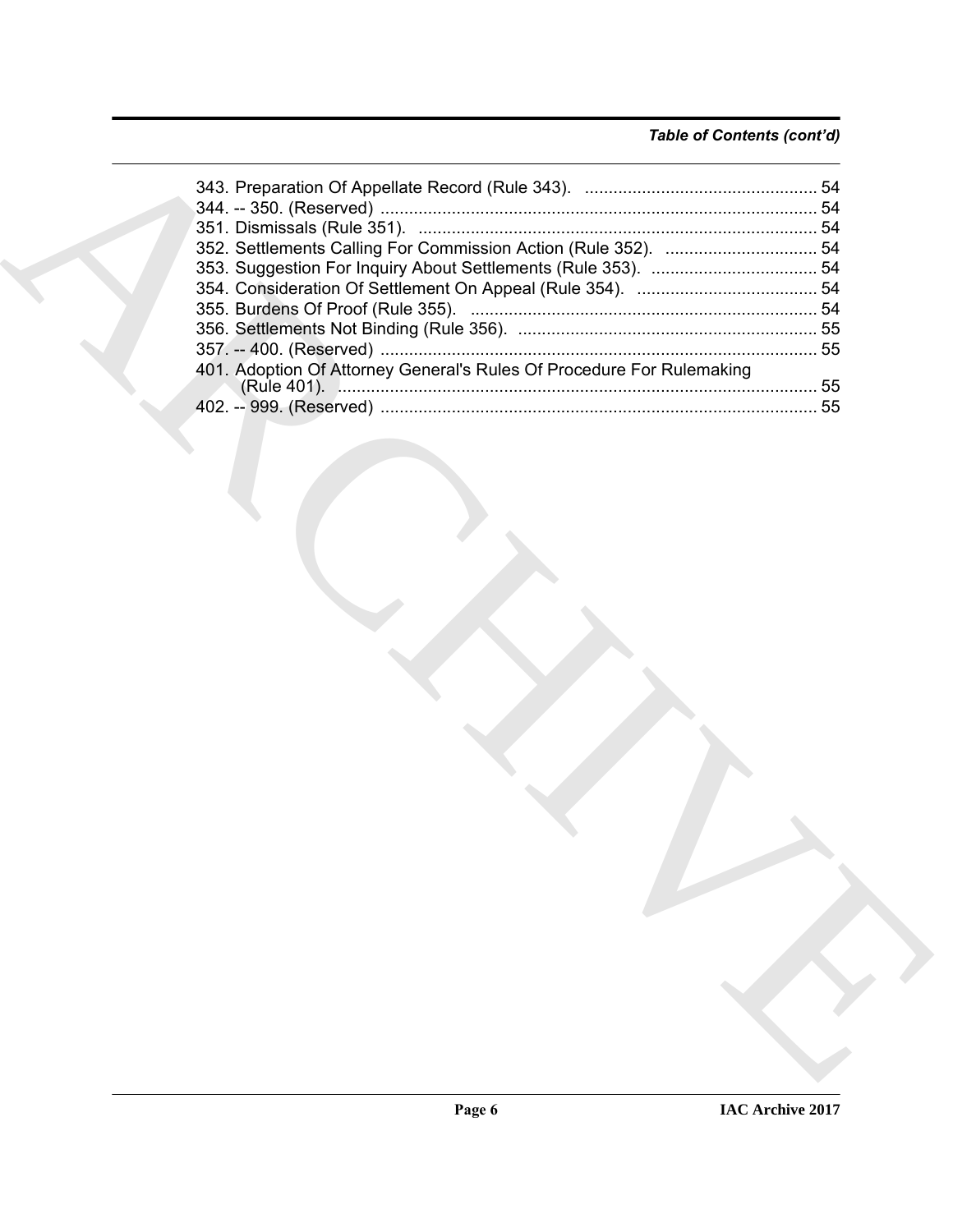343. Preparation Of Appellate Record (Rule 343). ................................................. 54
344. -- 350. (Reserved) ........................................................................................... 54
351. Dismissals (Rule 351). .................................................................................... 54
352. Settlements Calling For Commission Action (Rule 352). ................................ 54
353. Suggestion For Inquiry About Settlements (Rule 353). ................................... 54
354. Consideration Of Settlement On Appeal (Rule 354). ...................................... 54
355. Burdens Of Proof (Rule 355). ......................................................................... 54
356. Settlements Not Binding (Rule 356). ............................................................... 55
357. -- 400. (Reserved) ........................................................................................... 55
401. Adoption Of Attorney General's Rules Of Procedure For Rulemaking (Rule 401). ..................................................................................................... 55
402. -- 999. (Reserved) ........................................................................................... 55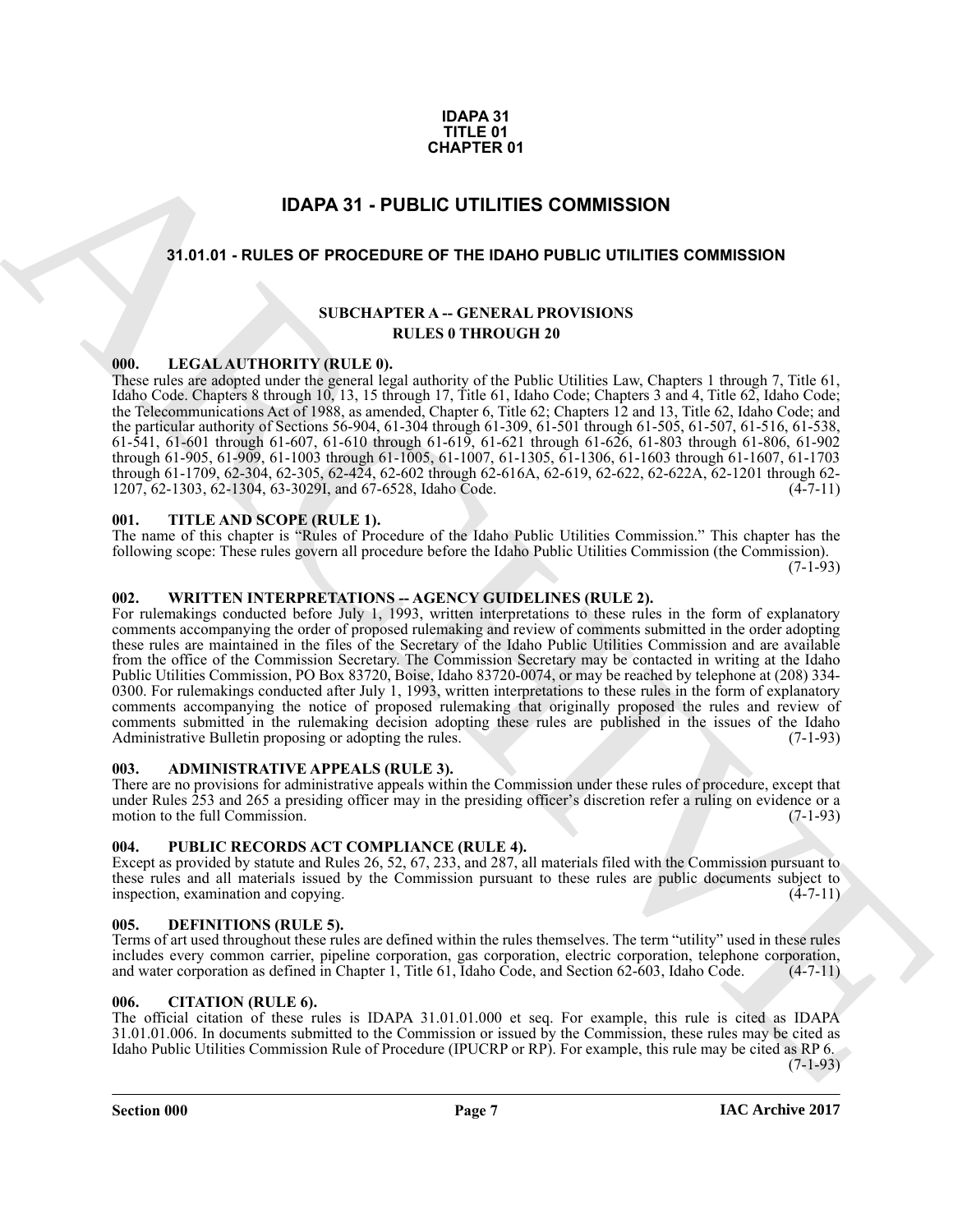**IDAPA 31**
**TITLE 01**
**CHAPTER 01**

# IDAPA 31 - PUBLIC UTILITIES COMMISSION

## 31.01.01 - RULES OF PROCEDURE OF THE IDAHO PUBLIC UTILITIES COMMISSION

### SUBCHAPTER A -- GENERAL PROVISIONS
### RULES 0 THROUGH 20

**000. LEGAL AUTHORITY (RULE 0).**

These rules are adopted under the general legal authority of the Public Utilities Law, Chapters 1 through 7, Title 61, Idaho Code. Chapters 8 through 10, 13, 15 through 17, Title 61, Idaho Code; Chapters 3 and 4, Title 62, Idaho Code; the Telecommunications Act of 1988, as amended, Chapter 6, Title 62; Chapters 12 and 13, Title 62, Idaho Code; and the particular authority of Sections 56-904, 61-304 through 61-309, 61-501 through 61-505, 61-507, 61-516, 61-538, 61-541, 61-601 through 61-607, 61-610 through 61-619, 61-621 through 61-626, 61-803 through 61-806, 61-902 through 61-905, 61-909, 61-1003 through 61-1005, 61-1007, 61-1305, 61-1306, 61-1603 through 61-1607, 61-1703 through 61-1709, 62-304, 62-305, 62-424, 62-602 through 62-616A, 62-619, 62-622, 62-622A, 62-1201 through 62-1207, 62-1303, 62-1304, 63-3029I, and 67-6528, Idaho Code. (4-7-11)

**001. TITLE AND SCOPE (RULE 1).**

The name of this chapter is "Rules of Procedure of the Idaho Public Utilities Commission." This chapter has the following scope: These rules govern all procedure before the Idaho Public Utilities Commission (the Commission). (7-1-93)

**002. WRITTEN INTERPRETATIONS -- AGENCY GUIDELINES (RULE 2).**

For rulemakings conducted before July 1, 1993, written interpretations to these rules in the form of explanatory comments accompanying the order of proposed rulemaking and review of comments submitted in the order adopting these rules are maintained in the files of the Secretary of the Idaho Public Utilities Commission and are available from the office of the Commission Secretary. The Commission Secretary may be contacted in writing at the Idaho Public Utilities Commission, PO Box 83720, Boise, Idaho 83720-0074, or may be reached by telephone at (208) 334-0300. For rulemakings conducted after July 1, 1993, written interpretations to these rules in the form of explanatory comments accompanying the notice of proposed rulemaking that originally proposed the rules and review of comments submitted in the rulemaking decision adopting these rules are published in the issues of the Idaho Administrative Bulletin proposing or adopting the rules. (7-1-93)

**003. ADMINISTRATIVE APPEALS (RULE 3).**

There are no provisions for administrative appeals within the Commission under these rules of procedure, except that under Rules 253 and 265 a presiding officer may in the presiding officer's discretion refer a ruling on evidence or a motion to the full Commission. (7-1-93)

**004. PUBLIC RECORDS ACT COMPLIANCE (RULE 4).**

Except as provided by statute and Rules 26, 52, 67, 233, and 287, all materials filed with the Commission pursuant to these rules and all materials issued by the Commission pursuant to these rules are public documents subject to inspection, examination and copying. (4-7-11)

**005. DEFINITIONS (RULE 5).**

Terms of art used throughout these rules are defined within the rules themselves. The term "utility" used in these rules includes every common carrier, pipeline corporation, gas corporation, electric corporation, telephone corporation, and water corporation as defined in Chapter 1, Title 61, Idaho Code, and Section 62-603, Idaho Code. (4-7-11)

**006. CITATION (RULE 6).**

The official citation of these rules is IDAPA 31.01.01.000 et seq. For example, this rule is cited as IDAPA 31.01.01.006. In documents submitted to the Commission or issued by the Commission, these rules may be cited as Idaho Public Utilities Commission Rule of Procedure (IPUCRP or RP). For example, this rule may be cited as RP 6. (7-1-93)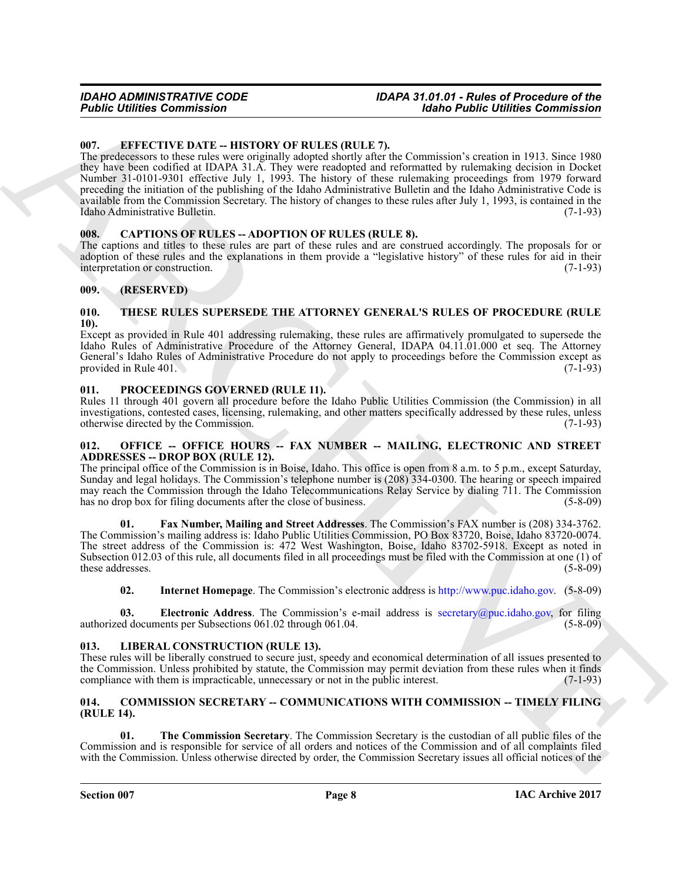### 007. EFFECTIVE DATE -- HISTORY OF RULES (RULE 7).

The predecessors to these rules were originally adopted shortly after the Commission's creation in 1913. Since 1980 they have been codified at IDAPA 31.A. They were readopted and reformatted by rulemaking decision in Docket Number 31-0101-9301 effective July 1, 1993. The history of these rulemaking proceedings from 1979 forward preceding the initiation of the publishing of the Idaho Administrative Bulletin and the Idaho Administrative Code is available from the Commission Secretary. The history of changes to these rules after July 1, 1993, is contained in the Idaho Administrative Bulletin. (7-1-93)

### 008. CAPTIONS OF RULES -- ADOPTION OF RULES (RULE 8).

The captions and titles to these rules are part of these rules and are construed accordingly. The proposals for or adoption of these rules and the explanations in them provide a "legislative history" of these rules for aid in their interpretation or construction. (7-1-93)

### 009. (RESERVED)

### 010. THESE RULES SUPERSEDE THE ATTORNEY GENERAL'S RULES OF PROCEDURE (RULE 10).

Except as provided in Rule 401 addressing rulemaking, these rules are affirmatively promulgated to supersede the Idaho Rules of Administrative Procedure of the Attorney General, IDAPA 04.11.01.000 et seq. The Attorney General's Idaho Rules of Administrative Procedure do not apply to proceedings before the Commission except as provided in Rule 401. (7-1-93)

### 011. PROCEEDINGS GOVERNED (RULE 11).

Rules 11 through 401 govern all procedure before the Idaho Public Utilities Commission (the Commission) in all investigations, contested cases, licensing, rulemaking, and other matters specifically addressed by these rules, unless otherwise directed by the Commission. (7-1-93)

### 012. OFFICE -- OFFICE HOURS -- FAX NUMBER -- MAILING, ELECTRONIC AND STREET ADDRESSES -- DROP BOX (RULE 12).

The principal office of the Commission is in Boise, Idaho. This office is open from 8 a.m. to 5 p.m., except Saturday, Sunday and legal holidays. The Commission's telephone number is (208) 334-0300. The hearing or speech impaired may reach the Commission through the Idaho Telecommunications Relay Service by dialing 711. The Commission has no drop box for filing documents after the close of business. (5-8-09)

**01. Fax Number, Mailing and Street Addresses**. The Commission's FAX number is (208) 334-3762. The Commission's mailing address is: Idaho Public Utilities Commission, PO Box 83720, Boise, Idaho 83720-0074. The street address of the Commission is: 472 West Washington, Boise, Idaho 83702-5918. Except as noted in Subsection 012.03 of this rule, all documents filed in all proceedings must be filed with the Commission at one (1) of these addresses. (5-8-09)

**02. Internet Homepage**. The Commission's electronic address is http://www.puc.idaho.gov. (5-8-09)

**03. Electronic Address**. The Commission's e-mail address is secretary@puc.idaho.gov, for filing authorized documents per Subsections 061.02 through 061.04. (5-8-09)

### 013. LIBERAL CONSTRUCTION (RULE 13).

These rules will be liberally construed to secure just, speedy and economical determination of all issues presented to the Commission. Unless prohibited by statute, the Commission may permit deviation from these rules when it finds compliance with them is impracticable, unnecessary or not in the public interest. (7-1-93)

### 014. COMMISSION SECRETARY -- COMMUNICATIONS WITH COMMISSION -- TIMELY FILING (RULE 14).

**01. The Commission Secretary**. The Commission Secretary is the custodian of all public files of the Commission and is responsible for service of all orders and notices of the Commission and of all complaints filed with the Commission. Unless otherwise directed by order, the Commission Secretary issues all official notices of the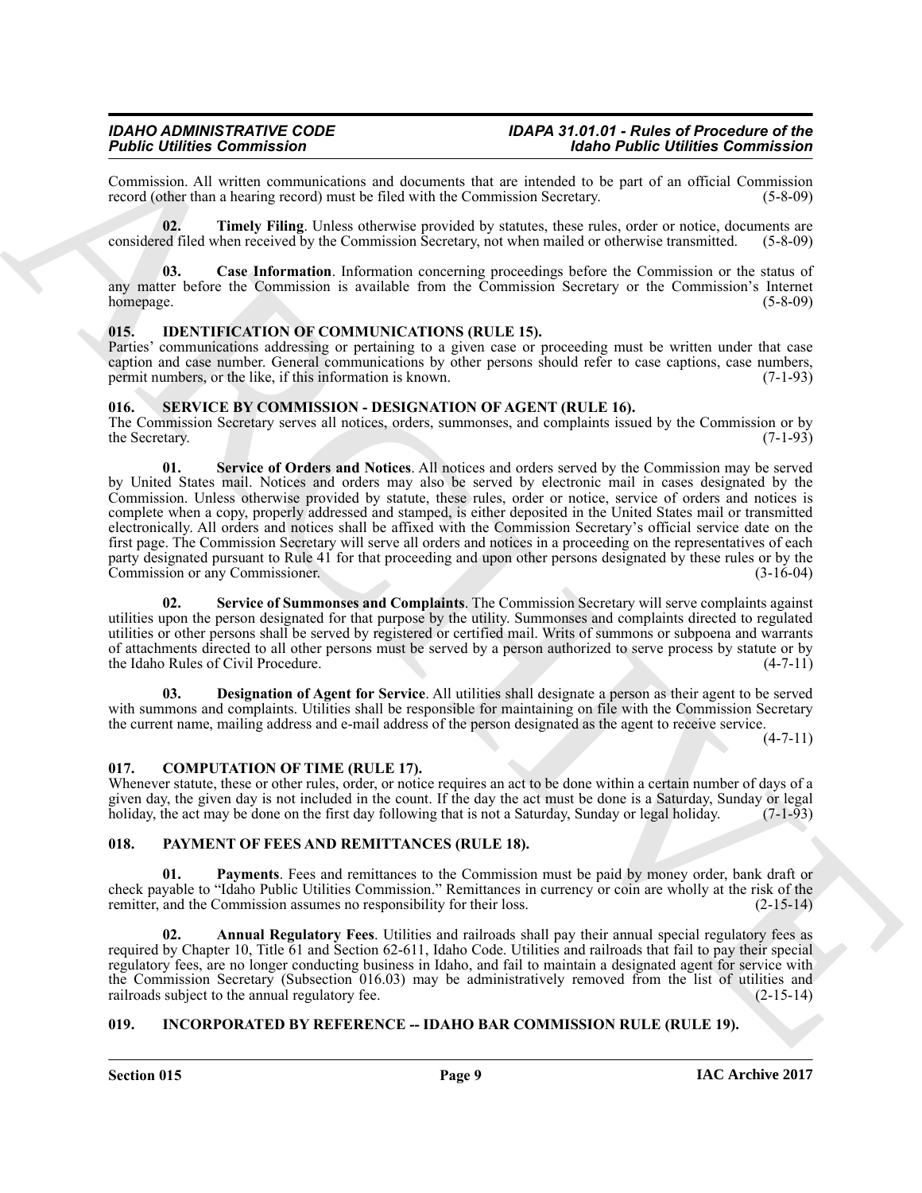Commission. All written communications and documents that are intended to be part of an official Commission record (other than a hearing record) must be filed with the Commission Secretary. (5-8-09)

**02. Timely Filing**. Unless otherwise provided by statutes, these rules, order or notice, documents are considered filed when received by the Commission Secretary, not when mailed or otherwise transmitted. (5-8-09)

**03. Case Information**. Information concerning proceedings before the Commission or the status of any matter before the Commission is available from the Commission Secretary or the Commission's Internet homepage. (5-8-09)

## 015. IDENTIFICATION OF COMMUNICATIONS (RULE 15).

Parties' communications addressing or pertaining to a given case or proceeding must be written under that case caption and case number. General communications by other persons should refer to case captions, case numbers, permit numbers, or the like, if this information is known. (7-1-93)

## 016. SERVICE BY COMMISSION - DESIGNATION OF AGENT (RULE 16).

The Commission Secretary serves all notices, orders, summonses, and complaints issued by the Commission or by the Secretary. (7-1-93)

**01. Service of Orders and Notices**. All notices and orders served by the Commission may be served by United States mail. Notices and orders may also be served by electronic mail in cases designated by the Commission. Unless otherwise provided by statute, these rules, order or notice, service of orders and notices is complete when a copy, properly addressed and stamped, is either deposited in the United States mail or transmitted electronically. All orders and notices shall be affixed with the Commission Secretary's official service date on the first page. The Commission Secretary will serve all orders and notices in a proceeding on the representatives of each party designated pursuant to Rule 41 for that proceeding and upon other persons designated by these rules or by the Commission or any Commissioner. (3-16-04)

**02. Service of Summonses and Complaints**. The Commission Secretary will serve complaints against utilities upon the person designated for that purpose by the utility. Summonses and complaints directed to regulated utilities or other persons shall be served by registered or certified mail. Writs of summons or subpoena and warrants of attachments directed to all other persons must be served by a person authorized to serve process by statute or by the Idaho Rules of Civil Procedure. (4-7-11)

**03. Designation of Agent for Service**. All utilities shall designate a person as their agent to be served with summons and complaints. Utilities shall be responsible for maintaining on file with the Commission Secretary the current name, mailing address and e-mail address of the person designated as the agent to receive service. (4-7-11)

## 017. COMPUTATION OF TIME (RULE 17).

Whenever statute, these or other rules, order, or notice requires an act to be done within a certain number of days of a given day, the given day is not included in the count. If the day the act must be done is a Saturday, Sunday or legal holiday, the act may be done on the first day following that is not a Saturday, Sunday or legal holiday. (7-1-93)

## 018. PAYMENT OF FEES AND REMITTANCES (RULE 18).

**01. Payments**. Fees and remittances to the Commission must be paid by money order, bank draft or check payable to "Idaho Public Utilities Commission." Remittances in currency or coin are wholly at the risk of the remitter, and the Commission assumes no responsibility for their loss. (2-15-14)

**02. Annual Regulatory Fees**. Utilities and railroads shall pay their annual special regulatory fees as required by Chapter 10, Title 61 and Section 62-611, Idaho Code. Utilities and railroads that fail to pay their special regulatory fees, are no longer conducting business in Idaho, and fail to maintain a designated agent for service with the Commission Secretary (Subsection 016.03) may be administratively removed from the list of utilities and railroads subject to the annual regulatory fee. (2-15-14)

## 019. INCORPORATED BY REFERENCE -- IDAHO BAR COMMISSION RULE (RULE 19).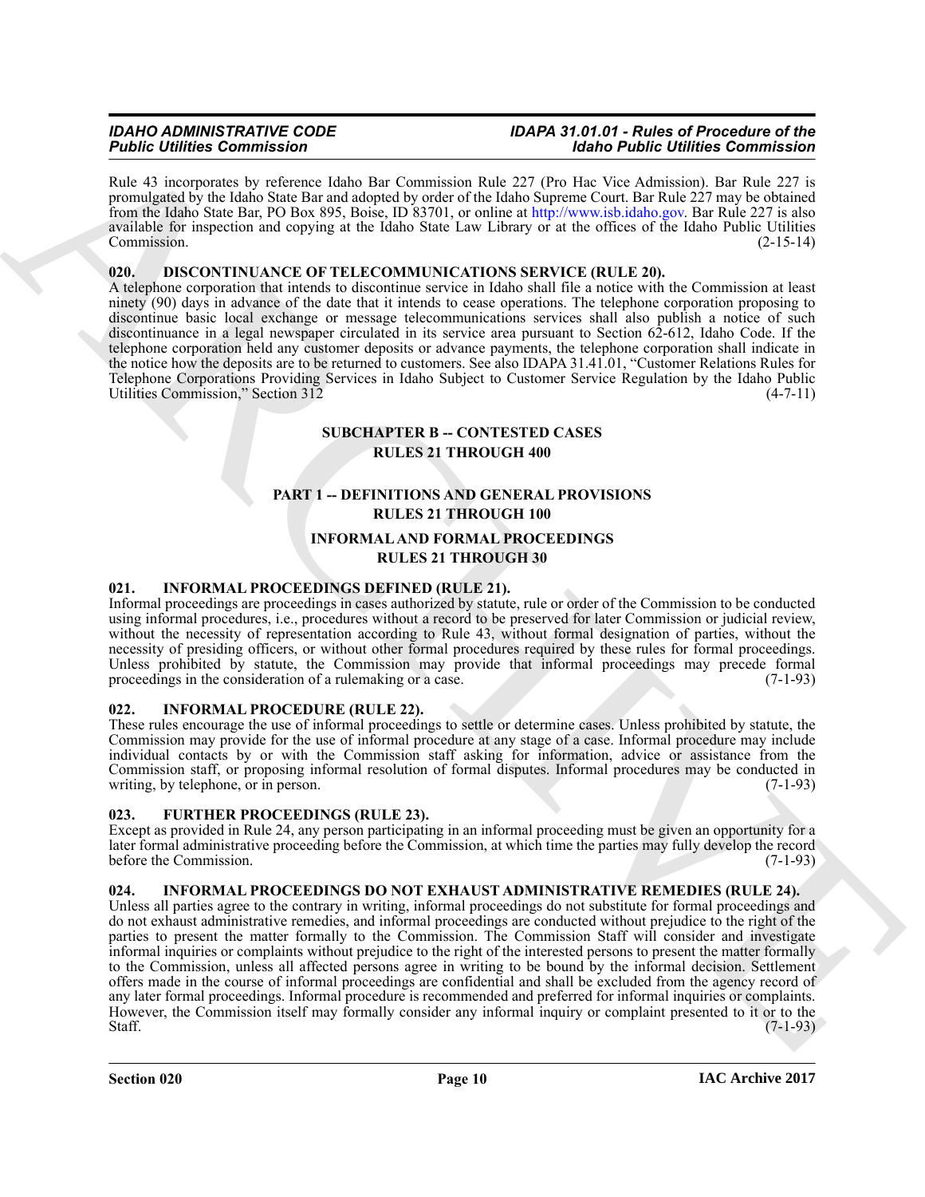Rule 43 incorporates by reference Idaho Bar Commission Rule 227 (Pro Hac Vice Admission). Bar Rule 227 is promulgated by the Idaho State Bar and adopted by order of the Idaho Supreme Court. Bar Rule 227 may be obtained from the Idaho State Bar, PO Box 895, Boise, ID 83701, or online at http://www.isb.idaho.gov. Bar Rule 227 is also available for inspection and copying at the Idaho State Law Library or at the offices of the Idaho Public Utilities Commission. (2-15-14)

### 020. DISCONTINUANCE OF TELECOMMUNICATIONS SERVICE (RULE 20).

A telephone corporation that intends to discontinue service in Idaho shall file a notice with the Commission at least ninety (90) days in advance of the date that it intends to cease operations. The telephone corporation proposing to discontinue basic local exchange or message telecommunications services shall also publish a notice of such discontinuance in a legal newspaper circulated in its service area pursuant to Section 62-612, Idaho Code. If the telephone corporation held any customer deposits or advance payments, the telephone corporation shall indicate in the notice how the deposits are to be returned to customers. See also IDAPA 31.41.01, "Customer Relations Rules for Telephone Corporations Providing Services in Idaho Subject to Customer Service Regulation by the Idaho Public Utilities Commission," Section 312 (4-7-11)

## SUBCHAPTER B -- CONTESTED CASES
## RULES 21 THROUGH 400

## PART 1 -- DEFINITIONS AND GENERAL PROVISIONS
## RULES 21 THROUGH 100

## INFORMAL AND FORMAL PROCEEDINGS
## RULES 21 THROUGH 30

### 021. INFORMAL PROCEEDINGS DEFINED (RULE 21).

Informal proceedings are proceedings in cases authorized by statute, rule or order of the Commission to be conducted using informal procedures, i.e., procedures without a record to be preserved for later Commission or judicial review, without the necessity of representation according to Rule 43, without formal designation of parties, without the necessity of presiding officers, or without other formal procedures required by these rules for formal proceedings. Unless prohibited by statute, the Commission may provide that informal proceedings may precede formal proceedings in the consideration of a rulemaking or a case. (7-1-93)

### 022. INFORMAL PROCEDURE (RULE 22).

These rules encourage the use of informal proceedings to settle or determine cases. Unless prohibited by statute, the Commission may provide for the use of informal procedure at any stage of a case. Informal procedure may include individual contacts by or with the Commission staff asking for information, advice or assistance from the Commission staff, or proposing informal resolution of formal disputes. Informal procedures may be conducted in writing, by telephone, or in person. (7-1-93)

### 023. FURTHER PROCEEDINGS (RULE 23).

Except as provided in Rule 24, any person participating in an informal proceeding must be given an opportunity for a later formal administrative proceeding before the Commission, at which time the parties may fully develop the record before the Commission. (7-1-93)

### 024. INFORMAL PROCEEDINGS DO NOT EXHAUST ADMINISTRATIVE REMEDIES (RULE 24).

Unless all parties agree to the contrary in writing, informal proceedings do not substitute for formal proceedings and do not exhaust administrative remedies, and informal proceedings are conducted without prejudice to the right of the parties to present the matter formally to the Commission. The Commission Staff will consider and investigate informal inquiries or complaints without prejudice to the right of the interested persons to present the matter formally to the Commission, unless all affected persons agree in writing to be bound by the informal decision. Settlement offers made in the course of informal proceedings are confidential and shall be excluded from the agency record of any later formal proceedings. Informal procedure is recommended and preferred for informal inquiries or complaints. However, the Commission itself may formally consider any informal inquiry or complaint presented to it or to the Staff. (7-1-93)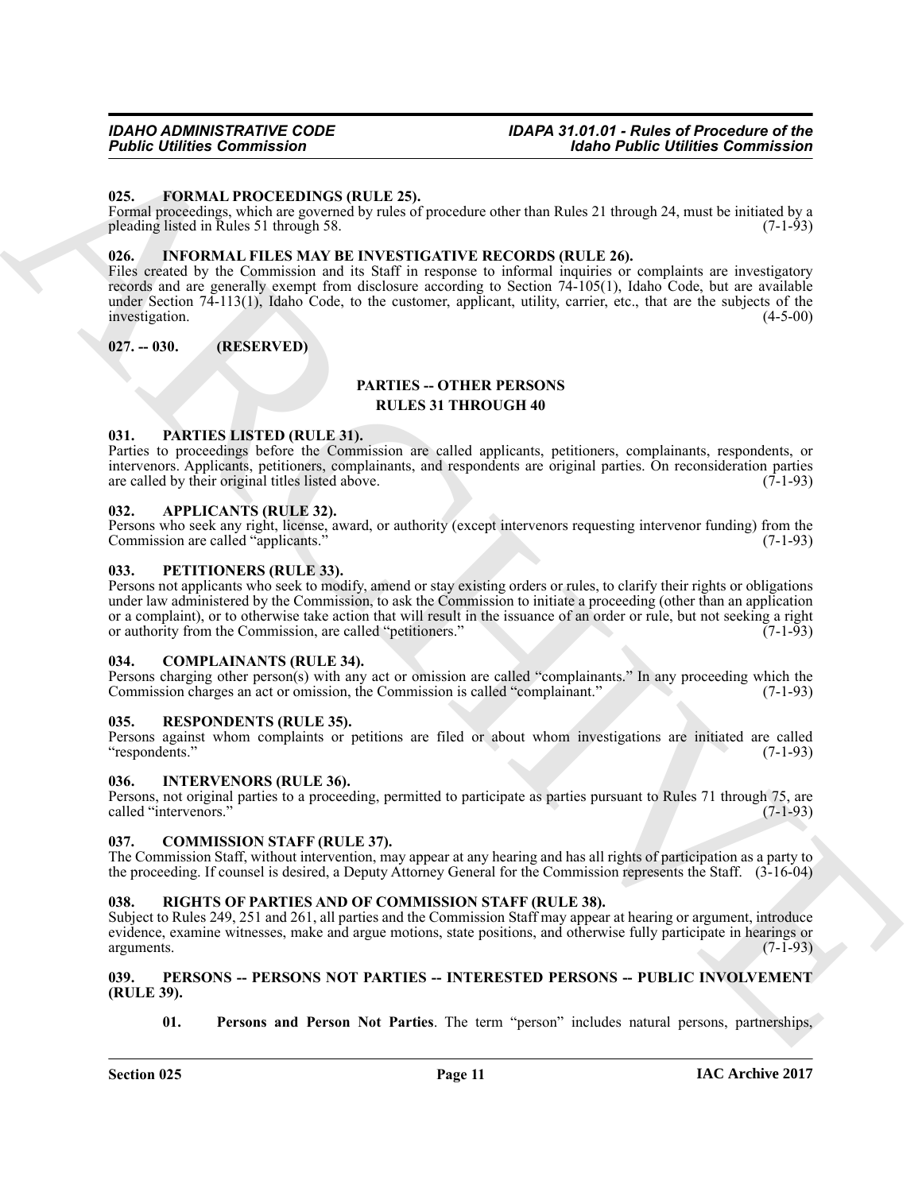### 025. FORMAL PROCEEDINGS (RULE 25).

Formal proceedings, which are governed by rules of procedure other than Rules 21 through 24, must be initiated by a pleading listed in Rules 51 through 58. (7-1-93)

### 026. INFORMAL FILES MAY BE INVESTIGATIVE RECORDS (RULE 26).

Files created by the Commission and its Staff in response to informal inquiries or complaints are investigatory records and are generally exempt from disclosure according to Section 74-105(1), Idaho Code, but are available under Section 74-113(1), Idaho Code, to the customer, applicant, utility, carrier, etc., that are the subjects of the investigation. (4-5-00)

### 027. -- 030. (RESERVED)

## PARTIES -- OTHER PERSONS
## RULES 31 THROUGH 40

### 031. PARTIES LISTED (RULE 31).

Parties to proceedings before the Commission are called applicants, petitioners, complainants, respondents, or intervenors. Applicants, petitioners, complainants, and respondents are original parties. On reconsideration parties are called by their original titles listed above. (7-1-93)

### 032. APPLICANTS (RULE 32).

Persons who seek any right, license, award, or authority (except intervenors requesting intervenor funding) from the Commission are called "applicants." (7-1-93)

### 033. PETITIONERS (RULE 33).

Persons not applicants who seek to modify, amend or stay existing orders or rules, to clarify their rights or obligations under law administered by the Commission, to ask the Commission to initiate a proceeding (other than an application or a complaint), or to otherwise take action that will result in the issuance of an order or rule, but not seeking a right or authority from the Commission, are called "petitioners." (7-1-93)

### 034. COMPLAINANTS (RULE 34).

Persons charging other person(s) with any act or omission are called "complainants." In any proceeding which the Commission charges an act or omission, the Commission is called "complainant." (7-1-93)

### 035. RESPONDENTS (RULE 35).

Persons against whom complaints or petitions are filed or about whom investigations are initiated are called "respondents." (7-1-93)

### 036. INTERVENORS (RULE 36).

Persons, not original parties to a proceeding, permitted to participate as parties pursuant to Rules 71 through 75, are called "intervenors." (7-1-93)

### 037. COMMISSION STAFF (RULE 37).

The Commission Staff, without intervention, may appear at any hearing and has all rights of participation as a party to the proceeding. If counsel is desired, a Deputy Attorney General for the Commission represents the Staff. (3-16-04)

### 038. RIGHTS OF PARTIES AND OF COMMISSION STAFF (RULE 38).

Subject to Rules 249, 251 and 261, all parties and the Commission Staff may appear at hearing or argument, introduce evidence, examine witnesses, make and argue motions, state positions, and otherwise fully participate in hearings or arguments. (7-1-93)

### 039. PERSONS -- PERSONS NOT PARTIES -- INTERESTED PERSONS -- PUBLIC INVOLVEMENT (RULE 39).

**01. Persons and Person Not Parties**. The term "person" includes natural persons, partnerships,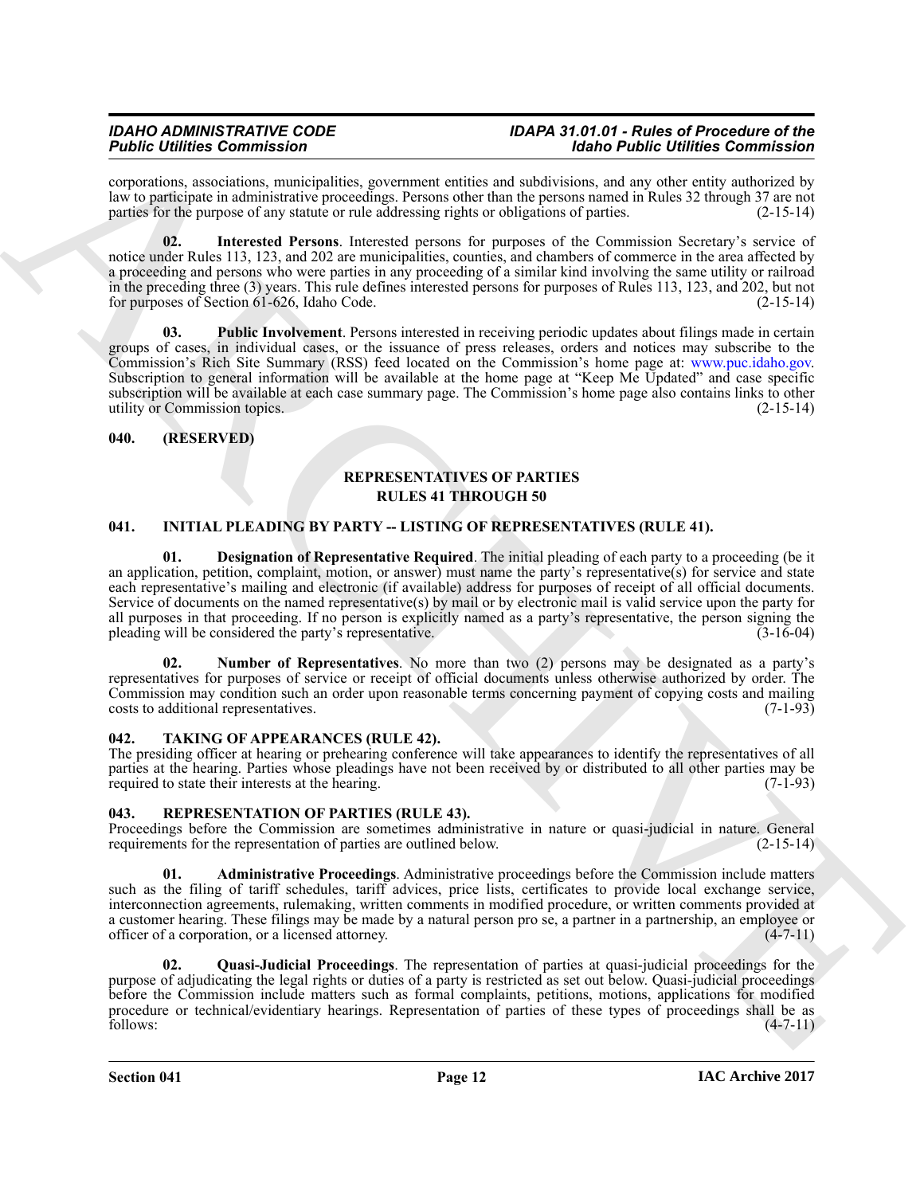corporations, associations, municipalities, government entities and subdivisions, and any other entity authorized by law to participate in administrative proceedings. Persons other than the persons named in Rules 32 through 37 are not parties for the purpose of any statute or rule addressing rights or obligations of parties. (2-15-14)

**02. Interested Persons**. Interested persons for purposes of the Commission Secretary's service of notice under Rules 113, 123, and 202 are municipalities, counties, and chambers of commerce in the area affected by a proceeding and persons who were parties in any proceeding of a similar kind involving the same utility or railroad in the preceding three (3) years. This rule defines interested persons for purposes of Rules 113, 123, and 202, but not for purposes of Section 61-626, Idaho Code. (2-15-14)

**03. Public Involvement**. Persons interested in receiving periodic updates about filings made in certain groups of cases, in individual cases, or the issuance of press releases, orders and notices may subscribe to the Commission's Rich Site Summary (RSS) feed located on the Commission's home page at: www.puc.idaho.gov. Subscription to general information will be available at the home page at "Keep Me Updated" and case specific subscription will be available at each case summary page. The Commission's home page also contains links to other utility or Commission topics. (2-15-14)

## 040. (RESERVED)

## REPRESENTATIVES OF PARTIES
## RULES 41 THROUGH 50

## 041. INITIAL PLEADING BY PARTY -- LISTING OF REPRESENTATIVES (RULE 41).

**01. Designation of Representative Required**. The initial pleading of each party to a proceeding (be it an application, petition, complaint, motion, or answer) must name the party's representative(s) for service and state each representative's mailing and electronic (if available) address for purposes of receipt of all official documents. Service of documents on the named representative(s) by mail or by electronic mail is valid service upon the party for all purposes in that proceeding. If no person is explicitly named as a party's representative, the person signing the pleading will be considered the party's representative. (3-16-04)

**02. Number of Representatives**. No more than two (2) persons may be designated as a party's representatives for purposes of service or receipt of official documents unless otherwise authorized by order. The Commission may condition such an order upon reasonable terms concerning payment of copying costs and mailing costs to additional representatives. (7-1-93)

## 042. TAKING OF APPEARANCES (RULE 42).

The presiding officer at hearing or prehearing conference will take appearances to identify the representatives of all parties at the hearing. Parties whose pleadings have not been received by or distributed to all other parties may be required to state their interests at the hearing. (7-1-93)

## 043. REPRESENTATION OF PARTIES (RULE 43).

Proceedings before the Commission are sometimes administrative in nature or quasi-judicial in nature. General requirements for the representation of parties are outlined below. (2-15-14)

**01. Administrative Proceedings**. Administrative proceedings before the Commission include matters such as the filing of tariff schedules, tariff advices, price lists, certificates to provide local exchange service, interconnection agreements, rulemaking, written comments in modified procedure, or written comments provided at a customer hearing. These filings may be made by a natural person pro se, a partner in a partnership, an employee or officer of a corporation, or a licensed attorney. (4-7-11)

**02. Quasi-Judicial Proceedings**. The representation of parties at quasi-judicial proceedings for the purpose of adjudicating the legal rights or duties of a party is restricted as set out below. Quasi-judicial proceedings before the Commission include matters such as formal complaints, petitions, motions, applications for modified procedure or technical/evidentiary hearings. Representation of parties of these types of proceedings shall be as follows: (4-7-11)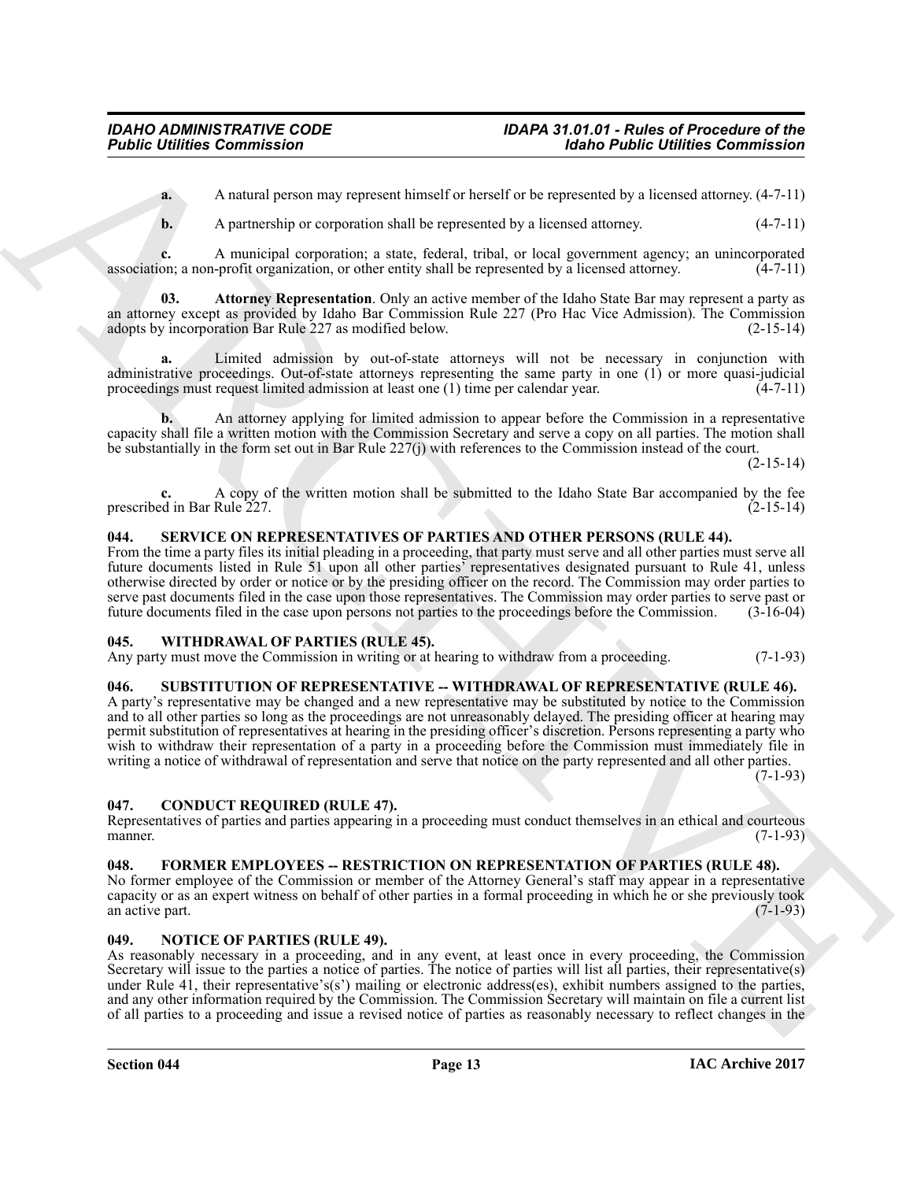**a.** A natural person may represent himself or herself or be represented by a licensed attorney. (4-7-11)

**b.** A partnership or corporation shall be represented by a licensed attorney. (4-7-11)

**c.** A municipal corporation; a state, federal, tribal, or local government agency; an unincorporated association; a non-profit organization, or other entity shall be represented by a licensed attorney. (4-7-11)

**03. Attorney Representation**. Only an active member of the Idaho State Bar may represent a party as an attorney except as provided by Idaho Bar Commission Rule 227 (Pro Hac Vice Admission). The Commission adopts by incorporation Bar Rule 227 as modified below. (2-15-14)

**a.** Limited admission by out-of-state attorneys will not be necessary in conjunction with administrative proceedings. Out-of-state attorneys representing the same party in one (1) or more quasi-judicial proceedings must request limited admission at least one (1) time per calendar year. (4-7-11)

**b.** An attorney applying for limited admission to appear before the Commission in a representative capacity shall file a written motion with the Commission Secretary and serve a copy on all parties. The motion shall be substantially in the form set out in Bar Rule 227(j) with references to the Commission instead of the court. (2-15-14)

**c.** A copy of the written motion shall be submitted to the Idaho State Bar accompanied by the fee prescribed in Bar Rule 227. (2-15-14)

### 044. SERVICE ON REPRESENTATIVES OF PARTIES AND OTHER PERSONS (RULE 44).

From the time a party files its initial pleading in a proceeding, that party must serve and all other parties must serve all future documents listed in Rule 51 upon all other parties' representatives designated pursuant to Rule 41, unless otherwise directed by order or notice or by the presiding officer on the record. The Commission may order parties to serve past documents filed in the case upon those representatives. The Commission may order parties to serve past or future documents filed in the case upon persons not parties to the proceedings before the Commission. (3-16-04)

### 045. WITHDRAWAL OF PARTIES (RULE 45).

Any party must move the Commission in writing or at hearing to withdraw from a proceeding. (7-1-93)

### 046. SUBSTITUTION OF REPRESENTATIVE -- WITHDRAWAL OF REPRESENTATIVE (RULE 46).

A party's representative may be changed and a new representative may be substituted by notice to the Commission and to all other parties so long as the proceedings are not unreasonably delayed. The presiding officer at hearing may permit substitution of representatives at hearing in the presiding officer's discretion. Persons representing a party who wish to withdraw their representation of a party in a proceeding before the Commission must immediately file in writing a notice of withdrawal of representation and serve that notice on the party represented and all other parties. (7-1-93)

### 047. CONDUCT REQUIRED (RULE 47).

Representatives of parties and parties appearing in a proceeding must conduct themselves in an ethical and courteous manner. (7-1-93)

### 048. FORMER EMPLOYEES -- RESTRICTION ON REPRESENTATION OF PARTIES (RULE 48).

No former employee of the Commission or member of the Attorney General's staff may appear in a representative capacity or as an expert witness on behalf of other parties in a formal proceeding in which he or she previously took an active part. (7-1-93)

### 049. NOTICE OF PARTIES (RULE 49).

As reasonably necessary in a proceeding, and in any event, at least once in every proceeding, the Commission Secretary will issue to the parties a notice of parties. The notice of parties will list all parties, their representative(s) under Rule 41, their representative's(s') mailing or electronic address(es), exhibit numbers assigned to the parties, and any other information required by the Commission. The Commission Secretary will maintain on file a current list of all parties to a proceeding and issue a revised notice of parties as reasonably necessary to reflect changes in the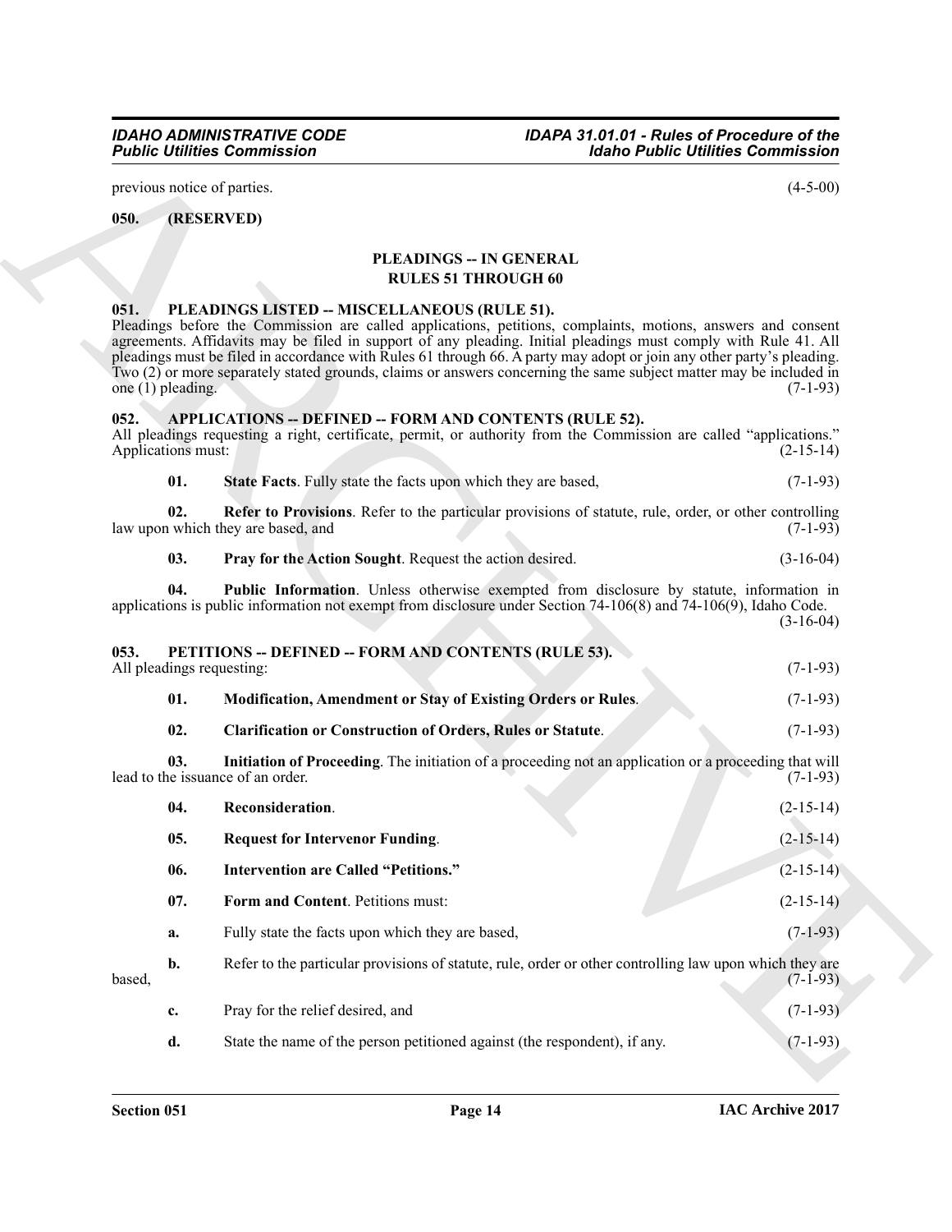previous notice of parties. (4-5-00)

### 050. (RESERVED)

## PLEADINGS -- IN GENERAL
## RULES 51 THROUGH 60

### 051. PLEADINGS LISTED -- MISCELLANEOUS (RULE 51).

Pleadings before the Commission are called applications, petitions, complaints, motions, answers and consent agreements. Affidavits may be filed in support of any pleading. Initial pleadings must comply with Rule 41. All pleadings must be filed in accordance with Rules 61 through 66. A party may adopt or join any other party's pleading. Two (2) or more separately stated grounds, claims or answers concerning the same subject matter may be included in one (1) pleading. (7-1-93)

### 052. APPLICATIONS -- DEFINED -- FORM AND CONTENTS (RULE 52).

All pleadings requesting a right, certificate, permit, or authority from the Commission are called "applications." Applications must: (2-15-14)

**01. State Facts**. Fully state the facts upon which they are based, (7-1-93)

**02. Refer to Provisions**. Refer to the particular provisions of statute, rule, order, or other controlling law upon which they are based, and (7-1-93)

**03. Pray for the Action Sought**. Request the action desired. (3-16-04)

**04. Public Information**. Unless otherwise exempted from disclosure by statute, information in applications is public information not exempt from disclosure under Section 74-106(8) and 74-106(9), Idaho Code. (3-16-04)

### 053. PETITIONS -- DEFINED -- FORM AND CONTENTS (RULE 53).

All pleadings requesting: (7-1-93)

**01. Modification, Amendment or Stay of Existing Orders or Rules**. (7-1-93)

**02. Clarification or Construction of Orders, Rules or Statute**. (7-1-93)

**03. Initiation of Proceeding**. The initiation of a proceeding not an application or a proceeding that will lead to the issuance of an order. (7-1-93)

**04. Reconsideration**. (2-15-14)

**05. Request for Intervenor Funding**. (2-15-14)

**06. Intervention are Called "Petitions."** (2-15-14)

**07. Form and Content**. Petitions must: (2-15-14)

**a.** Fully state the facts upon which they are based, (7-1-93)

**b.** Refer to the particular provisions of statute, rule, order or other controlling law upon which they are based, (7-1-93)

**c.** Pray for the relief desired, and (7-1-93)

**d.** State the name of the person petitioned against (the respondent), if any. (7-1-93)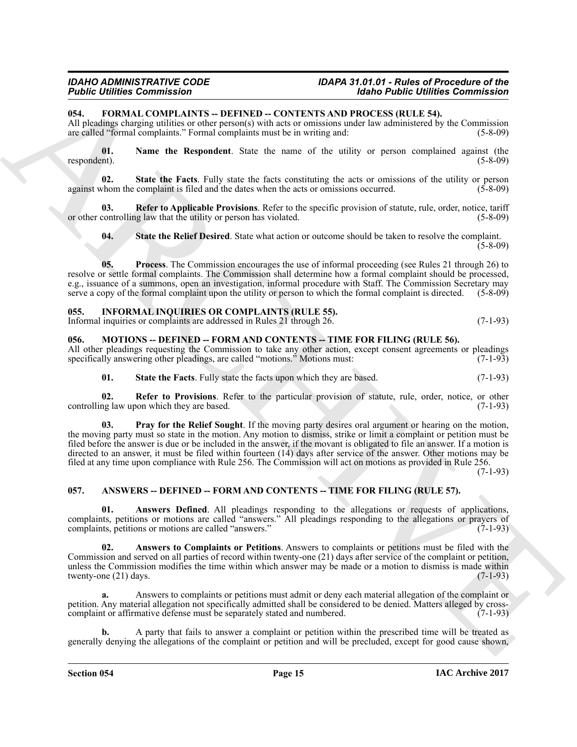### 054. FORMAL COMPLAINTS -- DEFINED -- CONTENTS AND PROCESS (RULE 54).

All pleadings charging utilities or other person(s) with acts or omissions under law administered by the Commission are called "formal complaints." Formal complaints must be in writing and: (5-8-09)

**01. Name the Respondent**. State the name of the utility or person complained against (the respondent). (5-8-09)

**02. State the Facts**. Fully state the facts constituting the acts or omissions of the utility or person against whom the complaint is filed and the dates when the acts or omissions occurred. (5-8-09)

**03. Refer to Applicable Provisions**. Refer to the specific provision of statute, rule, order, notice, tariff or other controlling law that the utility or person has violated. (5-8-09)

**04. State the Relief Desired**. State what action or outcome should be taken to resolve the complaint. (5-8-09)

**05. Process**. The Commission encourages the use of informal proceeding (see Rules 21 through 26) to resolve or settle formal complaints. The Commission shall determine how a formal complaint should be processed, e.g., issuance of a summons, open an investigation, informal procedure with Staff. The Commission Secretary may serve a copy of the formal complaint upon the utility or person to which the formal complaint is directed. (5-8-09)

### 055. INFORMAL INQUIRIES OR COMPLAINTS (RULE 55).

Informal inquiries or complaints are addressed in Rules 21 through 26. (7-1-93)

### 056. MOTIONS -- DEFINED -- FORM AND CONTENTS -- TIME FOR FILING (RULE 56).

All other pleadings requesting the Commission to take any other action, except consent agreements or pleadings specifically answering other pleadings, are called "motions." Motions must: (7-1-93)

**01. State the Facts**. Fully state the facts upon which they are based. (7-1-93)

**02. Refer to Provisions**. Refer to the particular provision of statute, rule, order, notice, or other controlling law upon which they are based. (7-1-93)

**03. Pray for the Relief Sought**. If the moving party desires oral argument or hearing on the motion, the moving party must so state in the motion. Any motion to dismiss, strike or limit a complaint or petition must be filed before the answer is due or be included in the answer, if the movant is obligated to file an answer. If a motion is directed to an answer, it must be filed within fourteen (14) days after service of the answer. Other motions may be filed at any time upon compliance with Rule 256. The Commission will act on motions as provided in Rule 256. (7-1-93)

### 057. ANSWERS -- DEFINED -- FORM AND CONTENTS -- TIME FOR FILING (RULE 57).

**01. Answers Defined**. All pleadings responding to the allegations or requests of applications, complaints, petitions or motions are called "answers." All pleadings responding to the allegations or prayers of complaints, petitions or motions are called "answers." (7-1-93)

**02. Answers to Complaints or Petitions**. Answers to complaints or petitions must be filed with the Commission and served on all parties of record within twenty-one (21) days after service of the complaint or petition, unless the Commission modifies the time within which answer may be made or a motion to dismiss is made within twenty-one (21) days. (7-1-93)

**a.** Answers to complaints or petitions must admit or deny each material allegation of the complaint or petition. Any material allegation not specifically admitted shall be considered to be denied. Matters alleged by cross-complaint or affirmative defense must be separately stated and numbered. (7-1-93)

**b.** A party that fails to answer a complaint or petition within the prescribed time will be treated as generally denying the allegations of the complaint or petition and will be precluded, except for good cause shown,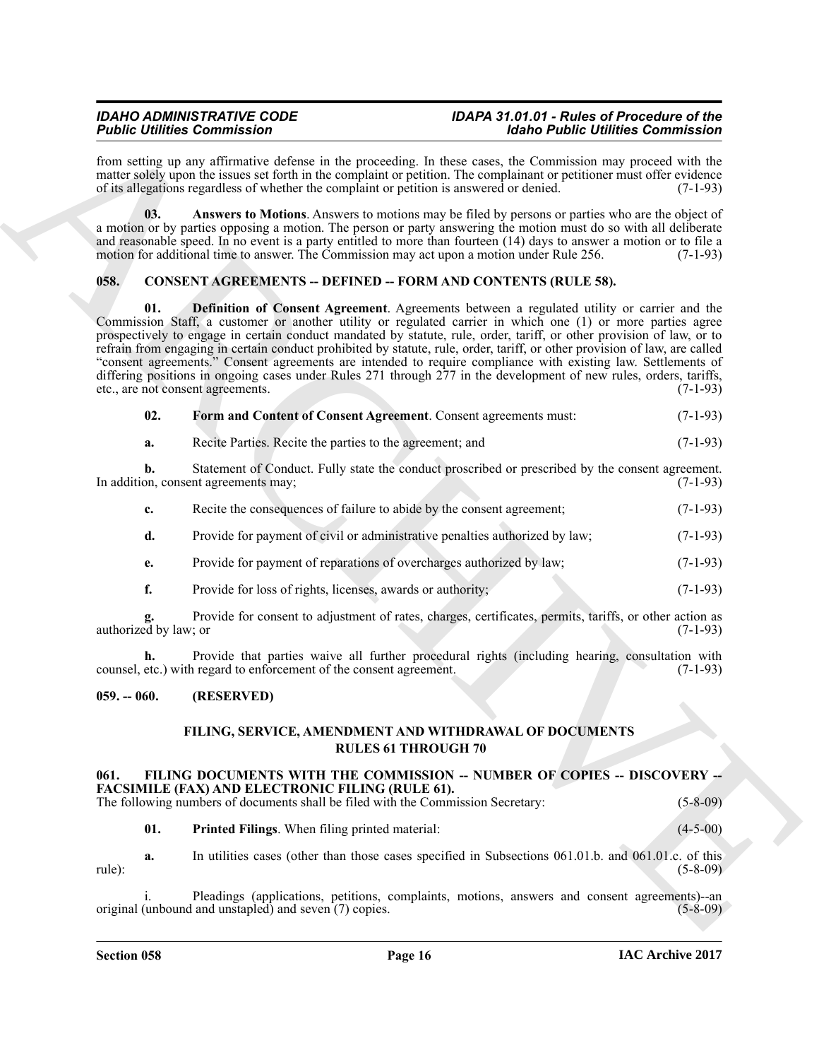from setting up any affirmative defense in the proceeding. In these cases, the Commission may proceed with the matter solely upon the issues set forth in the complaint or petition. The complainant or petitioner must offer evidence of its allegations regardless of whether the complaint or petition is answered or denied. (7-1-93)

**03. Answers to Motions**. Answers to motions may be filed by persons or parties who are the object of a motion or by parties opposing a motion. The person or party answering the motion must do so with all deliberate and reasonable speed. In no event is a party entitled to more than fourteen (14) days to answer a motion or to file a motion for additional time to answer. The Commission may act upon a motion under Rule 256. (7-1-93)

## 058. CONSENT AGREEMENTS -- DEFINED -- FORM AND CONTENTS (RULE 58).

**01. Definition of Consent Agreement**. Agreements between a regulated utility or carrier and the Commission Staff, a customer or another utility or regulated carrier in which one (1) or more parties agree prospectively to engage in certain conduct mandated by statute, rule, order, tariff, or other provision of law, or to refrain from engaging in certain conduct prohibited by statute, rule, order, tariff, or other provision of law, are called "consent agreements." Consent agreements are intended to require compliance with existing law. Settlements of differing positions in ongoing cases under Rules 271 through 277 in the development of new rules, orders, tariffs, etc., are not consent agreements. (7-1-93)

**02. Form and Content of Consent Agreement**. Consent agreements must: (7-1-93)

**a.** Recite Parties. Recite the parties to the agreement; and (7-1-93)

**b.** Statement of Conduct. Fully state the conduct proscribed or prescribed by the consent agreement. In addition, consent agreements may; (7-1-93)

**c.** Recite the consequences of failure to abide by the consent agreement; (7-1-93)

**d.** Provide for payment of civil or administrative penalties authorized by law; (7-1-93)

**e.** Provide for payment of reparations of overcharges authorized by law; (7-1-93)

**f.** Provide for loss of rights, licenses, awards or authority; (7-1-93)

**g.** Provide for consent to adjustment of rates, charges, certificates, permits, tariffs, or other action as authorized by law; or (7-1-93)

**h.** Provide that parties waive all further procedural rights (including hearing, consultation with counsel, etc.) with regard to enforcement of the consent agreement. (7-1-93)

## 059. -- 060. (RESERVED)

## FILING, SERVICE, AMENDMENT AND WITHDRAWAL OF DOCUMENTS RULES 61 THROUGH 70

## 061. FILING DOCUMENTS WITH THE COMMISSION -- NUMBER OF COPIES -- DISCOVERY -- FACSIMILE (FAX) AND ELECTRONIC FILING (RULE 61).

The following numbers of documents shall be filed with the Commission Secretary: (5-8-09)

**01. Printed Filings**. When filing printed material: (4-5-00)

**a.** In utilities cases (other than those cases specified in Subsections 061.01.b. and 061.01.c. of this rule): (5-8-09)

i. Pleadings (applications, petitions, complaints, motions, answers and consent agreements)--an original (unbound and unstapled) and seven (7) copies. (5-8-09)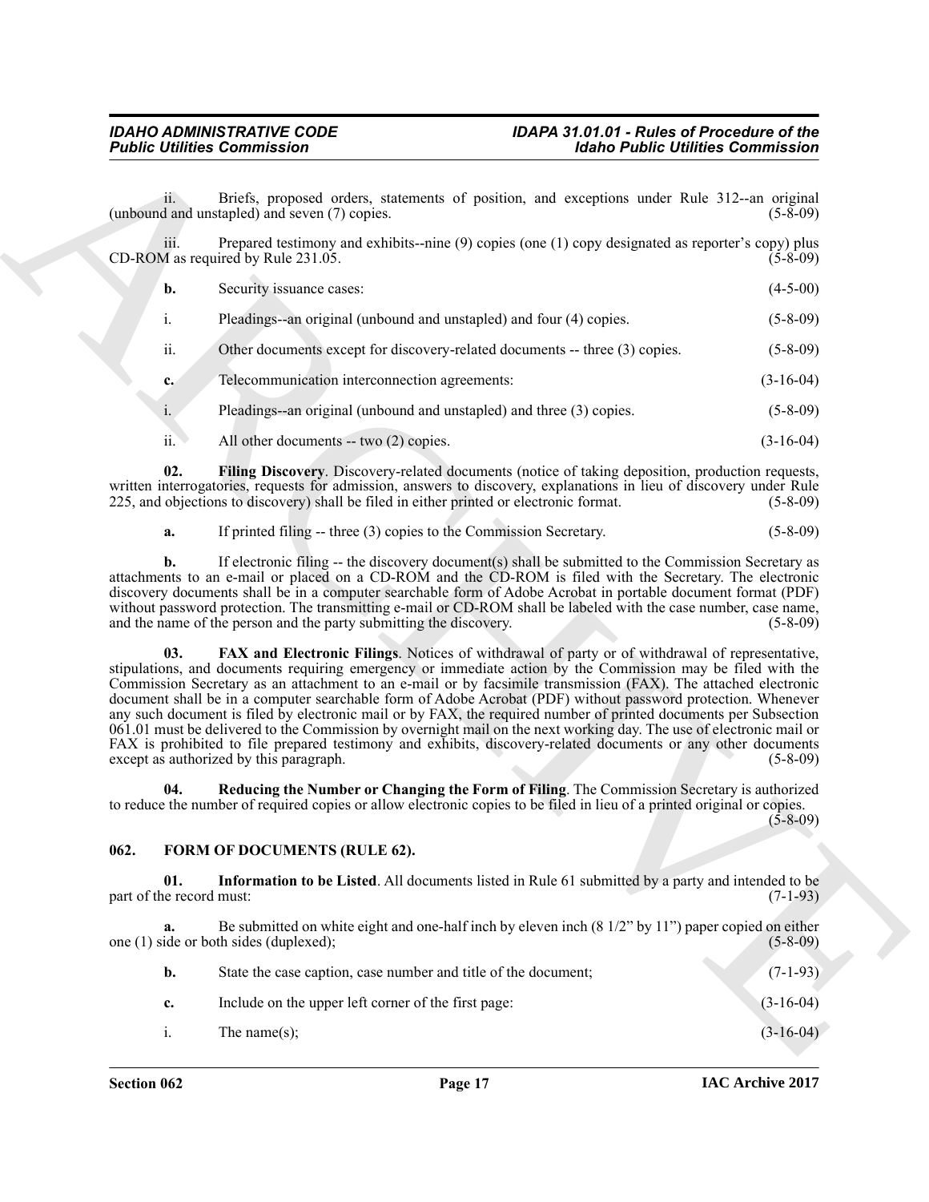ii. Briefs, proposed orders, statements of position, and exceptions under Rule 312--an original (unbound and unstapled) and seven (7) copies. (5-8-09)

iii. Prepared testimony and exhibits--nine (9) copies (one (1) copy designated as reporter's copy) plus CD-ROM as required by Rule 231.05. (5-8-09)

**b.** Security issuance cases: (4-5-00)

i. Pleadings--an original (unbound and unstapled) and four (4) copies. (5-8-09)

ii. Other documents except for discovery-related documents -- three (3) copies. (5-8-09)

**c.** Telecommunication interconnection agreements: (3-16-04)

i. Pleadings--an original (unbound and unstapled) and three (3) copies. (5-8-09)

ii. All other documents -- two (2) copies. (3-16-04)

**02. Filing Discovery**. Discovery-related documents (notice of taking deposition, production requests, written interrogatories, requests for admission, answers to discovery, explanations in lieu of discovery under Rule 225, and objections to discovery) shall be filed in either printed or electronic format. (5-8-09)

**a.** If printed filing -- three (3) copies to the Commission Secretary. (5-8-09)

**b.** If electronic filing -- the discovery document(s) shall be submitted to the Commission Secretary as attachments to an e-mail or placed on a CD-ROM and the CD-ROM is filed with the Secretary. The electronic discovery documents shall be in a computer searchable form of Adobe Acrobat in portable document format (PDF) without password protection. The transmitting e-mail or CD-ROM shall be labeled with the case number, case name, and the name of the person and the party submitting the discovery. (5-8-09)

**03. FAX and Electronic Filings**. Notices of withdrawal of party or of withdrawal of representative, stipulations, and documents requiring emergency or immediate action by the Commission may be filed with the Commission Secretary as an attachment to an e-mail or by facsimile transmission (FAX). The attached electronic document shall be in a computer searchable form of Adobe Acrobat (PDF) without password protection. Whenever any such document is filed by electronic mail or by FAX, the required number of printed documents per Subsection 061.01 must be delivered to the Commission by overnight mail on the next working day. The use of electronic mail or FAX is prohibited to file prepared testimony and exhibits, discovery-related documents or any other documents except as authorized by this paragraph. (5-8-09)

**04. Reducing the Number or Changing the Form of Filing**. The Commission Secretary is authorized to reduce the number of required copies or allow electronic copies to be filed in lieu of a printed original or copies. (5-8-09)

## 062. FORM OF DOCUMENTS (RULE 62).

**01. Information to be Listed**. All documents listed in Rule 61 submitted by a party and intended to be part of the record must: (7-1-93)

**a.** Be submitted on white eight and one-half inch by eleven inch (8 1/2" by 11") paper copied on either one (1) side or both sides (duplexed); (5-8-09)

**b.** State the case caption, case number and title of the document; (7-1-93)

**c.** Include on the upper left corner of the first page: (3-16-04)

i. The name(s); (3-16-04)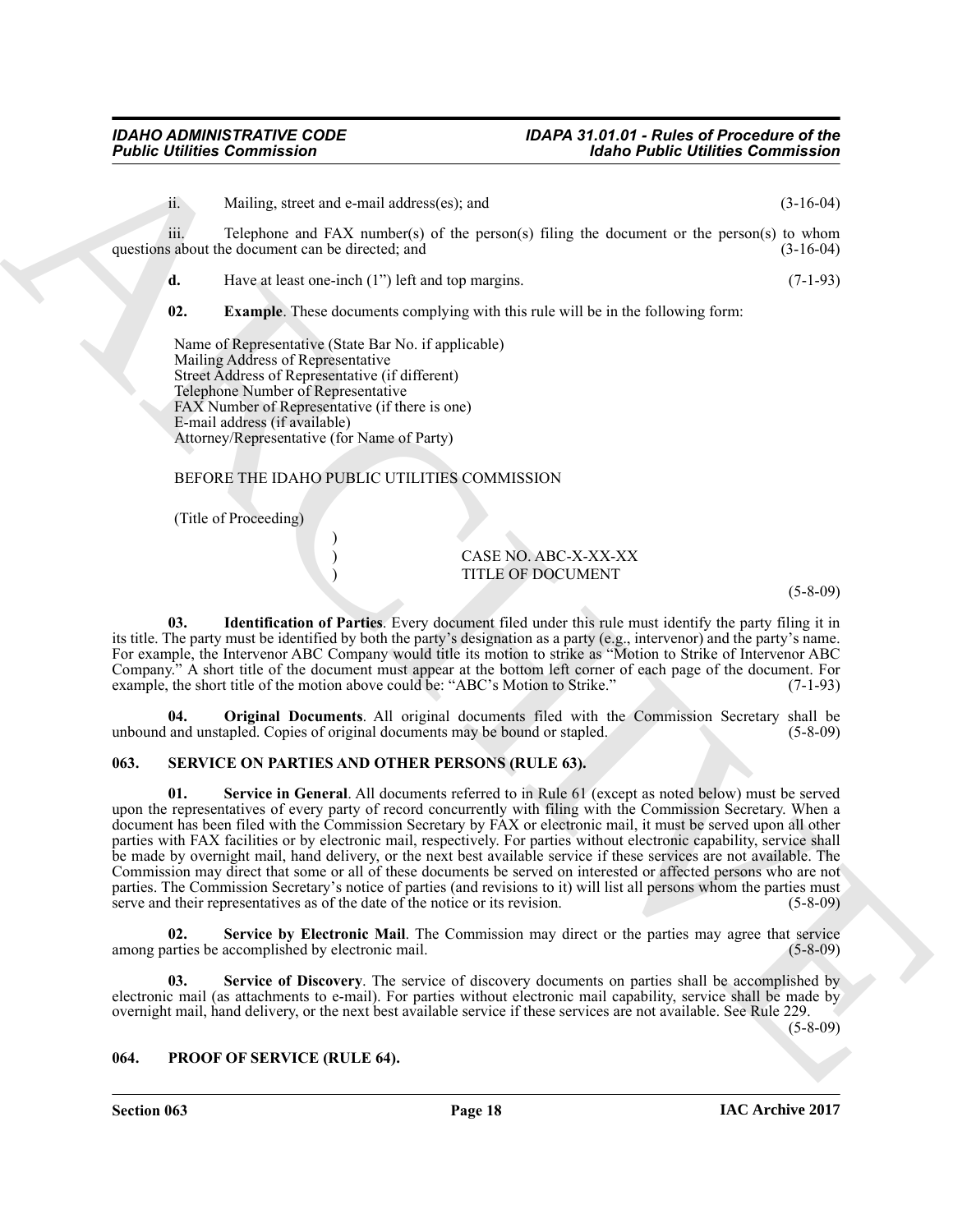ii. Mailing, street and e-mail address(es); and (3-16-04)

iii. Telephone and FAX number(s) of the person(s) filing the document or the person(s) to whom questions about the document can be directed; and (3-16-04)

**d.** Have at least one-inch (1") left and top margins. (7-1-93)

**02. Example**. These documents complying with this rule will be in the following form:

Name of Representative (State Bar No. if applicable)
Mailing Address of Representative
Street Address of Representative (if different)
Telephone Number of Representative
FAX Number of Representative (if there is one)
E-mail address (if available)
Attorney/Representative (for Name of Party)

BEFORE THE IDAHO PUBLIC UTILITIES COMMISSION

(Title of Proceeding)

```
                    )
                    )        CASE NO. ABC-X-XX-XX
                    )        TITLE OF DOCUMENT
```

(5-8-09)

**03. Identification of Parties**. Every document filed under this rule must identify the party filing it in its title. The party must be identified by both the party's designation as a party (e.g., intervenor) and the party's name. For example, the Intervenor ABC Company would title its motion to strike as "Motion to Strike of Intervenor ABC Company." A short title of the document must appear at the bottom left corner of each page of the document. For example, the short title of the motion above could be: "ABC's Motion to Strike." (7-1-93)

**04. Original Documents**. All original documents filed with the Commission Secretary shall be unbound and unstapled. Copies of original documents may be bound or stapled. (5-8-09)

## 063. SERVICE ON PARTIES AND OTHER PERSONS (RULE 63).

**01. Service in General**. All documents referred to in Rule 61 (except as noted below) must be served upon the representatives of every party of record concurrently with filing with the Commission Secretary. When a document has been filed with the Commission Secretary by FAX or electronic mail, it must be served upon all other parties with FAX facilities or by electronic mail, respectively. For parties without electronic capability, service shall be made by overnight mail, hand delivery, or the next best available service if these services are not available. The Commission may direct that some or all of these documents be served on interested or affected persons who are not parties. The Commission Secretary's notice of parties (and revisions to it) will list all persons whom the parties must serve and their representatives as of the date of the notice or its revision. (5-8-09)

**02. Service by Electronic Mail**. The Commission may direct or the parties may agree that service among parties be accomplished by electronic mail. (5-8-09)

**03. Service of Discovery**. The service of discovery documents on parties shall be accomplished by electronic mail (as attachments to e-mail). For parties without electronic mail capability, service shall be made by overnight mail, hand delivery, or the next best available service if these services are not available. See Rule 229. (5-8-09)

## 064. PROOF OF SERVICE (RULE 64).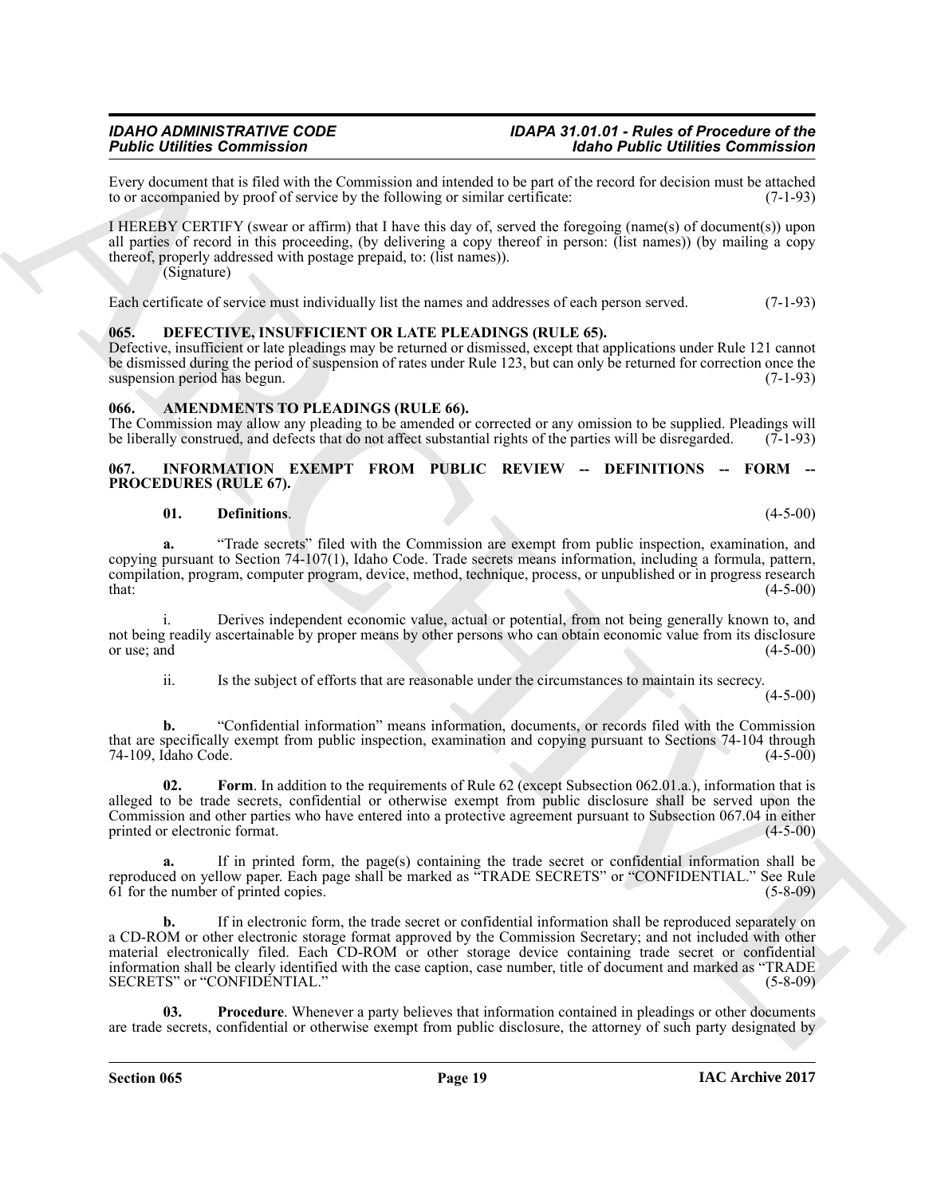Every document that is filed with the Commission and intended to be part of the record for decision must be attached to or accompanied by proof of service by the following or similar certificate: (7-1-93)

I HEREBY CERTIFY (swear or affirm) that I have this day of, served the foregoing (name(s) of document(s)) upon all parties of record in this proceeding, (by delivering a copy thereof in person: (list names)) (by mailing a copy thereof, properly addressed with postage prepaid, to: (list names)).

(Signature)

Each certificate of service must individually list the names and addresses of each person served. (7-1-93)

### 065. DEFECTIVE, INSUFFICIENT OR LATE PLEADINGS (RULE 65).

Defective, insufficient or late pleadings may be returned or dismissed, except that applications under Rule 121 cannot be dismissed during the period of suspension of rates under Rule 123, but can only be returned for correction once the suspension period has begun. (7-1-93)

### 066. AMENDMENTS TO PLEADINGS (RULE 66).

The Commission may allow any pleading to be amended or corrected or any omission to be supplied. Pleadings will be liberally construed, and defects that do not affect substantial rights of the parties will be disregarded. (7-1-93)

### 067. INFORMATION EXEMPT FROM PUBLIC REVIEW -- DEFINITIONS -- FORM -- PROCEDURES (RULE 67).

**01. Definitions**. (4-5-00)

**a.** "Trade secrets" filed with the Commission are exempt from public inspection, examination, and copying pursuant to Section 74-107(1), Idaho Code. Trade secrets means information, including a formula, pattern, compilation, program, computer program, device, method, technique, process, or unpublished or in progress research that: (4-5-00)

i. Derives independent economic value, actual or potential, from not being generally known to, and not being readily ascertainable by proper means by other persons who can obtain economic value from its disclosure or use; and (4-5-00)

ii. Is the subject of efforts that are reasonable under the circumstances to maintain its secrecy. (4-5-00)

**b.** "Confidential information" means information, documents, or records filed with the Commission that are specifically exempt from public inspection, examination and copying pursuant to Sections 74-104 through 74-109, Idaho Code. (4-5-00)

**02. Form**. In addition to the requirements of Rule 62 (except Subsection 062.01.a.), information that is alleged to be trade secrets, confidential or otherwise exempt from public disclosure shall be served upon the Commission and other parties who have entered into a protective agreement pursuant to Subsection 067.04 in either printed or electronic format. (4-5-00)

**a.** If in printed form, the page(s) containing the trade secret or confidential information shall be reproduced on yellow paper. Each page shall be marked as "TRADE SECRETS" or "CONFIDENTIAL." See Rule 61 for the number of printed copies. (5-8-09)

**b.** If in electronic form, the trade secret or confidential information shall be reproduced separately on a CD-ROM or other electronic storage format approved by the Commission Secretary; and not included with other material electronically filed. Each CD-ROM or other storage device containing trade secret or confidential information shall be clearly identified with the case caption, case number, title of document and marked as "TRADE SECRETS" or "CONFIDENTIAL." (5-8-09)

**03. Procedure**. Whenever a party believes that information contained in pleadings or other documents are trade secrets, confidential or otherwise exempt from public disclosure, the attorney of such party designated by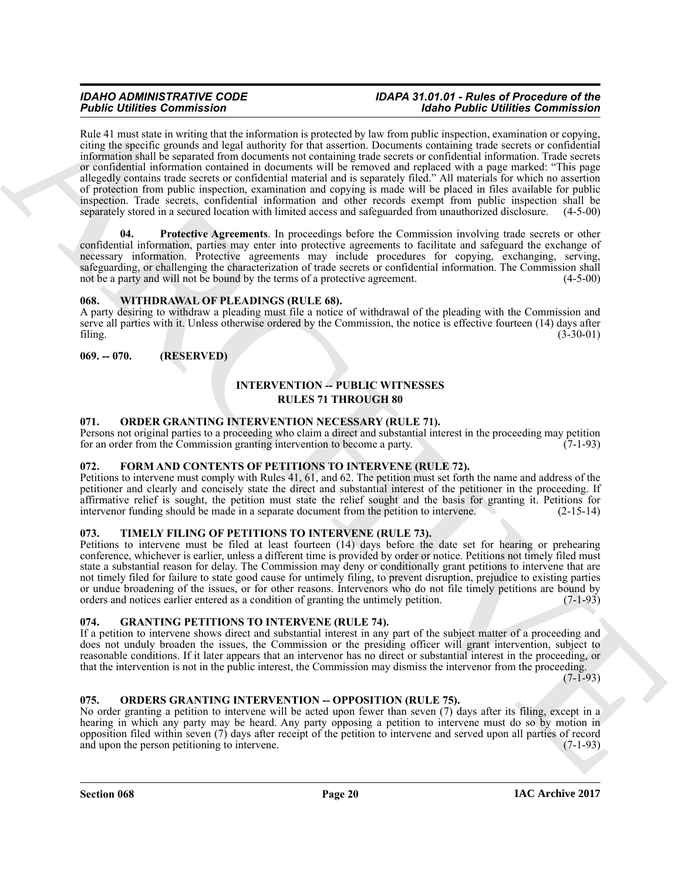Rule 41 must state in writing that the information is protected by law from public inspection, examination or copying, citing the specific grounds and legal authority for that assertion. Documents containing trade secrets or confidential information shall be separated from documents not containing trade secrets or confidential information. Trade secrets or confidential information contained in documents will be removed and replaced with a page marked: "This page allegedly contains trade secrets or confidential material and is separately filed." All materials for which no assertion of protection from public inspection, examination and copying is made will be placed in files available for public inspection. Trade secrets, confidential information and other records exempt from public inspection shall be separately stored in a secured location with limited access and safeguarded from unauthorized disclosure. (4-5-00)

**04. Protective Agreements**. In proceedings before the Commission involving trade secrets or other confidential information, parties may enter into protective agreements to facilitate and safeguard the exchange of necessary information. Protective agreements may include procedures for copying, exchanging, serving, safeguarding, or challenging the characterization of trade secrets or confidential information. The Commission shall not be a party and will not be bound by the terms of a protective agreement. (4-5-00)

### 068. WITHDRAWAL OF PLEADINGS (RULE 68).

A party desiring to withdraw a pleading must file a notice of withdrawal of the pleading with the Commission and serve all parties with it. Unless otherwise ordered by the Commission, the notice is effective fourteen (14) days after filing. (3-30-01)

### 069. -- 070. (RESERVED)

## INTERVENTION -- PUBLIC WITNESSES
## RULES 71 THROUGH 80

### 071. ORDER GRANTING INTERVENTION NECESSARY (RULE 71).

Persons not original parties to a proceeding who claim a direct and substantial interest in the proceeding may petition for an order from the Commission granting intervention to become a party. (7-1-93)

### 072. FORM AND CONTENTS OF PETITIONS TO INTERVENE (RULE 72).

Petitions to intervene must comply with Rules 41, 61, and 62. The petition must set forth the name and address of the petitioner and clearly and concisely state the direct and substantial interest of the petitioner in the proceeding. If affirmative relief is sought, the petition must state the relief sought and the basis for granting it. Petitions for intervenor funding should be made in a separate document from the petition to intervene. (2-15-14)

### 073. TIMELY FILING OF PETITIONS TO INTERVENE (RULE 73).

Petitions to intervene must be filed at least fourteen (14) days before the date set for hearing or prehearing conference, whichever is earlier, unless a different time is provided by order or notice. Petitions not timely filed must state a substantial reason for delay. The Commission may deny or conditionally grant petitions to intervene that are not timely filed for failure to state good cause for untimely filing, to prevent disruption, prejudice to existing parties or undue broadening of the issues, or for other reasons. Intervenors who do not file timely petitions are bound by orders and notices earlier entered as a condition of granting the untimely petition. (7-1-93)

### 074. GRANTING PETITIONS TO INTERVENE (RULE 74).

If a petition to intervene shows direct and substantial interest in any part of the subject matter of a proceeding and does not unduly broaden the issues, the Commission or the presiding officer will grant intervention, subject to reasonable conditions. If it later appears that an intervenor has no direct or substantial interest in the proceeding, or that the intervention is not in the public interest, the Commission may dismiss the intervenor from the proceeding. (7-1-93)

### 075. ORDERS GRANTING INTERVENTION -- OPPOSITION (RULE 75).

No order granting a petition to intervene will be acted upon fewer than seven (7) days after its filing, except in a hearing in which any party may be heard. Any party opposing a petition to intervene must do so by motion in opposition filed within seven (7) days after receipt of the petition to intervene and served upon all parties of record and upon the person petitioning to intervene. (7-1-93)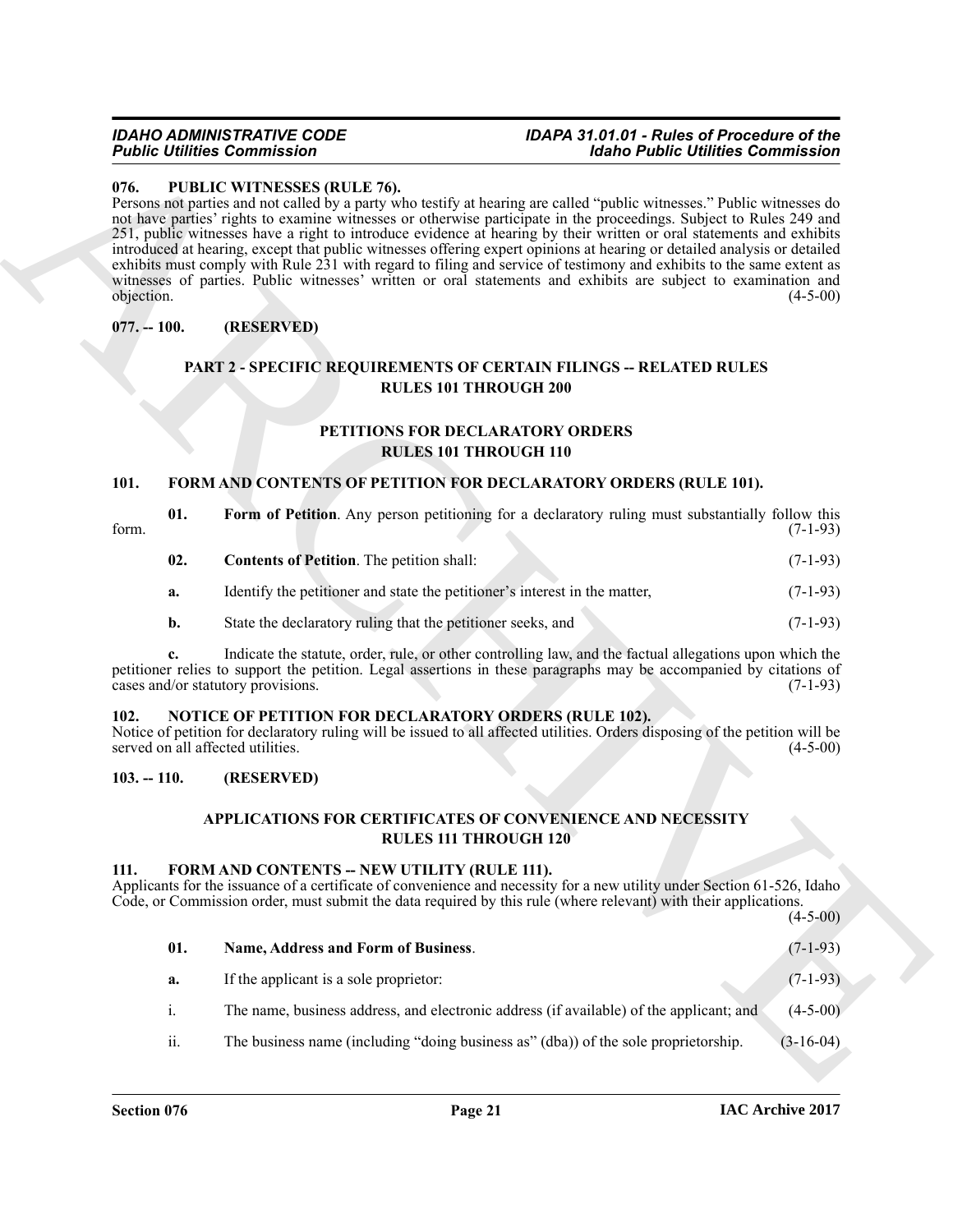### 076. PUBLIC WITNESSES (RULE 76).

Persons not parties and not called by a party who testify at hearing are called "public witnesses." Public witnesses do not have parties' rights to examine witnesses or otherwise participate in the proceedings. Subject to Rules 249 and 251, public witnesses have a right to introduce evidence at hearing by their written or oral statements and exhibits introduced at hearing, except that public witnesses offering expert opinions at hearing or detailed analysis or detailed exhibits must comply with Rule 231 with regard to filing and service of testimony and exhibits to the same extent as witnesses of parties. Public witnesses' written or oral statements and exhibits are subject to examination and objection. (4-5-00)

### 077. -- 100. (RESERVED)

## PART 2 - SPECIFIC REQUIREMENTS OF CERTAIN FILINGS -- RELATED RULES RULES 101 THROUGH 200

## PETITIONS FOR DECLARATORY ORDERS RULES 101 THROUGH 110

### 101. FORM AND CONTENTS OF PETITION FOR DECLARATORY ORDERS (RULE 101).

**01. Form of Petition**. Any person petitioning for a declaratory ruling must substantially follow this form. (7-1-93)

**02. Contents of Petition**. The petition shall: (7-1-93)

**a.** Identify the petitioner and state the petitioner's interest in the matter, (7-1-93)

**b.** State the declaratory ruling that the petitioner seeks, and (7-1-93)

**c.** Indicate the statute, order, rule, or other controlling law, and the factual allegations upon which the petitioner relies to support the petition. Legal assertions in these paragraphs may be accompanied by citations of cases and/or statutory provisions. (7-1-93)

### 102. NOTICE OF PETITION FOR DECLARATORY ORDERS (RULE 102).

Notice of petition for declaratory ruling will be issued to all affected utilities. Orders disposing of the petition will be served on all affected utilities. (4-5-00)

### 103. -- 110. (RESERVED)

## APPLICATIONS FOR CERTIFICATES OF CONVENIENCE AND NECESSITY RULES 111 THROUGH 120

### 111. FORM AND CONTENTS -- NEW UTILITY (RULE 111).

Applicants for the issuance of a certificate of convenience and necessity for a new utility under Section 61-526, Idaho Code, or Commission order, must submit the data required by this rule (where relevant) with their applications. (4-5-00)

**01. Name, Address and Form of Business**. (7-1-93)

**a.** If the applicant is a sole proprietor: (7-1-93)

i. The name, business address, and electronic address (if available) of the applicant; and (4-5-00)

ii. The business name (including "doing business as" (dba)) of the sole proprietorship. (3-16-04)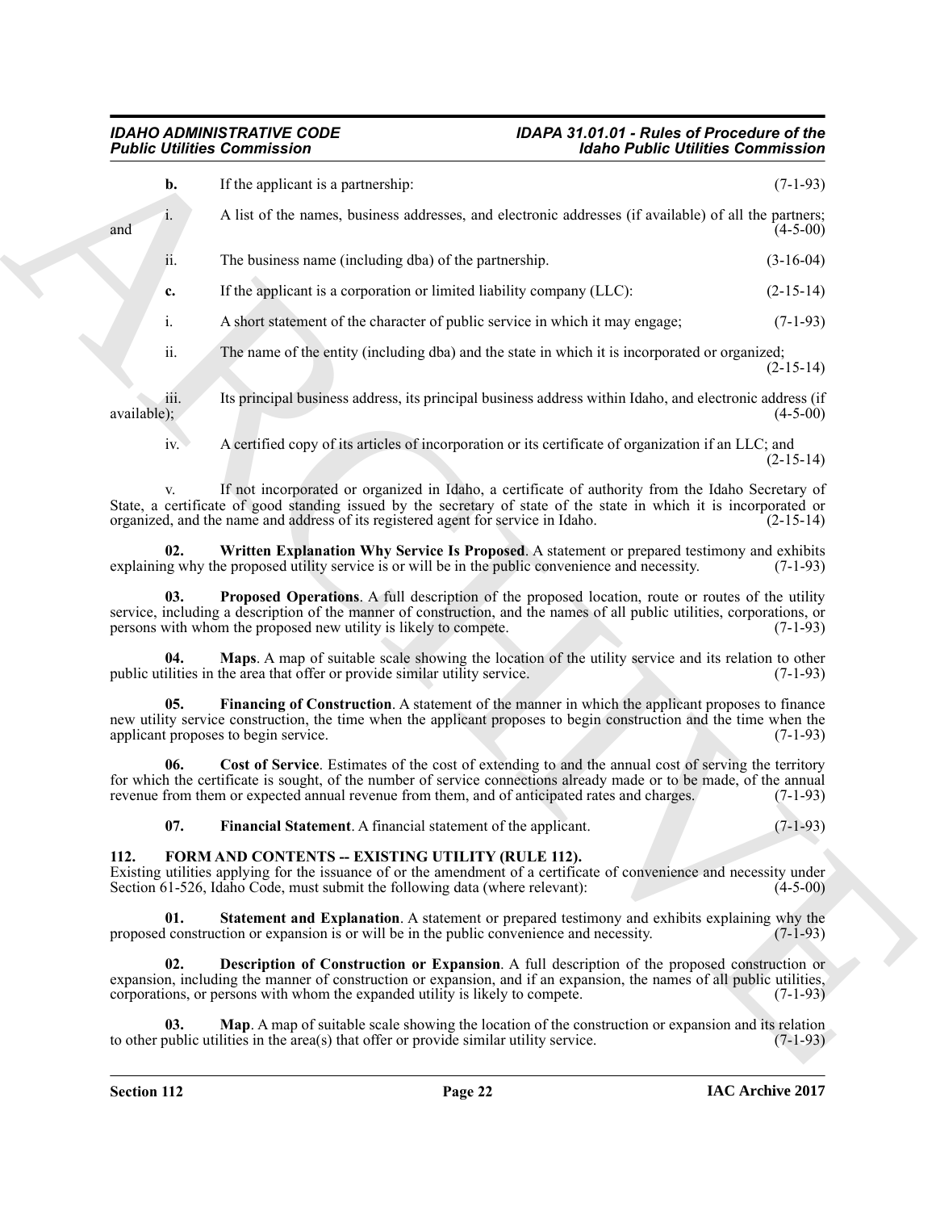**b.** If the applicant is a partnership: (7-1-93)

i. A list of the names, business addresses, and electronic addresses (if available) of all the partners; and (4-5-00)

ii. The business name (including dba) of the partnership. (3-16-04)

**c.** If the applicant is a corporation or limited liability company (LLC): (2-15-14)

i. A short statement of the character of public service in which it may engage; (7-1-93)

ii. The name of the entity (including dba) and the state in which it is incorporated or organized; (2-15-14)

iii. Its principal business address, its principal business address within Idaho, and electronic address (if available); (4-5-00)

iv. A certified copy of its articles of incorporation or its certificate of organization if an LLC; and (2-15-14)

v. If not incorporated or organized in Idaho, a certificate of authority from the Idaho Secretary of State, a certificate of good standing issued by the secretary of state of the state in which it is incorporated or organized, and the name and address of its registered agent for service in Idaho. (2-15-14)

**02. Written Explanation Why Service Is Proposed**. A statement or prepared testimony and exhibits explaining why the proposed utility service is or will be in the public convenience and necessity. (7-1-93)

**03. Proposed Operations**. A full description of the proposed location, route or routes of the utility service, including a description of the manner of construction, and the names of all public utilities, corporations, or persons with whom the proposed new utility is likely to compete. (7-1-93)

**04. Maps**. A map of suitable scale showing the location of the utility service and its relation to other public utilities in the area that offer or provide similar utility service. (7-1-93)

**05. Financing of Construction**. A statement of the manner in which the applicant proposes to finance new utility service construction, the time when the applicant proposes to begin construction and the time when the applicant proposes to begin service. (7-1-93)

**06. Cost of Service**. Estimates of the cost of extending to and the annual cost of serving the territory for which the certificate is sought, of the number of service connections already made or to be made, of the annual revenue from them or expected annual revenue from them, and of anticipated rates and charges. (7-1-93)

**07. Financial Statement**. A financial statement of the applicant. (7-1-93)

## 112. FORM AND CONTENTS -- EXISTING UTILITY (RULE 112).

Existing utilities applying for the issuance of or the amendment of a certificate of convenience and necessity under Section 61-526, Idaho Code, must submit the following data (where relevant): (4-5-00)

**01. Statement and Explanation**. A statement or prepared testimony and exhibits explaining why the proposed construction or expansion is or will be in the public convenience and necessity. (7-1-93)

**02. Description of Construction or Expansion**. A full description of the proposed construction or expansion, including the manner of construction or expansion, and if an expansion, the names of all public utilities, corporations, or persons with whom the expanded utility is likely to compete. (7-1-93)

**03. Map**. A map of suitable scale showing the location of the construction or expansion and its relation to other public utilities in the area(s) that offer or provide similar utility service. (7-1-93)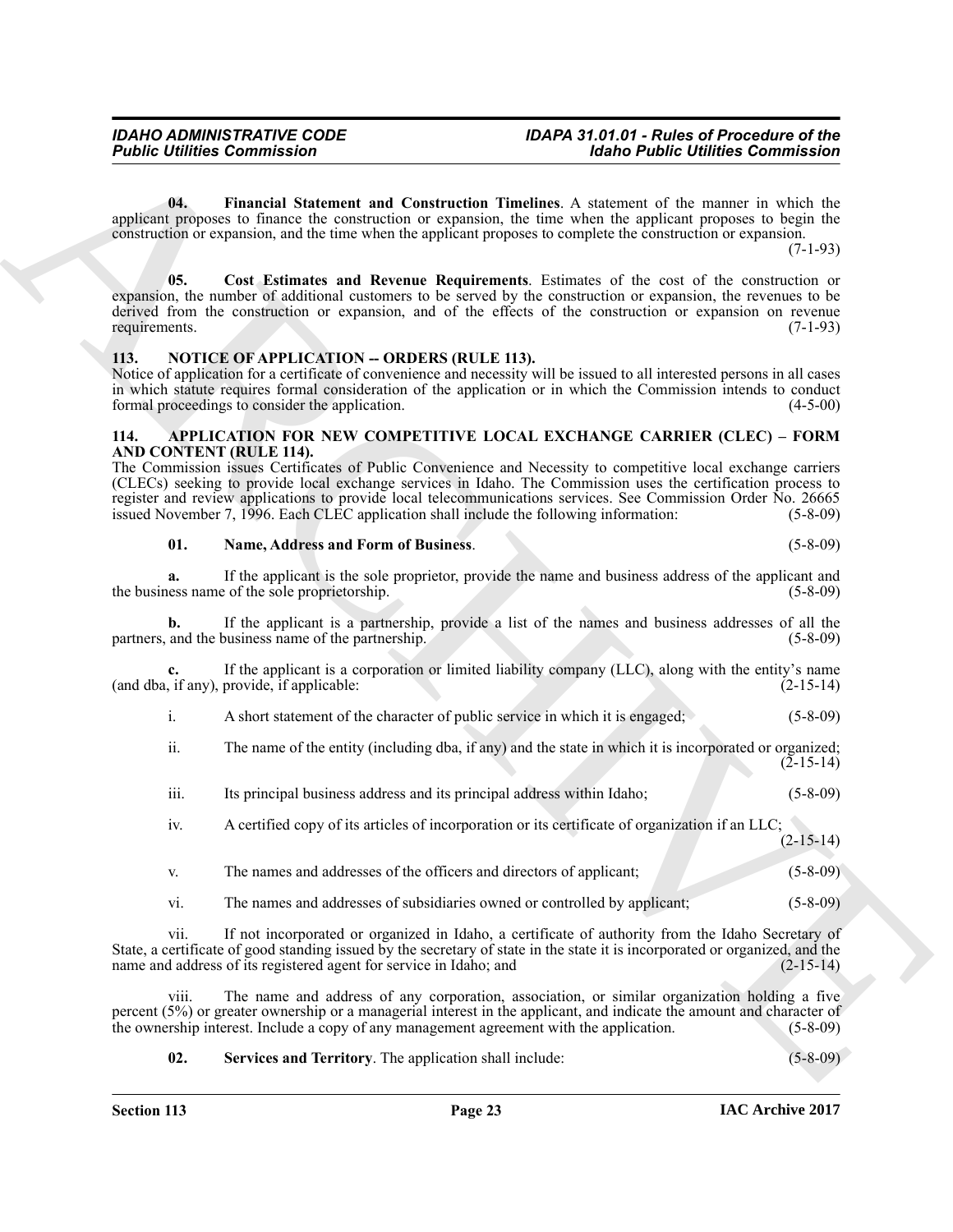**04. Financial Statement and Construction Timelines**. A statement of the manner in which the applicant proposes to finance the construction or expansion, the time when the applicant proposes to begin the construction or expansion, and the time when the applicant proposes to complete the construction or expansion. (7-1-93)

**05. Cost Estimates and Revenue Requirements**. Estimates of the cost of the construction or expansion, the number of additional customers to be served by the construction or expansion, the revenues to be derived from the construction or expansion, and of the effects of the construction or expansion on revenue requirements. (7-1-93)

## 113. NOTICE OF APPLICATION -- ORDERS (RULE 113).

Notice of application for a certificate of convenience and necessity will be issued to all interested persons in all cases in which statute requires formal consideration of the application or in which the Commission intends to conduct formal proceedings to consider the application. (4-5-00)

## 114. APPLICATION FOR NEW COMPETITIVE LOCAL EXCHANGE CARRIER (CLEC) – FORM AND CONTENT (RULE 114).

The Commission issues Certificates of Public Convenience and Necessity to competitive local exchange carriers (CLECs) seeking to provide local exchange services in Idaho. The Commission uses the certification process to register and review applications to provide local telecommunications services. See Commission Order No. 26665 issued November 7, 1996. Each CLEC application shall include the following information: (5-8-09)

**01. Name, Address and Form of Business**. (5-8-09)

**a.** If the applicant is the sole proprietor, provide the name and business address of the applicant and the business name of the sole proprietorship. (5-8-09)

**b.** If the applicant is a partnership, provide a list of the names and business addresses of all the partners, and the business name of the partnership. (5-8-09)

**c.** If the applicant is a corporation or limited liability company (LLC), along with the entity's name (and dba, if any), provide, if applicable: (2-15-14)

i. A short statement of the character of public service in which it is engaged; (5-8-09)

ii. The name of the entity (including dba, if any) and the state in which it is incorporated or organized; (2-15-14)

iii. Its principal business address and its principal address within Idaho; (5-8-09)

iv. A certified copy of its articles of incorporation or its certificate of organization if an LLC; (2-15-14)

v. The names and addresses of the officers and directors of applicant; (5-8-09)

vi. The names and addresses of subsidiaries owned or controlled by applicant; (5-8-09)

vii. If not incorporated or organized in Idaho, a certificate of authority from the Idaho Secretary of State, a certificate of good standing issued by the secretary of state in the state it is incorporated or organized, and the name and address of its registered agent for service in Idaho; and (2-15-14)

viii. The name and address of any corporation, association, or similar organization holding a five percent (5%) or greater ownership or a managerial interest in the applicant, and indicate the amount and character of the ownership interest. Include a copy of any management agreement with the application. (5-8-09)

**02. Services and Territory**. The application shall include: (5-8-09)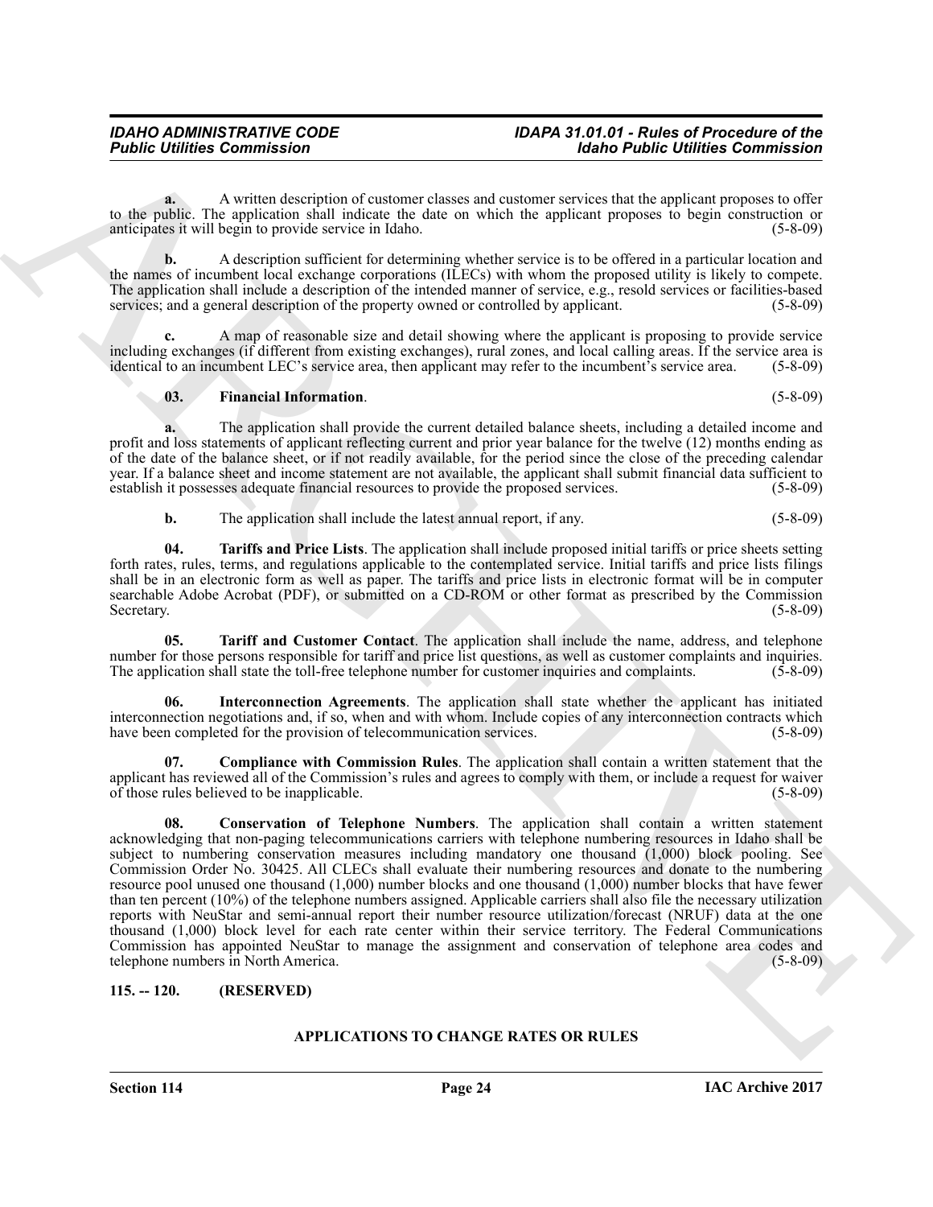**a.** A written description of customer classes and customer services that the applicant proposes to offer to the public. The application shall indicate the date on which the applicant proposes to begin construction or anticipates it will begin to provide service in Idaho. (5-8-09)

**b.** A description sufficient for determining whether service is to be offered in a particular location and the names of incumbent local exchange corporations (ILECs) with whom the proposed utility is likely to compete. The application shall include a description of the intended manner of service, e.g., resold services or facilities-based services; and a general description of the property owned or controlled by applicant. (5-8-09)

**c.** A map of reasonable size and detail showing where the applicant is proposing to provide service including exchanges (if different from existing exchanges), rural zones, and local calling areas. If the service area is identical to an incumbent LEC's service area, then applicant may refer to the incumbent's service area. (5-8-09)

**03. Financial Information**. (5-8-09)

**a.** The application shall provide the current detailed balance sheets, including a detailed income and profit and loss statements of applicant reflecting current and prior year balance for the twelve (12) months ending as of the date of the balance sheet, or if not readily available, for the period since the close of the preceding calendar year. If a balance sheet and income statement are not available, the applicant shall submit financial data sufficient to establish it possesses adequate financial resources to provide the proposed services. (5-8-09)

**b.** The application shall include the latest annual report, if any. (5-8-09)

**04. Tariffs and Price Lists**. The application shall include proposed initial tariffs or price sheets setting forth rates, rules, terms, and regulations applicable to the contemplated service. Initial tariffs and price lists filings shall be in an electronic form as well as paper. The tariffs and price lists in electronic format will be in computer searchable Adobe Acrobat (PDF), or submitted on a CD-ROM or other format as prescribed by the Commission Secretary. (5-8-09)

**05. Tariff and Customer Contact**. The application shall include the name, address, and telephone number for those persons responsible for tariff and price list questions, as well as customer complaints and inquiries. The application shall state the toll-free telephone number for customer inquiries and complaints. (5-8-09)

**06. Interconnection Agreements**. The application shall state whether the applicant has initiated interconnection negotiations and, if so, when and with whom. Include copies of any interconnection contracts which have been completed for the provision of telecommunication services. (5-8-09)

**07. Compliance with Commission Rules**. The application shall contain a written statement that the applicant has reviewed all of the Commission's rules and agrees to comply with them, or include a request for waiver of those rules believed to be inapplicable. (5-8-09)

**08. Conservation of Telephone Numbers**. The application shall contain a written statement acknowledging that non-paging telecommunications carriers with telephone numbering resources in Idaho shall be subject to numbering conservation measures including mandatory one thousand (1,000) block pooling. See Commission Order No. 30425. All CLECs shall evaluate their numbering resources and donate to the numbering resource pool unused one thousand (1,000) number blocks and one thousand (1,000) number blocks that have fewer than ten percent (10%) of the telephone numbers assigned. Applicable carriers shall also file the necessary utilization reports with NeuStar and semi-annual report their number resource utilization/forecast (NRUF) data at the one thousand (1,000) block level for each rate center within their service territory. The Federal Communications Commission has appointed NeuStar to manage the assignment and conservation of telephone area codes and telephone numbers in North America. (5-8-09)

**115. -- 120. (RESERVED)**

**APPLICATIONS TO CHANGE RATES OR RULES**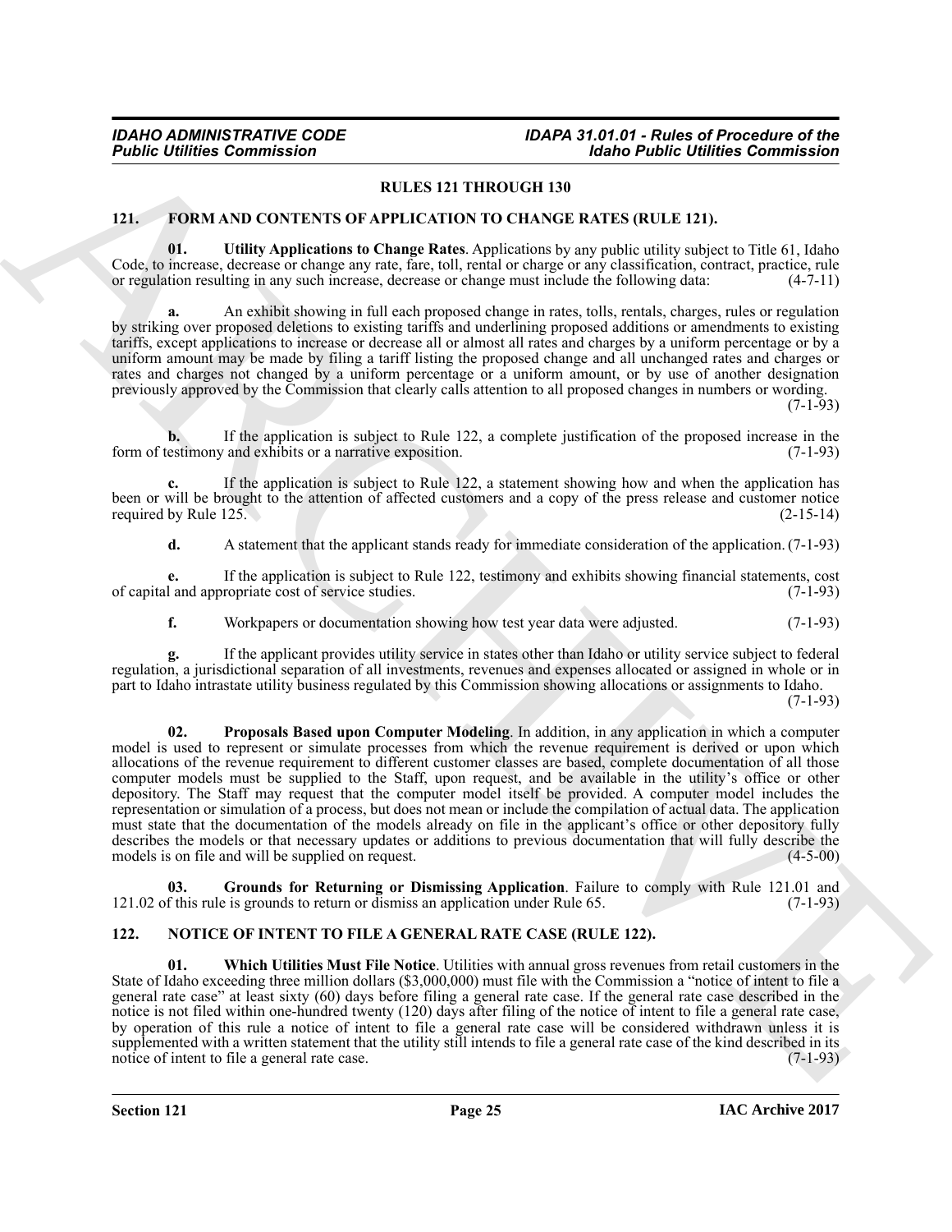## RULES 121 THROUGH 130

### 121. FORM AND CONTENTS OF APPLICATION TO CHANGE RATES (RULE 121).

**01. Utility Applications to Change Rates**. Applications by any public utility subject to Title 61, Idaho Code, to increase, decrease or change any rate, fare, toll, rental or charge or any classification, contract, practice, rule or regulation resulting in any such increase, decrease or change must include the following data: (4-7-11)

**a.** An exhibit showing in full each proposed change in rates, tolls, rentals, charges, rules or regulation by striking over proposed deletions to existing tariffs and underlining proposed additions or amendments to existing tariffs, except applications to increase or decrease all or almost all rates and charges by a uniform percentage or by a uniform amount may be made by filing a tariff listing the proposed change and all unchanged rates and charges or rates and charges not changed by a uniform percentage or a uniform amount, or by use of another designation previously approved by the Commission that clearly calls attention to all proposed changes in numbers or wording. (7-1-93)

**b.** If the application is subject to Rule 122, a complete justification of the proposed increase in the form of testimony and exhibits or a narrative exposition. (7-1-93)

**c.** If the application is subject to Rule 122, a statement showing how and when the application has been or will be brought to the attention of affected customers and a copy of the press release and customer notice required by Rule 125. (2-15-14)

**d.** A statement that the applicant stands ready for immediate consideration of the application. (7-1-93)

**e.** If the application is subject to Rule 122, testimony and exhibits showing financial statements, cost of capital and appropriate cost of service studies. (7-1-93)

**f.** Workpapers or documentation showing how test year data were adjusted. (7-1-93)

**g.** If the applicant provides utility service in states other than Idaho or utility service subject to federal regulation, a jurisdictional separation of all investments, revenues and expenses allocated or assigned in whole or in part to Idaho intrastate utility business regulated by this Commission showing allocations or assignments to Idaho. (7-1-93)

**02. Proposals Based upon Computer Modeling**. In addition, in any application in which a computer model is used to represent or simulate processes from which the revenue requirement is derived or upon which allocations of the revenue requirement to different customer classes are based, complete documentation of all those computer models must be supplied to the Staff, upon request, and be available in the utility's office or other depository. The Staff may request that the computer model itself be provided. A computer model includes the representation or simulation of a process, but does not mean or include the compilation of actual data. The application must state that the documentation of the models already on file in the applicant's office or other depository fully describes the models or that necessary updates or additions to previous documentation that will fully describe the models is on file and will be supplied on request. (4-5-00)

**03. Grounds for Returning or Dismissing Application**. Failure to comply with Rule 121.01 and 121.02 of this rule is grounds to return or dismiss an application under Rule 65. (7-1-93)

### 122. NOTICE OF INTENT TO FILE A GENERAL RATE CASE (RULE 122).

**01. Which Utilities Must File Notice**. Utilities with annual gross revenues from retail customers in the State of Idaho exceeding three million dollars ($3,000,000) must file with the Commission a "notice of intent to file a general rate case" at least sixty (60) days before filing a general rate case. If the general rate case described in the notice is not filed within one-hundred twenty (120) days after filing of the notice of intent to file a general rate case, by operation of this rule a notice of intent to file a general rate case will be considered withdrawn unless it is supplemented with a written statement that the utility still intends to file a general rate case of the kind described in its notice of intent to file a general rate case. (7-1-93)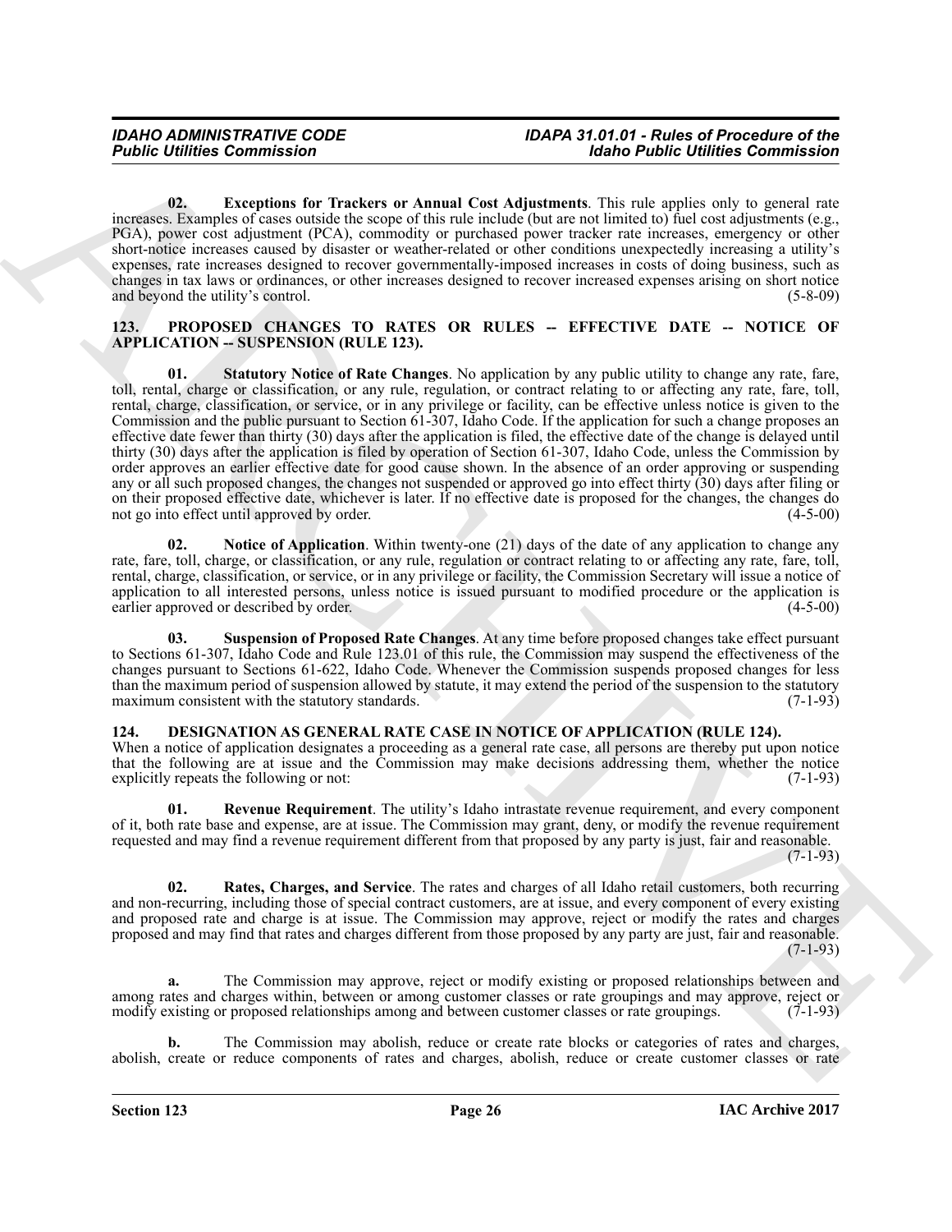**02. Exceptions for Trackers or Annual Cost Adjustments**. This rule applies only to general rate increases. Examples of cases outside the scope of this rule include (but are not limited to) fuel cost adjustments (e.g., PGA), power cost adjustment (PCA), commodity or purchased power tracker rate increases, emergency or other short-notice increases caused by disaster or weather-related or other conditions unexpectedly increasing a utility's expenses, rate increases designed to recover governmentally-imposed increases in costs of doing business, such as changes in tax laws or ordinances, or other increases designed to recover increased expenses arising on short notice and beyond the utility's control. (5-8-09)

## 123. PROPOSED CHANGES TO RATES OR RULES -- EFFECTIVE DATE -- NOTICE OF APPLICATION -- SUSPENSION (RULE 123).

**01. Statutory Notice of Rate Changes**. No application by any public utility to change any rate, fare, toll, rental, charge or classification, or any rule, regulation, or contract relating to or affecting any rate, fare, toll, rental, charge, classification, or service, or in any privilege or facility, can be effective unless notice is given to the Commission and the public pursuant to Section 61-307, Idaho Code. If the application for such a change proposes an effective date fewer than thirty (30) days after the application is filed, the effective date of the change is delayed until thirty (30) days after the application is filed by operation of Section 61-307, Idaho Code, unless the Commission by order approves an earlier effective date for good cause shown. In the absence of an order approving or suspending any or all such proposed changes, the changes not suspended or approved go into effect thirty (30) days after filing or on their proposed effective date, whichever is later. If no effective date is proposed for the changes, the changes do not go into effect until approved by order. (4-5-00)

**02. Notice of Application**. Within twenty-one (21) days of the date of any application to change any rate, fare, toll, charge, or classification, or any rule, regulation or contract relating to or affecting any rate, fare, toll, rental, charge, classification, or service, or in any privilege or facility, the Commission Secretary will issue a notice of application to all interested persons, unless notice is issued pursuant to modified procedure or the application is earlier approved or described by order. (4-5-00)

**03. Suspension of Proposed Rate Changes**. At any time before proposed changes take effect pursuant to Sections 61-307, Idaho Code and Rule 123.01 of this rule, the Commission may suspend the effectiveness of the changes pursuant to Sections 61-622, Idaho Code. Whenever the Commission suspends proposed changes for less than the maximum period of suspension allowed by statute, it may extend the period of the suspension to the statutory maximum consistent with the statutory standards. (7-1-93)

## 124. DESIGNATION AS GENERAL RATE CASE IN NOTICE OF APPLICATION (RULE 124).

When a notice of application designates a proceeding as a general rate case, all persons are thereby put upon notice that the following are at issue and the Commission may make decisions addressing them, whether the notice explicitly repeats the following or not: (7-1-93)

**01. Revenue Requirement**. The utility's Idaho intrastate revenue requirement, and every component of it, both rate base and expense, are at issue. The Commission may grant, deny, or modify the revenue requirement requested and may find a revenue requirement different from that proposed by any party is just, fair and reasonable. (7-1-93)

**02. Rates, Charges, and Service**. The rates and charges of all Idaho retail customers, both recurring and non-recurring, including those of special contract customers, are at issue, and every component of every existing and proposed rate and charge is at issue. The Commission may approve, reject or modify the rates and charges proposed and may find that rates and charges different from those proposed by any party are just, fair and reasonable. (7-1-93)

**a.** The Commission may approve, reject or modify existing or proposed relationships between and among rates and charges within, between or among customer classes or rate groupings and may approve, reject or modify existing or proposed relationships among and between customer classes or rate groupings. (7-1-93)

**b.** The Commission may abolish, reduce or create rate blocks or categories of rates and charges, abolish, create or reduce components of rates and charges, abolish, reduce or create customer classes or rate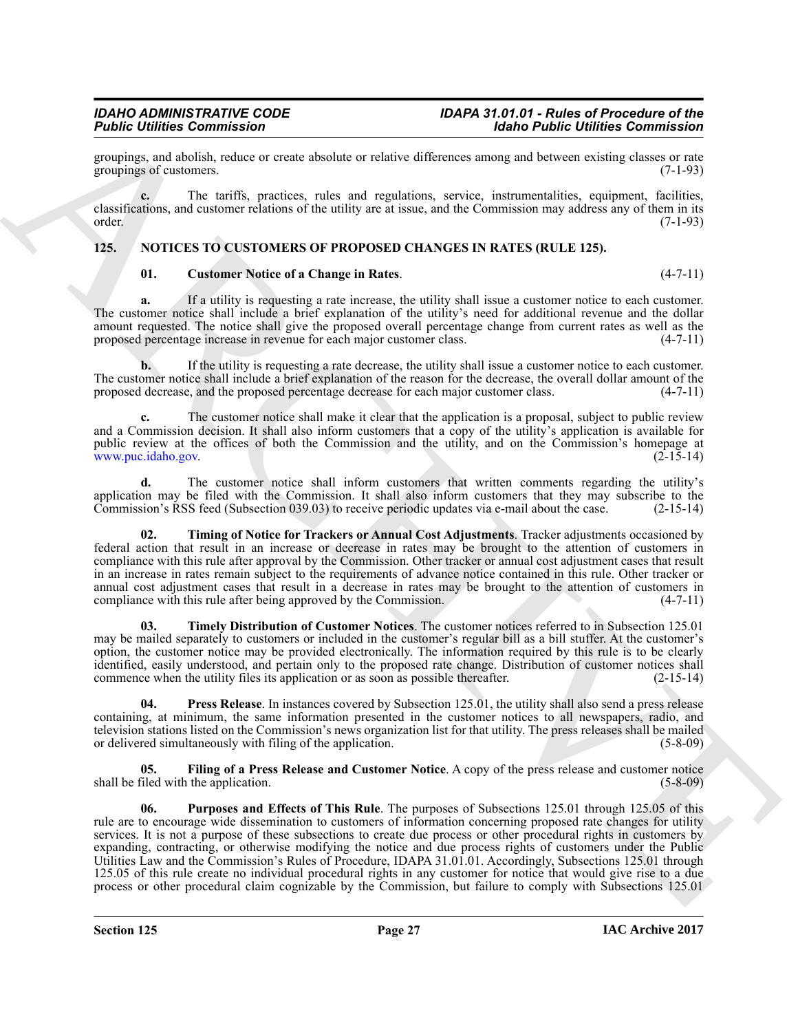groupings, and abolish, reduce or create absolute or relative differences among and between existing classes or rate groupings of customers. (7-1-93)

**c.** The tariffs, practices, rules and regulations, service, instrumentalities, equipment, facilities, classifications, and customer relations of the utility are at issue, and the Commission may address any of them in its order. (7-1-93)

## 125. NOTICES TO CUSTOMERS OF PROPOSED CHANGES IN RATES (RULE 125).

**01. Customer Notice of a Change in Rates**. (4-7-11)

**a.** If a utility is requesting a rate increase, the utility shall issue a customer notice to each customer. The customer notice shall include a brief explanation of the utility's need for additional revenue and the dollar amount requested. The notice shall give the proposed overall percentage change from current rates as well as the proposed percentage increase in revenue for each major customer class. (4-7-11)

**b.** If the utility is requesting a rate decrease, the utility shall issue a customer notice to each customer. The customer notice shall include a brief explanation of the reason for the decrease, the overall dollar amount of the proposed decrease, and the proposed percentage decrease for each major customer class. (4-7-11)

**c.** The customer notice shall make it clear that the application is a proposal, subject to public review and a Commission decision. It shall also inform customers that a copy of the utility's application is available for public review at the offices of both the Commission and the utility, and on the Commission's homepage at www.puc.idaho.gov. (2-15-14)

**d.** The customer notice shall inform customers that written comments regarding the utility's application may be filed with the Commission. It shall also inform customers that they may subscribe to the Commission's RSS feed (Subsection 039.03) to receive periodic updates via e-mail about the case. (2-15-14)

**02. Timing of Notice for Trackers or Annual Cost Adjustments**. Tracker adjustments occasioned by federal action that result in an increase or decrease in rates may be brought to the attention of customers in compliance with this rule after approval by the Commission. Other tracker or annual cost adjustment cases that result in an increase in rates remain subject to the requirements of advance notice contained in this rule. Other tracker or annual cost adjustment cases that result in a decrease in rates may be brought to the attention of customers in compliance with this rule after being approved by the Commission. (4-7-11)

**03. Timely Distribution of Customer Notices**. The customer notices referred to in Subsection 125.01 may be mailed separately to customers or included in the customer's regular bill as a bill stuffer. At the customer's option, the customer notice may be provided electronically. The information required by this rule is to be clearly identified, easily understood, and pertain only to the proposed rate change. Distribution of customer notices shall commence when the utility files its application or as soon as possible thereafter. (2-15-14)

**04. Press Release**. In instances covered by Subsection 125.01, the utility shall also send a press release containing, at minimum, the same information presented in the customer notices to all newspapers, radio, and television stations listed on the Commission's news organization list for that utility. The press releases shall be mailed or delivered simultaneously with filing of the application. (5-8-09)

**05. Filing of a Press Release and Customer Notice**. A copy of the press release and customer notice shall be filed with the application. (5-8-09)

**06. Purposes and Effects of This Rule**. The purposes of Subsections 125.01 through 125.05 of this rule are to encourage wide dissemination to customers of information concerning proposed rate changes for utility services. It is not a purpose of these subsections to create due process or other procedural rights in customers by expanding, contracting, or otherwise modifying the notice and due process rights of customers under the Public Utilities Law and the Commission's Rules of Procedure, IDAPA 31.01.01. Accordingly, Subsections 125.01 through 125.05 of this rule create no individual procedural rights in any customer for notice that would give rise to a due process or other procedural claim cognizable by the Commission, but failure to comply with Subsections 125.01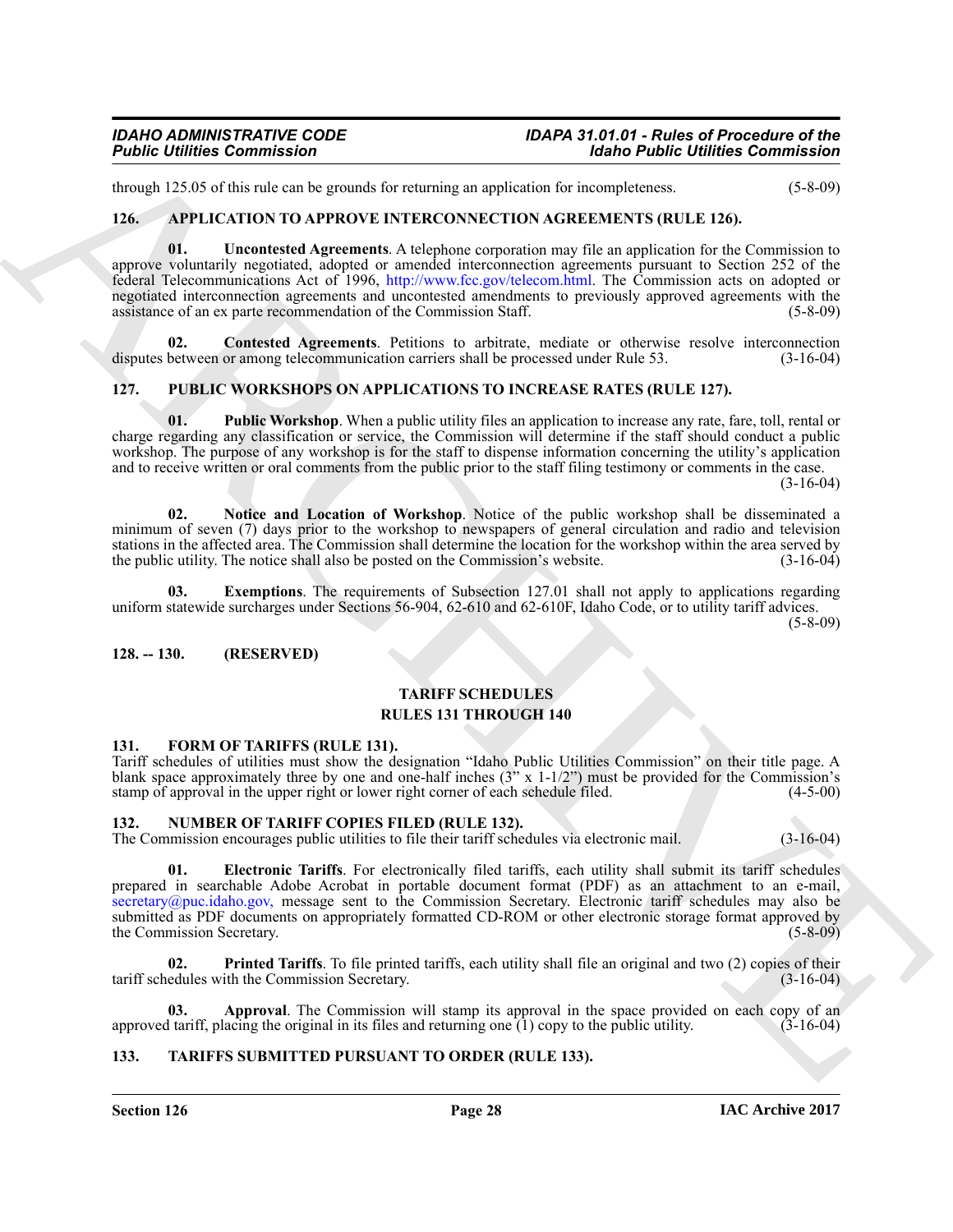through 125.05 of this rule can be grounds for returning an application for incompleteness. (5-8-09)

## 126. APPLICATION TO APPROVE INTERCONNECTION AGREEMENTS (RULE 126).

**01. Uncontested Agreements**. A telephone corporation may file an application for the Commission to approve voluntarily negotiated, adopted or amended interconnection agreements pursuant to Section 252 of the federal Telecommunications Act of 1996, http://www.fcc.gov/telecom.html. The Commission acts on adopted or negotiated interconnection agreements and uncontested amendments to previously approved agreements with the assistance of an ex parte recommendation of the Commission Staff. (5-8-09)

**02. Contested Agreements**. Petitions to arbitrate, mediate or otherwise resolve interconnection disputes between or among telecommunication carriers shall be processed under Rule 53. (3-16-04)

## 127. PUBLIC WORKSHOPS ON APPLICATIONS TO INCREASE RATES (RULE 127).

**01. Public Workshop**. When a public utility files an application to increase any rate, fare, toll, rental or charge regarding any classification or service, the Commission will determine if the staff should conduct a public workshop. The purpose of any workshop is for the staff to dispense information concerning the utility's application and to receive written or oral comments from the public prior to the staff filing testimony or comments in the case. (3-16-04)

**02. Notice and Location of Workshop**. Notice of the public workshop shall be disseminated a minimum of seven (7) days prior to the workshop to newspapers of general circulation and radio and television stations in the affected area. The Commission shall determine the location for the workshop within the area served by the public utility. The notice shall also be posted on the Commission's website. (3-16-04)

**03. Exemptions**. The requirements of Subsection 127.01 shall not apply to applications regarding uniform statewide surcharges under Sections 56-904, 62-610 and 62-610F, Idaho Code, or to utility tariff advices. (5-8-09)

## 128. -- 130. (RESERVED)

## TARIFF SCHEDULES
## RULES 131 THROUGH 140

## 131. FORM OF TARIFFS (RULE 131).

Tariff schedules of utilities must show the designation "Idaho Public Utilities Commission" on their title page. A blank space approximately three by one and one-half inches (3" x 1-1/2") must be provided for the Commission's stamp of approval in the upper right or lower right corner of each schedule filed. (4-5-00)

## 132. NUMBER OF TARIFF COPIES FILED (RULE 132).

The Commission encourages public utilities to file their tariff schedules via electronic mail. (3-16-04)

**01. Electronic Tariffs**. For electronically filed tariffs, each utility shall submit its tariff schedules prepared in searchable Adobe Acrobat in portable document format (PDF) as an attachment to an e-mail, secretary@puc.idaho.gov, message sent to the Commission Secretary. Electronic tariff schedules may also be submitted as PDF documents on appropriately formatted CD-ROM or other electronic storage format approved by the Commission Secretary. (5-8-09)

**02. Printed Tariffs**. To file printed tariffs, each utility shall file an original and two (2) copies of their tariff schedules with the Commission Secretary. (3-16-04)

**03. Approval**. The Commission will stamp its approval in the space provided on each copy of an approved tariff, placing the original in its files and returning one (1) copy to the public utility. (3-16-04)

## 133. TARIFFS SUBMITTED PURSUANT TO ORDER (RULE 133).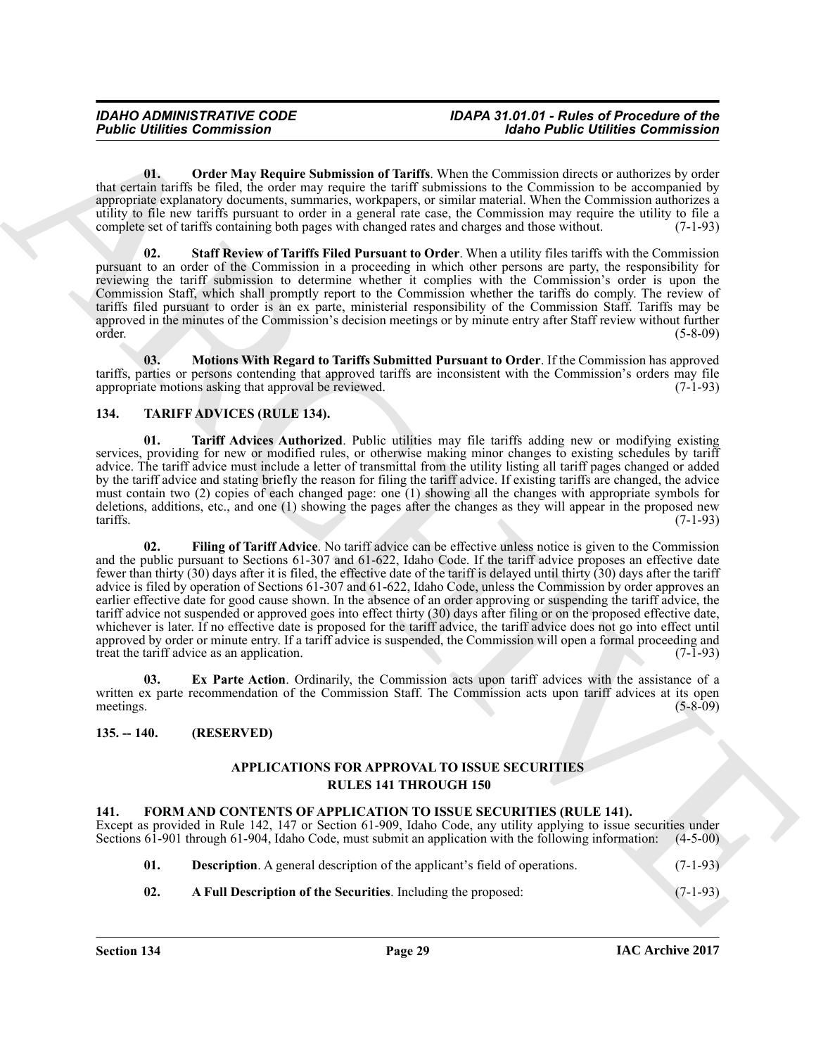**01. Order May Require Submission of Tariffs**. When the Commission directs or authorizes by order that certain tariffs be filed, the order may require the tariff submissions to the Commission to be accompanied by appropriate explanatory documents, summaries, workpapers, or similar material. When the Commission authorizes a utility to file new tariffs pursuant to order in a general rate case, the Commission may require the utility to file a complete set of tariffs containing both pages with changed rates and charges and those without. (7-1-93)

**02. Staff Review of Tariffs Filed Pursuant to Order**. When a utility files tariffs with the Commission pursuant to an order of the Commission in a proceeding in which other persons are party, the responsibility for reviewing the tariff submission to determine whether it complies with the Commission's order is upon the Commission Staff, which shall promptly report to the Commission whether the tariffs do comply. The review of tariffs filed pursuant to order is an ex parte, ministerial responsibility of the Commission Staff. Tariffs may be approved in the minutes of the Commission's decision meetings or by minute entry after Staff review without further order. (5-8-09)

**03. Motions With Regard to Tariffs Submitted Pursuant to Order**. If the Commission has approved tariffs, parties or persons contending that approved tariffs are inconsistent with the Commission's orders may file appropriate motions asking that approval be reviewed. (7-1-93)

## 134. TARIFF ADVICES (RULE 134).

**01. Tariff Advices Authorized**. Public utilities may file tariffs adding new or modifying existing services, providing for new or modified rules, or otherwise making minor changes to existing schedules by tariff advice. The tariff advice must include a letter of transmittal from the utility listing all tariff pages changed or added by the tariff advice and stating briefly the reason for filing the tariff advice. If existing tariffs are changed, the advice must contain two (2) copies of each changed page: one (1) showing all the changes with appropriate symbols for deletions, additions, etc., and one (1) showing the pages after the changes as they will appear in the proposed new tariffs. (7-1-93)

**02. Filing of Tariff Advice**. No tariff advice can be effective unless notice is given to the Commission and the public pursuant to Sections 61-307 and 61-622, Idaho Code. If the tariff advice proposes an effective date fewer than thirty (30) days after it is filed, the effective date of the tariff is delayed until thirty (30) days after the tariff advice is filed by operation of Sections 61-307 and 61-622, Idaho Code, unless the Commission by order approves an earlier effective date for good cause shown. In the absence of an order approving or suspending the tariff advice, the tariff advice not suspended or approved goes into effect thirty (30) days after filing or on the proposed effective date, whichever is later. If no effective date is proposed for the tariff advice, the tariff advice does not go into effect until approved by order or minute entry. If a tariff advice is suspended, the Commission will open a formal proceeding and treat the tariff advice as an application. (7-1-93)

**03. Ex Parte Action**. Ordinarily, the Commission acts upon tariff advices with the assistance of a written ex parte recommendation of the Commission Staff. The Commission acts upon tariff advices at its open meetings. (5-8-09)

## 135. -- 140. (RESERVED)

## APPLICATIONS FOR APPROVAL TO ISSUE SECURITIES RULES 141 THROUGH 150

## 141. FORM AND CONTENTS OF APPLICATION TO ISSUE SECURITIES (RULE 141).

Except as provided in Rule 142, 147 or Section 61-909, Idaho Code, any utility applying to issue securities under Sections 61-901 through 61-904, Idaho Code, must submit an application with the following information: (4-5-00)

**01. Description**. A general description of the applicant's field of operations. (7-1-93)

**02. A Full Description of the Securities**. Including the proposed: (7-1-93)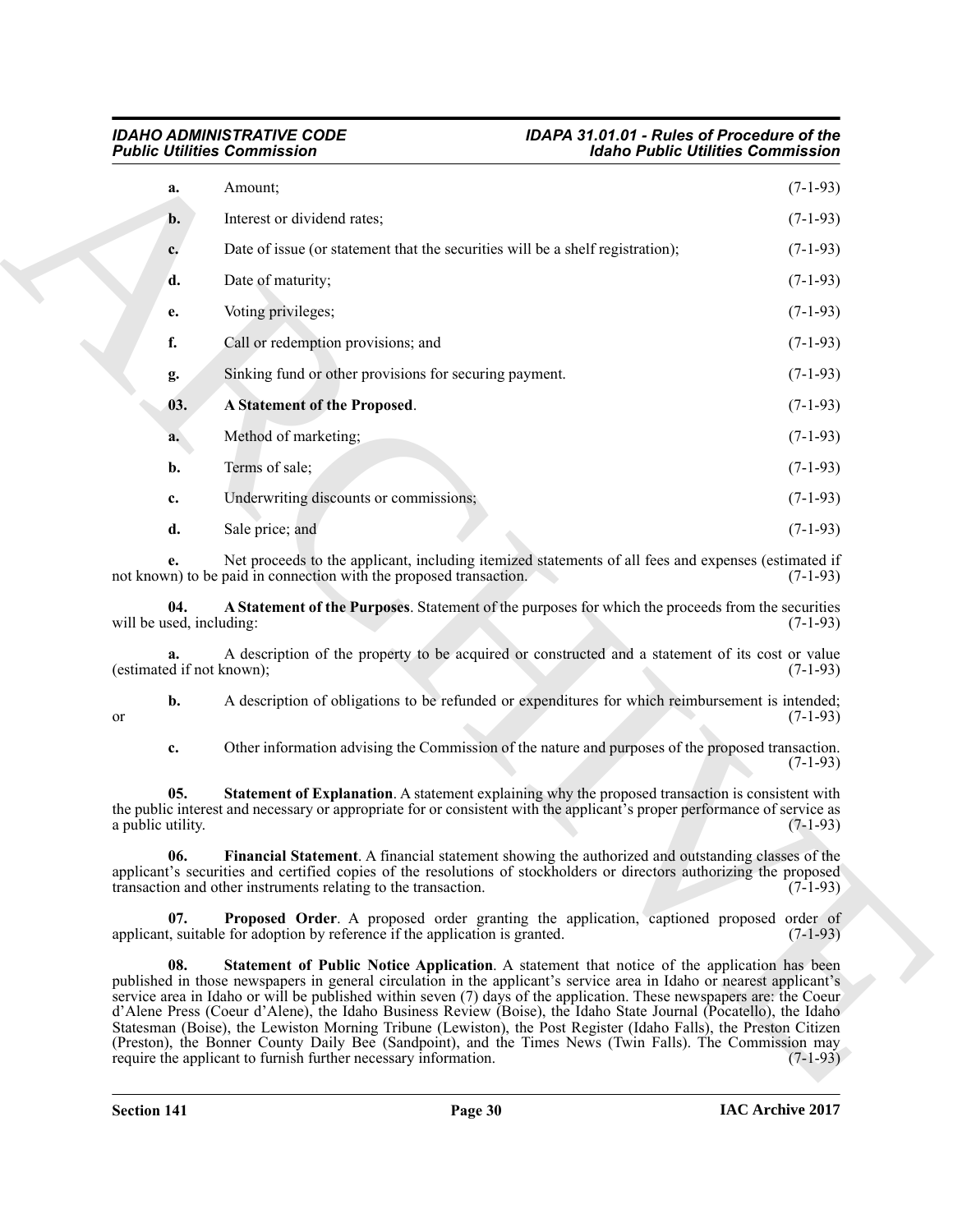**a.** Amount; (7-1-93)

**b.** Interest or dividend rates; (7-1-93)

**c.** Date of issue (or statement that the securities will be a shelf registration); (7-1-93)

**d.** Date of maturity; (7-1-93)

**e.** Voting privileges; (7-1-93)

**f.** Call or redemption provisions; and (7-1-93)

**g.** Sinking fund or other provisions for securing payment. (7-1-93)

**03. A Statement of the Proposed**. (7-1-93)

**a.** Method of marketing; (7-1-93)

**b.** Terms of sale; (7-1-93)

**c.** Underwriting discounts or commissions; (7-1-93)

**d.** Sale price; and (7-1-93)

**e.** Net proceeds to the applicant, including itemized statements of all fees and expenses (estimated if not known) to be paid in connection with the proposed transaction. (7-1-93)

**04. A Statement of the Purposes**. Statement of the purposes for which the proceeds from the securities will be used, including: (7-1-93)

**a.** A description of the property to be acquired or constructed and a statement of its cost or value (estimated if not known); (7-1-93)

**b.** A description of obligations to be refunded or expenditures for which reimbursement is intended; or (7-1-93)

**c.** Other information advising the Commission of the nature and purposes of the proposed transaction. (7-1-93)

**05. Statement of Explanation**. A statement explaining why the proposed transaction is consistent with the public interest and necessary or appropriate for or consistent with the applicant's proper performance of service as a public utility. (7-1-93)

**06. Financial Statement**. A financial statement showing the authorized and outstanding classes of the applicant's securities and certified copies of the resolutions of stockholders or directors authorizing the proposed transaction and other instruments relating to the transaction. (7-1-93)

**07. Proposed Order**. A proposed order granting the application, captioned proposed order of applicant, suitable for adoption by reference if the application is granted. (7-1-93)

**08. Statement of Public Notice Application**. A statement that notice of the application has been published in those newspapers in general circulation in the applicant's service area in Idaho or nearest applicant's service area in Idaho or will be published within seven (7) days of the application. These newspapers are: the Coeur d'Alene Press (Coeur d'Alene), the Idaho Business Review (Boise), the Idaho State Journal (Pocatello), the Idaho Statesman (Boise), the Lewiston Morning Tribune (Lewiston), the Post Register (Idaho Falls), the Preston Citizen (Preston), the Bonner County Daily Bee (Sandpoint), and the Times News (Twin Falls). The Commission may require the applicant to furnish further necessary information. (7-1-93)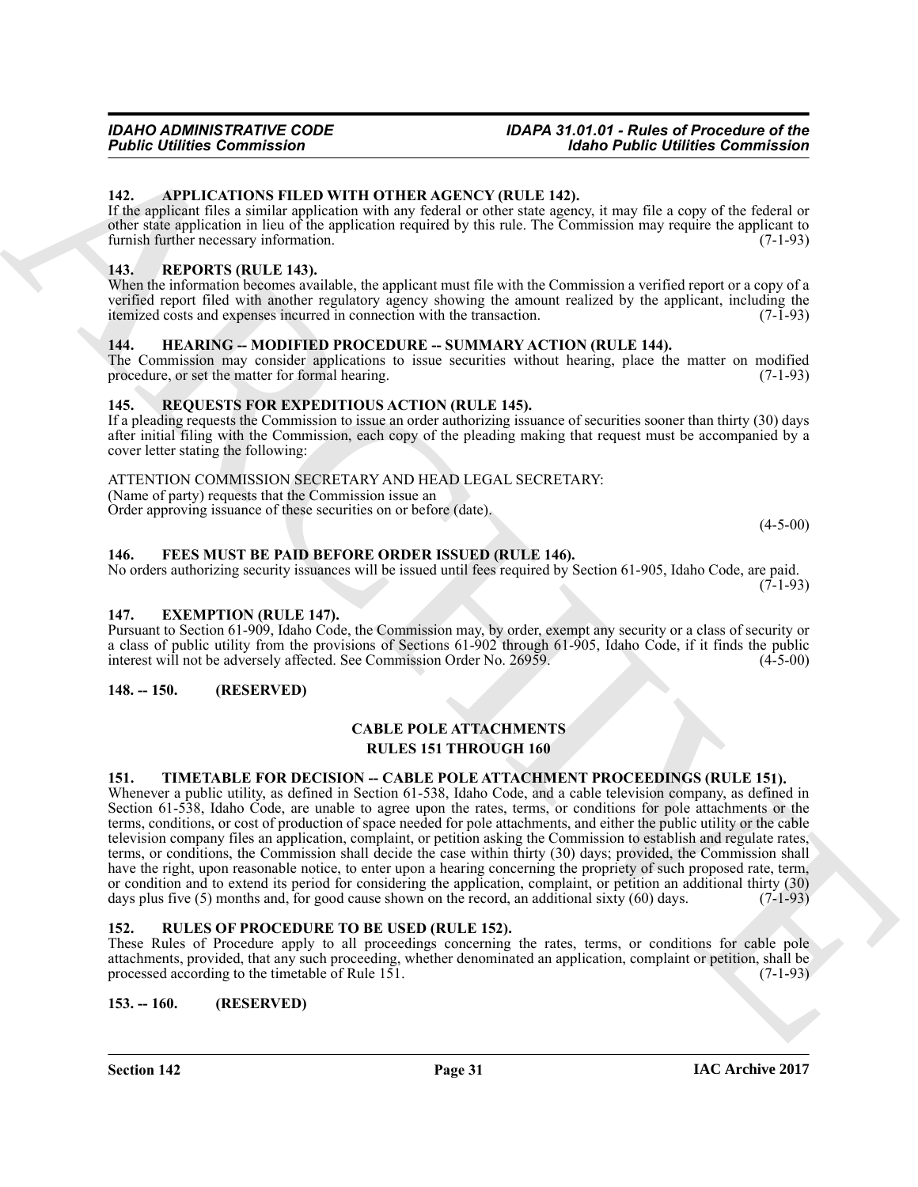### 142. APPLICATIONS FILED WITH OTHER AGENCY (RULE 142).

If the applicant files a similar application with any federal or other state agency, it may file a copy of the federal or other state application in lieu of the application required by this rule. The Commission may require the applicant to furnish further necessary information. (7-1-93)

### 143. REPORTS (RULE 143).

When the information becomes available, the applicant must file with the Commission a verified report or a copy of a verified report filed with another regulatory agency showing the amount realized by the applicant, including the itemized costs and expenses incurred in connection with the transaction. (7-1-93)

### 144. HEARING -- MODIFIED PROCEDURE -- SUMMARY ACTION (RULE 144).

The Commission may consider applications to issue securities without hearing, place the matter on modified procedure, or set the matter for formal hearing. (7-1-93)

### 145. REQUESTS FOR EXPEDITIOUS ACTION (RULE 145).

If a pleading requests the Commission to issue an order authorizing issuance of securities sooner than thirty (30) days after initial filing with the Commission, each copy of the pleading making that request must be accompanied by a cover letter stating the following:

ATTENTION COMMISSION SECRETARY AND HEAD LEGAL SECRETARY:
(Name of party) requests that the Commission issue an
Order approving issuance of these securities on or before (date).

(4-5-00)

### 146. FEES MUST BE PAID BEFORE ORDER ISSUED (RULE 146).

No orders authorizing security issuances will be issued until fees required by Section 61-905, Idaho Code, are paid. (7-1-93)

### 147. EXEMPTION (RULE 147).

Pursuant to Section 61-909, Idaho Code, the Commission may, by order, exempt any security or a class of security or a class of public utility from the provisions of Sections 61-902 through 61-905, Idaho Code, if it finds the public interest will not be adversely affected. See Commission Order No. 26959. (4-5-00)

### 148. -- 150. (RESERVED)

## CABLE POLE ATTACHMENTS
## RULES 151 THROUGH 160

### 151. TIMETABLE FOR DECISION -- CABLE POLE ATTACHMENT PROCEEDINGS (RULE 151).

Whenever a public utility, as defined in Section 61-538, Idaho Code, and a cable television company, as defined in Section 61-538, Idaho Code, are unable to agree upon the rates, terms, or conditions for pole attachments or the terms, conditions, or cost of production of space needed for pole attachments, and either the public utility or the cable television company files an application, complaint, or petition asking the Commission to establish and regulate rates, terms, or conditions, the Commission shall decide the case within thirty (30) days; provided, the Commission shall have the right, upon reasonable notice, to enter upon a hearing concerning the propriety of such proposed rate, term, or condition and to extend its period for considering the application, complaint, or petition an additional thirty (30) days plus five (5) months and, for good cause shown on the record, an additional sixty (60) days. (7-1-93)

### 152. RULES OF PROCEDURE TO BE USED (RULE 152).

These Rules of Procedure apply to all proceedings concerning the rates, terms, or conditions for cable pole attachments, provided, that any such proceeding, whether denominated an application, complaint or petition, shall be processed according to the timetable of Rule 151. (7-1-93)

### 153. -- 160. (RESERVED)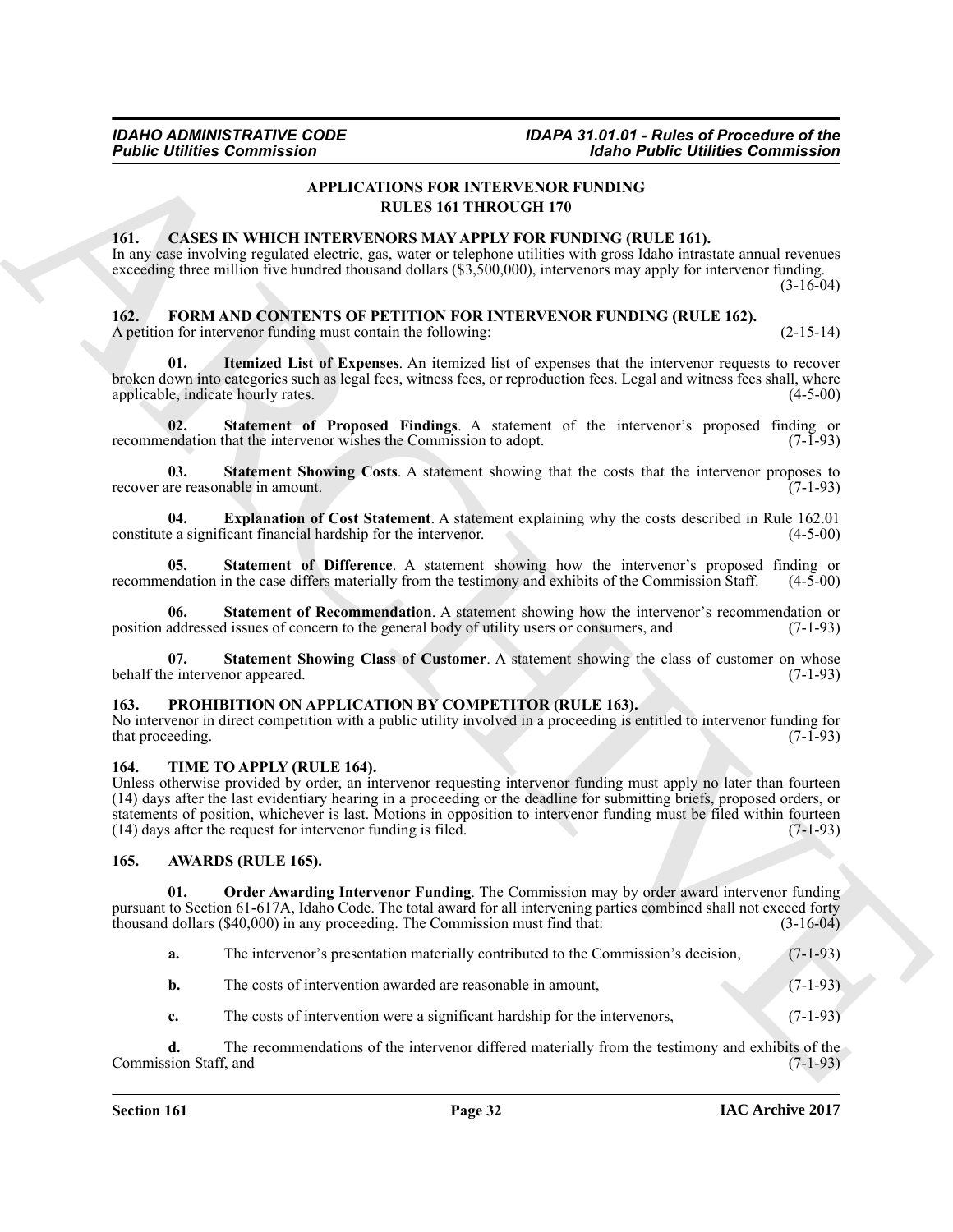## APPLICATIONS FOR INTERVENOR FUNDING
## RULES 161 THROUGH 170

### 161. CASES IN WHICH INTERVENORS MAY APPLY FOR FUNDING (RULE 161).

In any case involving regulated electric, gas, water or telephone utilities with gross Idaho intrastate annual revenues exceeding three million five hundred thousand dollars ($3,500,000), intervenors may apply for intervenor funding. (3-16-04)

### 162. FORM AND CONTENTS OF PETITION FOR INTERVENOR FUNDING (RULE 162).

A petition for intervenor funding must contain the following: (2-15-14)

**01. Itemized List of Expenses**. An itemized list of expenses that the intervenor requests to recover broken down into categories such as legal fees, witness fees, or reproduction fees. Legal and witness fees shall, where applicable, indicate hourly rates. (4-5-00)

**02. Statement of Proposed Findings**. A statement of the intervenor's proposed finding or recommendation that the intervenor wishes the Commission to adopt. (7-1-93)

**03. Statement Showing Costs**. A statement showing that the costs that the intervenor proposes to recover are reasonable in amount. (7-1-93)

**04. Explanation of Cost Statement**. A statement explaining why the costs described in Rule 162.01 constitute a significant financial hardship for the intervenor. (4-5-00)

**05. Statement of Difference**. A statement showing how the intervenor's proposed finding or recommendation in the case differs materially from the testimony and exhibits of the Commission Staff. (4-5-00)

**06. Statement of Recommendation**. A statement showing how the intervenor's recommendation or position addressed issues of concern to the general body of utility users or consumers, and (7-1-93)

**07. Statement Showing Class of Customer**. A statement showing the class of customer on whose behalf the intervenor appeared. (7-1-93)

### 163. PROHIBITION ON APPLICATION BY COMPETITOR (RULE 163).

No intervenor in direct competition with a public utility involved in a proceeding is entitled to intervenor funding for that proceeding. (7-1-93)

### 164. TIME TO APPLY (RULE 164).

Unless otherwise provided by order, an intervenor requesting intervenor funding must apply no later than fourteen (14) days after the last evidentiary hearing in a proceeding or the deadline for submitting briefs, proposed orders, or statements of position, whichever is last. Motions in opposition to intervenor funding must be filed within fourteen (14) days after the request for intervenor funding is filed. (7-1-93)

### 165. AWARDS (RULE 165).

**01. Order Awarding Intervenor Funding**. The Commission may by order award intervenor funding pursuant to Section 61-617A, Idaho Code. The total award for all intervening parties combined shall not exceed forty thousand dollars ($40,000) in any proceeding. The Commission must find that: (3-16-04)

**a.** The intervenor's presentation materially contributed to the Commission's decision, (7-1-93)

**b.** The costs of intervention awarded are reasonable in amount, (7-1-93)

**c.** The costs of intervention were a significant hardship for the intervenors, (7-1-93)

**d.** The recommendations of the intervenor differed materially from the testimony and exhibits of the Commission Staff, and (7-1-93)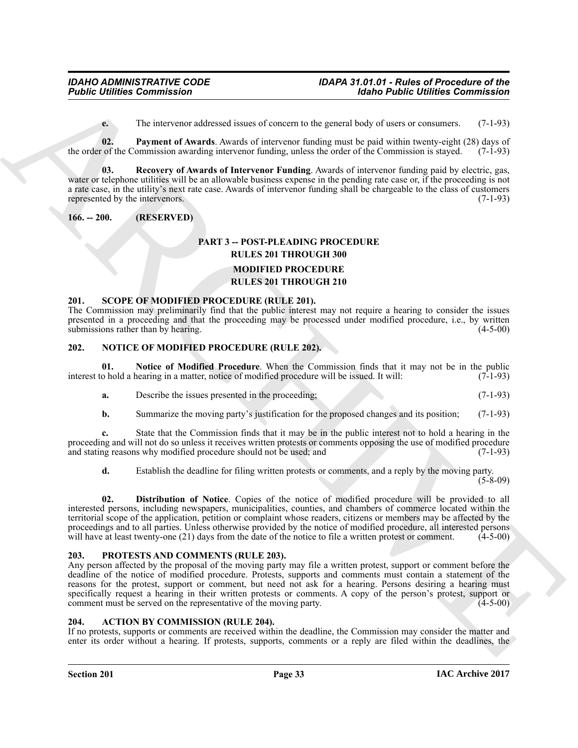**e.** The intervenor addressed issues of concern to the general body of users or consumers. (7-1-93)

**02. Payment of Awards**. Awards of intervenor funding must be paid within twenty-eight (28) days of the order of the Commission awarding intervenor funding, unless the order of the Commission is stayed. (7-1-93)

**03. Recovery of Awards of Intervenor Funding**. Awards of intervenor funding paid by electric, gas, water or telephone utilities will be an allowable business expense in the pending rate case or, if the proceeding is not a rate case, in the utility's next rate case. Awards of intervenor funding shall be chargeable to the class of customers represented by the intervenors. (7-1-93)

## 166. -- 200. (RESERVED)

## PART 3 -- POST-PLEADING PROCEDURE
## RULES 201 THROUGH 300

## MODIFIED PROCEDURE
## RULES 201 THROUGH 210

### 201. SCOPE OF MODIFIED PROCEDURE (RULE 201).

The Commission may preliminarily find that the public interest may not require a hearing to consider the issues presented in a proceeding and that the proceeding may be processed under modified procedure, i.e., by written submissions rather than by hearing. (4-5-00)

### 202. NOTICE OF MODIFIED PROCEDURE (RULE 202).

**01. Notice of Modified Procedure**. When the Commission finds that it may not be in the public interest to hold a hearing in a matter, notice of modified procedure will be issued. It will: (7-1-93)

**a.** Describe the issues presented in the proceeding; (7-1-93)

**b.** Summarize the moving party's justification for the proposed changes and its position; (7-1-93)

**c.** State that the Commission finds that it may be in the public interest not to hold a hearing in the proceeding and will not do so unless it receives written protests or comments opposing the use of modified procedure and stating reasons why modified procedure should not be used; and (7-1-93)

**d.** Establish the deadline for filing written protests or comments, and a reply by the moving party. (5-8-09)

**02. Distribution of Notice**. Copies of the notice of modified procedure will be provided to all interested persons, including newspapers, municipalities, counties, and chambers of commerce located within the territorial scope of the application, petition or complaint whose readers, citizens or members may be affected by the proceedings and to all parties. Unless otherwise provided by the notice of modified procedure, all interested persons will have at least twenty-one (21) days from the date of the notice to file a written protest or comment. (4-5-00)

### 203. PROTESTS AND COMMENTS (RULE 203).

Any person affected by the proposal of the moving party may file a written protest, support or comment before the deadline of the notice of modified procedure. Protests, supports and comments must contain a statement of the reasons for the protest, support or comment, but need not ask for a hearing. Persons desiring a hearing must specifically request a hearing in their written protests or comments. A copy of the person's protest, support or comment must be served on the representative of the moving party. (4-5-00)

### 204. ACTION BY COMMISSION (RULE 204).

If no protests, supports or comments are received within the deadline, the Commission may consider the matter and enter its order without a hearing. If protests, supports, comments or a reply are filed within the deadlines, the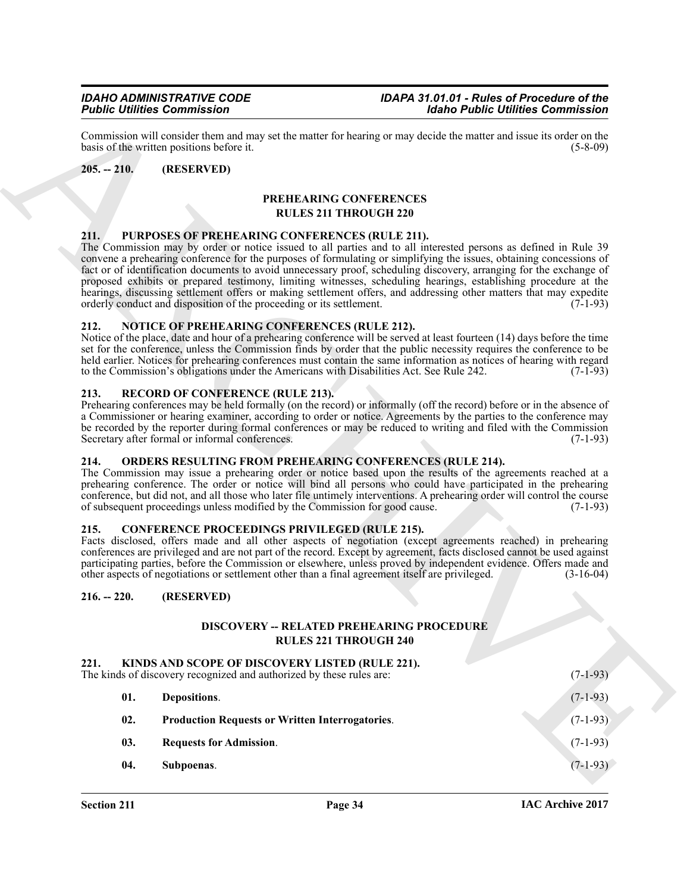Commission will consider them and may set the matter for hearing or may decide the matter and issue its order on the basis of the written positions before it. (5-8-09)

## 205. -- 210. (RESERVED)

## PREHEARING CONFERENCES
## RULES 211 THROUGH 220

### 211. PURPOSES OF PREHEARING CONFERENCES (RULE 211).

The Commission may by order or notice issued to all parties and to all interested persons as defined in Rule 39 convene a prehearing conference for the purposes of formulating or simplifying the issues, obtaining concessions of fact or of identification documents to avoid unnecessary proof, scheduling discovery, arranging for the exchange of proposed exhibits or prepared testimony, limiting witnesses, scheduling hearings, establishing procedure at the hearings, discussing settlement offers or making settlement offers, and addressing other matters that may expedite orderly conduct and disposition of the proceeding or its settlement. (7-1-93)

### 212. NOTICE OF PREHEARING CONFERENCES (RULE 212).

Notice of the place, date and hour of a prehearing conference will be served at least fourteen (14) days before the time set for the conference, unless the Commission finds by order that the public necessity requires the conference to be held earlier. Notices for prehearing conferences must contain the same information as notices of hearing with regard to the Commission's obligations under the Americans with Disabilities Act. See Rule 242. (7-1-93)

### 213. RECORD OF CONFERENCE (RULE 213).

Prehearing conferences may be held formally (on the record) or informally (off the record) before or in the absence of a Commissioner or hearing examiner, according to order or notice. Agreements by the parties to the conference may be recorded by the reporter during formal conferences or may be reduced to writing and filed with the Commission Secretary after formal or informal conferences. (7-1-93)

### 214. ORDERS RESULTING FROM PREHEARING CONFERENCES (RULE 214).

The Commission may issue a prehearing order or notice based upon the results of the agreements reached at a prehearing conference. The order or notice will bind all persons who could have participated in the prehearing conference, but did not, and all those who later file untimely interventions. A prehearing order will control the course of subsequent proceedings unless modified by the Commission for good cause. (7-1-93)

### 215. CONFERENCE PROCEEDINGS PRIVILEGED (RULE 215).

Facts disclosed, offers made and all other aspects of negotiation (except agreements reached) in prehearing conferences are privileged and are not part of the record. Except by agreement, facts disclosed cannot be used against participating parties, before the Commission or elsewhere, unless proved by independent evidence. Offers made and other aspects of negotiations or settlement other than a final agreement itself are privileged. (3-16-04)

## 216. -- 220. (RESERVED)

## DISCOVERY -- RELATED PREHEARING PROCEDURE
## RULES 221 THROUGH 240

### 221. KINDS AND SCOPE OF DISCOVERY LISTED (RULE 221).

The kinds of discovery recognized and authorized by these rules are: (7-1-93)

**01. Depositions.** (7-1-93)

**02. Production Requests or Written Interrogatories.** (7-1-93)

**03. Requests for Admission.** (7-1-93)

**04. Subpoenas.** (7-1-93)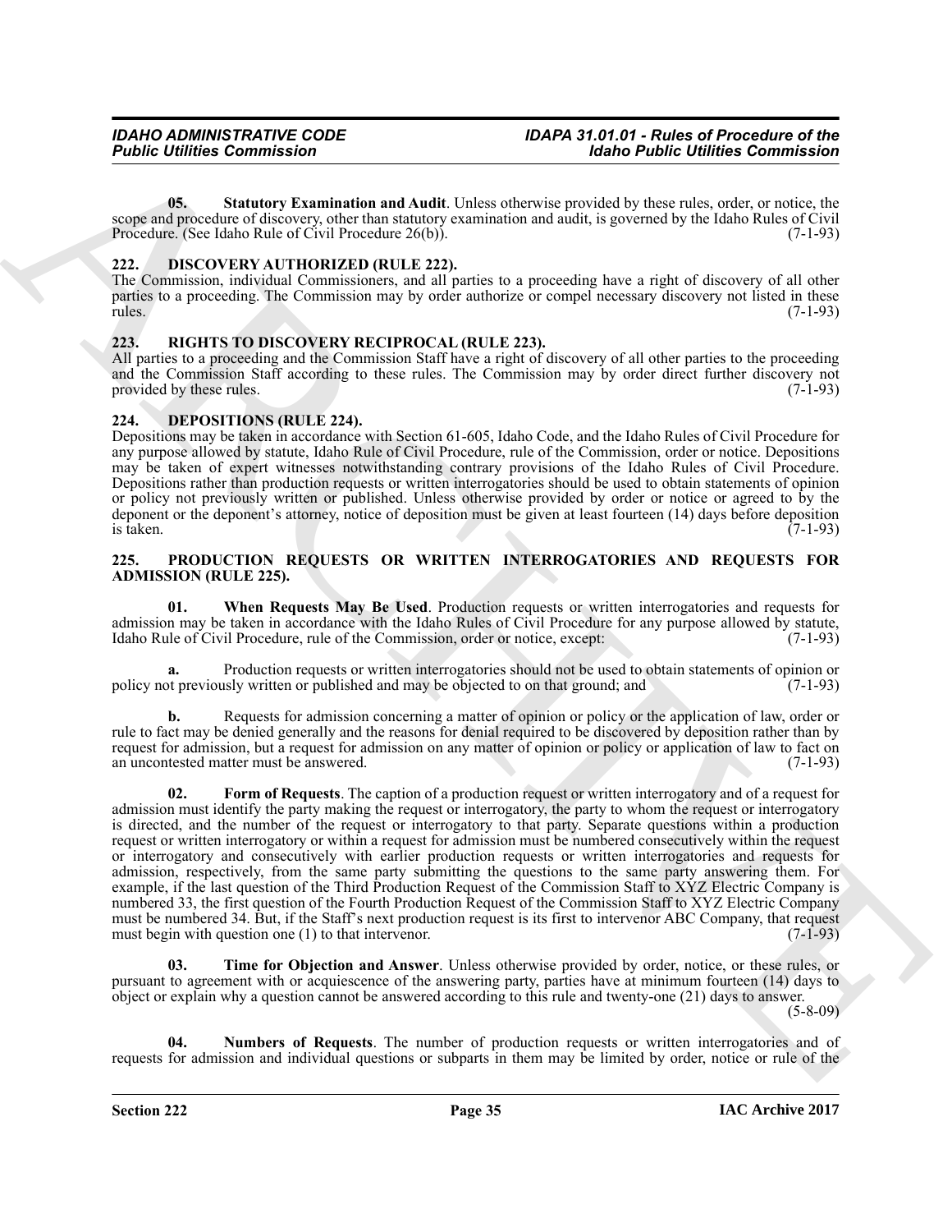**05. Statutory Examination and Audit**. Unless otherwise provided by these rules, order, or notice, the scope and procedure of discovery, other than statutory examination and audit, is governed by the Idaho Rules of Civil Procedure. (See Idaho Rule of Civil Procedure 26(b)). (7-1-93)

## 222. DISCOVERY AUTHORIZED (RULE 222).

The Commission, individual Commissioners, and all parties to a proceeding have a right of discovery of all other parties to a proceeding. The Commission may by order authorize or compel necessary discovery not listed in these rules. (7-1-93)

## 223. RIGHTS TO DISCOVERY RECIPROCAL (RULE 223).

All parties to a proceeding and the Commission Staff have a right of discovery of all other parties to the proceeding and the Commission Staff according to these rules. The Commission may by order direct further discovery not provided by these rules. (7-1-93)

## 224. DEPOSITIONS (RULE 224).

Depositions may be taken in accordance with Section 61-605, Idaho Code, and the Idaho Rules of Civil Procedure for any purpose allowed by statute, Idaho Rule of Civil Procedure, rule of the Commission, order or notice. Depositions may be taken of expert witnesses notwithstanding contrary provisions of the Idaho Rules of Civil Procedure. Depositions rather than production requests or written interrogatories should be used to obtain statements of opinion or policy not previously written or published. Unless otherwise provided by order or notice or agreed to by the deponent or the deponent's attorney, notice of deposition must be given at least fourteen (14) days before deposition is taken. (7-1-93)

## 225. PRODUCTION REQUESTS OR WRITTEN INTERROGATORIES AND REQUESTS FOR ADMISSION (RULE 225).

**01. When Requests May Be Used**. Production requests or written interrogatories and requests for admission may be taken in accordance with the Idaho Rules of Civil Procedure for any purpose allowed by statute, Idaho Rule of Civil Procedure, rule of the Commission, order or notice, except: (7-1-93)

**a.** Production requests or written interrogatories should not be used to obtain statements of opinion or policy not previously written or published and may be objected to on that ground; and (7-1-93)

**b.** Requests for admission concerning a matter of opinion or policy or the application of law, order or rule to fact may be denied generally and the reasons for denial required to be discovered by deposition rather than by request for admission, but a request for admission on any matter of opinion or policy or application of law to fact on an uncontested matter must be answered. (7-1-93)

**02. Form of Requests**. The caption of a production request or written interrogatory and of a request for admission must identify the party making the request or interrogatory, the party to whom the request or interrogatory is directed, and the number of the request or interrogatory to that party. Separate questions within a production request or written interrogatory or within a request for admission must be numbered consecutively within the request or interrogatory and consecutively with earlier production requests or written interrogatories and requests for admission, respectively, from the same party submitting the questions to the same party answering them. For example, if the last question of the Third Production Request of the Commission Staff to XYZ Electric Company is numbered 33, the first question of the Fourth Production Request of the Commission Staff to XYZ Electric Company must be numbered 34. But, if the Staff's next production request is its first to intervenor ABC Company, that request must begin with question one (1) to that intervenor. (7-1-93)

**03. Time for Objection and Answer**. Unless otherwise provided by order, notice, or these rules, or pursuant to agreement with or acquiescence of the answering party, parties have at minimum fourteen (14) days to object or explain why a question cannot be answered according to this rule and twenty-one (21) days to answer. (5-8-09)

**04. Numbers of Requests**. The number of production requests or written interrogatories and of requests for admission and individual questions or subparts in them may be limited by order, notice or rule of the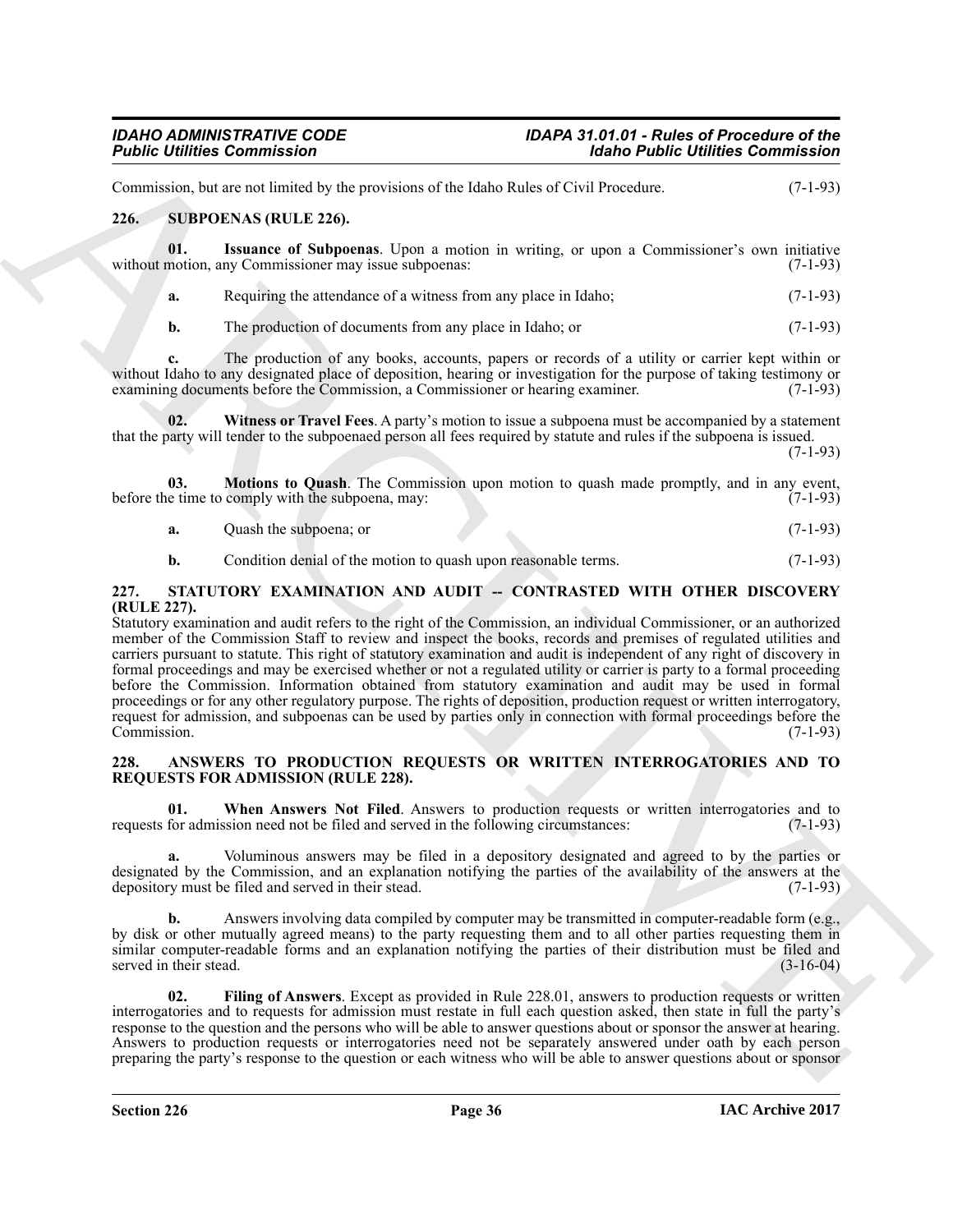Commission, but are not limited by the provisions of the Idaho Rules of Civil Procedure. (7-1-93)

## 226. SUBPOENAS (RULE 226).

**01. Issuance of Subpoenas**. Upon a motion in writing, or upon a Commissioner's own initiative without motion, any Commissioner may issue subpoenas: (7-1-93)

**a.** Requiring the attendance of a witness from any place in Idaho; (7-1-93)

**b.** The production of documents from any place in Idaho; or (7-1-93)

**c.** The production of any books, accounts, papers or records of a utility or carrier kept within or without Idaho to any designated place of deposition, hearing or investigation for the purpose of taking testimony or examining documents before the Commission, a Commissioner or hearing examiner. (7-1-93)

**02. Witness or Travel Fees**. A party's motion to issue a subpoena must be accompanied by a statement that the party will tender to the subpoenaed person all fees required by statute and rules if the subpoena is issued. (7-1-93)

**03. Motions to Quash**. The Commission upon motion to quash made promptly, and in any event, before the time to comply with the subpoena, may: (7-1-93)

**a.** Quash the subpoena; or (7-1-93)

**b.** Condition denial of the motion to quash upon reasonable terms. (7-1-93)

## 227. STATUTORY EXAMINATION AND AUDIT -- CONTRASTED WITH OTHER DISCOVERY (RULE 227).

Statutory examination and audit refers to the right of the Commission, an individual Commissioner, or an authorized member of the Commission Staff to review and inspect the books, records and premises of regulated utilities and carriers pursuant to statute. This right of statutory examination and audit is independent of any right of discovery in formal proceedings and may be exercised whether or not a regulated utility or carrier is party to a formal proceeding before the Commission. Information obtained from statutory examination and audit may be used in formal proceedings or for any other regulatory purpose. The rights of deposition, production request or written interrogatory, request for admission, and subpoenas can be used by parties only in connection with formal proceedings before the Commission. (7-1-93)

## 228. ANSWERS TO PRODUCTION REQUESTS OR WRITTEN INTERROGATORIES AND TO REQUESTS FOR ADMISSION (RULE 228).

**01. When Answers Not Filed**. Answers to production requests or written interrogatories and to requests for admission need not be filed and served in the following circumstances: (7-1-93)

**a.** Voluminous answers may be filed in a depository designated and agreed to by the parties or designated by the Commission, and an explanation notifying the parties of the availability of the answers at the depository must be filed and served in their stead. (7-1-93)

**b.** Answers involving data compiled by computer may be transmitted in computer-readable form (e.g., by disk or other mutually agreed means) to the party requesting them and to all other parties requesting them in similar computer-readable forms and an explanation notifying the parties of their distribution must be filed and served in their stead. (3-16-04)

**02. Filing of Answers**. Except as provided in Rule 228.01, answers to production requests or written interrogatories and to requests for admission must restate in full each question asked, then state in full the party's response to the question and the persons who will be able to answer questions about or sponsor the answer at hearing. Answers to production requests or interrogatories need not be separately answered under oath by each person preparing the party's response to the question or each witness who will be able to answer questions about or sponsor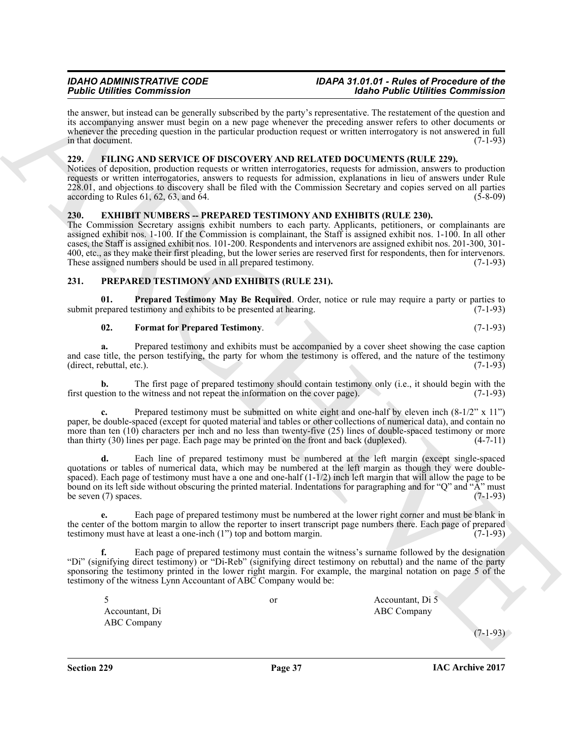the answer, but instead can be generally subscribed by the party's representative. The restatement of the question and its accompanying answer must begin on a new page whenever the preceding answer refers to other documents or whenever the preceding question in the particular production request or written interrogatory is not answered in full in that document. (7-1-93)

## 229. FILING AND SERVICE OF DISCOVERY AND RELATED DOCUMENTS (RULE 229).

Notices of deposition, production requests or written interrogatories, requests for admission, answers to production requests or written interrogatories, answers to requests for admission, explanations in lieu of answers under Rule 228.01, and objections to discovery shall be filed with the Commission Secretary and copies served on all parties according to Rules 61, 62, 63, and 64. (5-8-09)

## 230. EXHIBIT NUMBERS -- PREPARED TESTIMONY AND EXHIBITS (RULE 230).

The Commission Secretary assigns exhibit numbers to each party. Applicants, petitioners, or complainants are assigned exhibit nos. 1-100. If the Commission is complainant, the Staff is assigned exhibit nos. 1-100. In all other cases, the Staff is assigned exhibit nos. 101-200. Respondents and intervenors are assigned exhibit nos. 201-300, 301-400, etc., as they make their first pleading, but the lower series are reserved first for respondents, then for intervenors. These assigned numbers should be used in all prepared testimony. (7-1-93)

## 231. PREPARED TESTIMONY AND EXHIBITS (RULE 231).

**01. Prepared Testimony May Be Required**. Order, notice or rule may require a party or parties to submit prepared testimony and exhibits to be presented at hearing. (7-1-93)

**02. Format for Prepared Testimony**. (7-1-93)

**a.** Prepared testimony and exhibits must be accompanied by a cover sheet showing the case caption and case title, the person testifying, the party for whom the testimony is offered, and the nature of the testimony (direct, rebuttal, etc.). (7-1-93)

**b.** The first page of prepared testimony should contain testimony only (i.e., it should begin with the first question to the witness and not repeat the information on the cover page). (7-1-93)

**c.** Prepared testimony must be submitted on white eight and one-half by eleven inch (8-1/2" x 11") paper, be double-spaced (except for quoted material and tables or other collections of numerical data), and contain no more than ten (10) characters per inch and no less than twenty-five (25) lines of double-spaced testimony or more than thirty (30) lines per page. Each page may be printed on the front and back (duplexed). (4-7-11)

**d.** Each line of prepared testimony must be numbered at the left margin (except single-spaced quotations or tables of numerical data, which may be numbered at the left margin as though they were double-spaced). Each page of testimony must have a one and one-half (1-1/2) inch left margin that will allow the page to be bound on its left side without obscuring the printed material. Indentations for paragraphing and for "Q" and "A" must be seven (7) spaces. (7-1-93)

**e.** Each page of prepared testimony must be numbered at the lower right corner and must be blank in the center of the bottom margin to allow the reporter to insert transcript page numbers there. Each page of prepared testimony must have at least a one-inch (1") top and bottom margin. (7-1-93)

**f.** Each page of prepared testimony must contain the witness's surname followed by the designation "Di" (signifying direct testimony) or "Di-Reb" (signifying direct testimony on rebuttal) and the name of the party sponsoring the testimony printed in the lower right margin. For example, the marginal notation on page 5 of the testimony of the witness Lynn Accountant of ABC Company would be:

5
Accountant, Di
ABC Company

or

Accountant, Di 5
ABC Company

(7-1-93)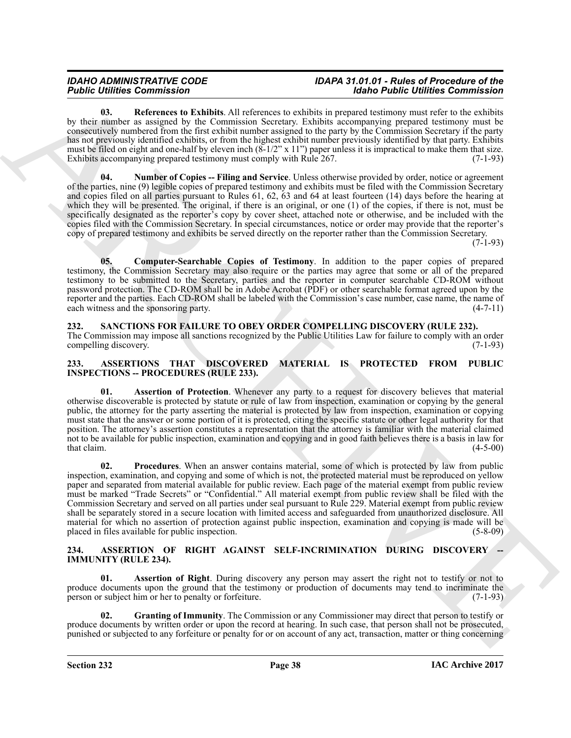**03. References to Exhibits**. All references to exhibits in prepared testimony must refer to the exhibits by their number as assigned by the Commission Secretary. Exhibits accompanying prepared testimony must be consecutively numbered from the first exhibit number assigned to the party by the Commission Secretary if the party has not previously identified exhibits, or from the highest exhibit number previously identified by that party. Exhibits must be filed on eight and one-half by eleven inch (8-1/2" x 11") paper unless it is impractical to make them that size. Exhibits accompanying prepared testimony must comply with Rule 267. (7-1-93)

**04. Number of Copies -- Filing and Service**. Unless otherwise provided by order, notice or agreement of the parties, nine (9) legible copies of prepared testimony and exhibits must be filed with the Commission Secretary and copies filed on all parties pursuant to Rules 61, 62, 63 and 64 at least fourteen (14) days before the hearing at which they will be presented. The original, if there is an original, or one (1) of the copies, if there is not, must be specifically designated as the reporter's copy by cover sheet, attached note or otherwise, and be included with the copies filed with the Commission Secretary. In special circumstances, notice or order may provide that the reporter's copy of prepared testimony and exhibits be served directly on the reporter rather than the Commission Secretary. (7-1-93)

**05. Computer-Searchable Copies of Testimony**. In addition to the paper copies of prepared testimony, the Commission Secretary may also require or the parties may agree that some or all of the prepared testimony to be submitted to the Secretary, parties and the reporter in computer searchable CD-ROM without password protection. The CD-ROM shall be in Adobe Acrobat (PDF) or other searchable format agreed upon by the reporter and the parties. Each CD-ROM shall be labeled with the Commission's case number, case name, the name of each witness and the sponsoring party. (4-7-11)

## 232. SANCTIONS FOR FAILURE TO OBEY ORDER COMPELLING DISCOVERY (RULE 232).

The Commission may impose all sanctions recognized by the Public Utilities Law for failure to comply with an order compelling discovery. (7-1-93)

## 233. ASSERTIONS THAT DISCOVERED MATERIAL IS PROTECTED FROM PUBLIC INSPECTIONS -- PROCEDURES (RULE 233).

**01. Assertion of Protection**. Whenever any party to a request for discovery believes that material otherwise discoverable is protected by statute or rule of law from inspection, examination or copying by the general public, the attorney for the party asserting the material is protected by law from inspection, examination or copying must state that the answer or some portion of it is protected, citing the specific statute or other legal authority for that position. The attorney's assertion constitutes a representation that the attorney is familiar with the material claimed not to be available for public inspection, examination and copying and in good faith believes there is a basis in law for that claim. (4-5-00)

**02. Procedures**. When an answer contains material, some of which is protected by law from public inspection, examination, and copying and some of which is not, the protected material must be reproduced on yellow paper and separated from material available for public review. Each page of the material exempt from public review must be marked "Trade Secrets" or "Confidential." All material exempt from public review shall be filed with the Commission Secretary and served on all parties under seal pursuant to Rule 229. Material exempt from public review shall be separately stored in a secure location with limited access and safeguarded from unauthorized disclosure. All material for which no assertion of protection against public inspection, examination and copying is made will be placed in files available for public inspection. (5-8-09)

## 234. ASSERTION OF RIGHT AGAINST SELF-INCRIMINATION DURING DISCOVERY -- IMMUNITY (RULE 234).

**01. Assertion of Right**. During discovery any person may assert the right not to testify or not to produce documents upon the ground that the testimony or production of documents may tend to incriminate the person or subject him or her to penalty or forfeiture. (7-1-93)

**02. Granting of Immunity**. The Commission or any Commissioner may direct that person to testify or produce documents by written order or upon the record at hearing. In such case, that person shall not be prosecuted, punished or subjected to any forfeiture or penalty for or on account of any act, transaction, matter or thing concerning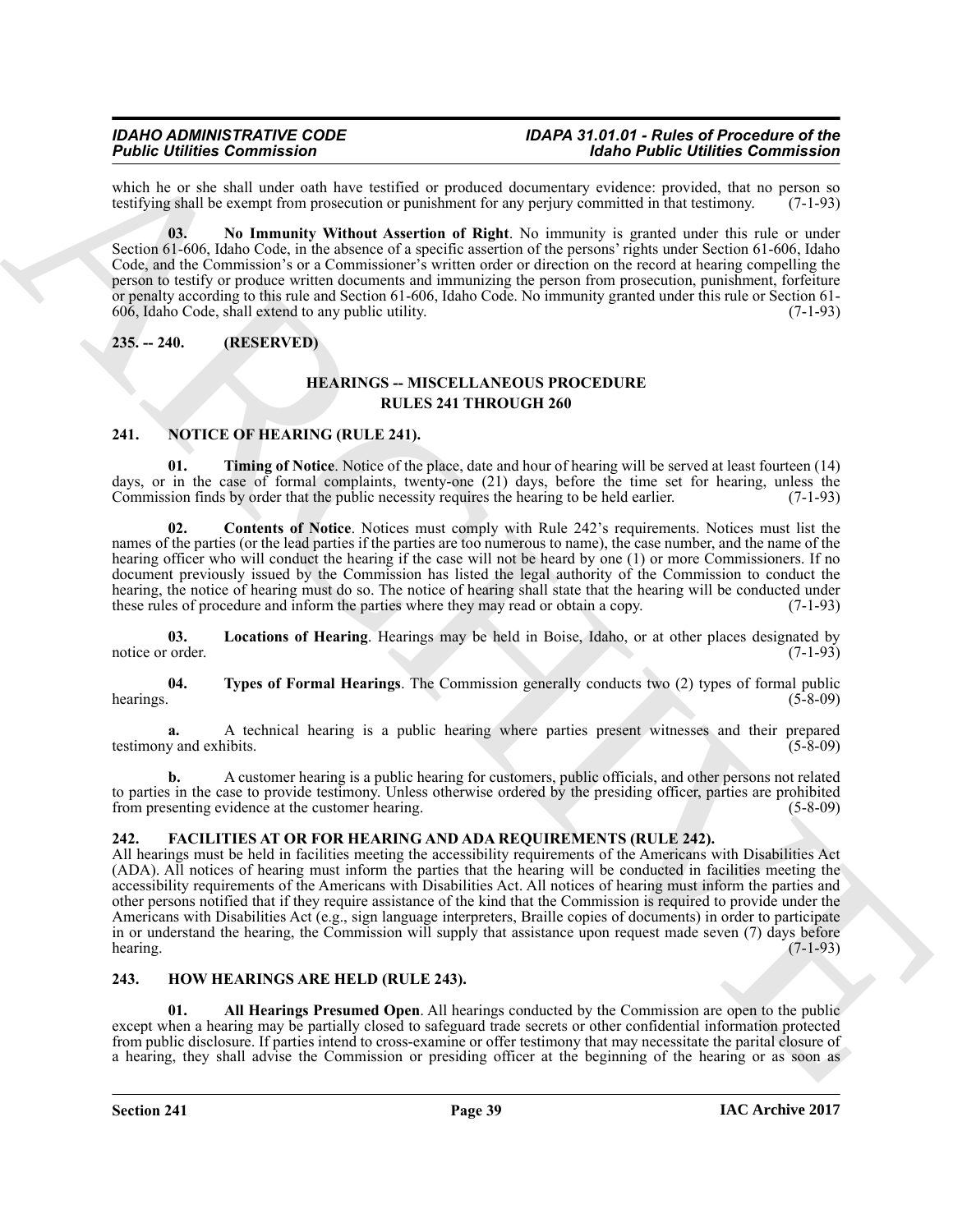which he or she shall under oath have testified or produced documentary evidence: provided, that no person so testifying shall be exempt from prosecution or punishment for any perjury committed in that testimony. (7-1-93)

**03. No Immunity Without Assertion of Right**. No immunity is granted under this rule or under Section 61-606, Idaho Code, in the absence of a specific assertion of the persons' rights under Section 61-606, Idaho Code, and the Commission's or a Commissioner's written order or direction on the record at hearing compelling the person to testify or produce written documents and immunizing the person from prosecution, punishment, forfeiture or penalty according to this rule and Section 61-606, Idaho Code. No immunity granted under this rule or Section 61-606, Idaho Code, shall extend to any public utility. (7-1-93)

## 235. -- 240. (RESERVED)

## HEARINGS -- MISCELLANEOUS PROCEDURE RULES 241 THROUGH 260

## 241. NOTICE OF HEARING (RULE 241).

**01. Timing of Notice**. Notice of the place, date and hour of hearing will be served at least fourteen (14) days, or in the case of formal complaints, twenty-one (21) days, before the time set for hearing, unless the Commission finds by order that the public necessity requires the hearing to be held earlier. (7-1-93)

**02. Contents of Notice**. Notices must comply with Rule 242's requirements. Notices must list the names of the parties (or the lead parties if the parties are too numerous to name), the case number, and the name of the hearing officer who will conduct the hearing if the case will not be heard by one (1) or more Commissioners. If no document previously issued by the Commission has listed the legal authority of the Commission to conduct the hearing, the notice of hearing must do so. The notice of hearing shall state that the hearing will be conducted under these rules of procedure and inform the parties where they may read or obtain a copy. (7-1-93)

**03. Locations of Hearing**. Hearings may be held in Boise, Idaho, or at other places designated by notice or order. (7-1-93)

**04. Types of Formal Hearings**. The Commission generally conducts two (2) types of formal public hearings. (5-8-09)

**a.** A technical hearing is a public hearing where parties present witnesses and their prepared testimony and exhibits. (5-8-09)

**b.** A customer hearing is a public hearing for customers, public officials, and other persons not related to parties in the case to provide testimony. Unless otherwise ordered by the presiding officer, parties are prohibited from presenting evidence at the customer hearing. (5-8-09)

## 242. FACILITIES AT OR FOR HEARING AND ADA REQUIREMENTS (RULE 242).

All hearings must be held in facilities meeting the accessibility requirements of the Americans with Disabilities Act (ADA). All notices of hearing must inform the parties that the hearing will be conducted in facilities meeting the accessibility requirements of the Americans with Disabilities Act. All notices of hearing must inform the parties and other persons notified that if they require assistance of the kind that the Commission is required to provide under the Americans with Disabilities Act (e.g., sign language interpreters, Braille copies of documents) in order to participate in or understand the hearing, the Commission will supply that assistance upon request made seven (7) days before hearing. (7-1-93)

## 243. HOW HEARINGS ARE HELD (RULE 243).

**01. All Hearings Presumed Open**. All hearings conducted by the Commission are open to the public except when a hearing may be partially closed to safeguard trade secrets or other confidential information protected from public disclosure. If parties intend to cross-examine or offer testimony that may necessitate the parital closure of a hearing, they shall advise the Commission or presiding officer at the beginning of the hearing or as soon as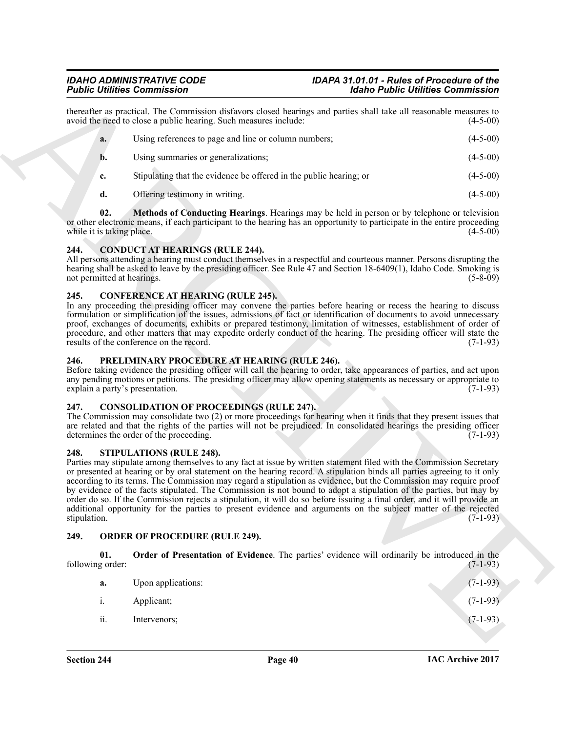thereafter as practical. The Commission disfavors closed hearings and parties shall take all reasonable measures to avoid the need to close a public hearing. Such measures include: (4-5-00)

**a.** Using references to page and line or column numbers; (4-5-00)

**b.** Using summaries or generalizations; (4-5-00)

**c.** Stipulating that the evidence be offered in the public hearing; or (4-5-00)

**d.** Offering testimony in writing. (4-5-00)

**02. Methods of Conducting Hearings**. Hearings may be held in person or by telephone or television or other electronic means, if each participant to the hearing has an opportunity to participate in the entire proceeding while it is taking place. (4-5-00)

## 244. CONDUCT AT HEARINGS (RULE 244).

All persons attending a hearing must conduct themselves in a respectful and courteous manner. Persons disrupting the hearing shall be asked to leave by the presiding officer. See Rule 47 and Section 18-6409(1), Idaho Code. Smoking is not permitted at hearings. (5-8-09)

## 245. CONFERENCE AT HEARING (RULE 245).

In any proceeding the presiding officer may convene the parties before hearing or recess the hearing to discuss formulation or simplification of the issues, admissions of fact or identification of documents to avoid unnecessary proof, exchanges of documents, exhibits or prepared testimony, limitation of witnesses, establishment of order of procedure, and other matters that may expedite orderly conduct of the hearing. The presiding officer will state the results of the conference on the record. (7-1-93)

## 246. PRELIMINARY PROCEDURE AT HEARING (RULE 246).

Before taking evidence the presiding officer will call the hearing to order, take appearances of parties, and act upon any pending motions or petitions. The presiding officer may allow opening statements as necessary or appropriate to explain a party's presentation. (7-1-93)

## 247. CONSOLIDATION OF PROCEEDINGS (RULE 247).

The Commission may consolidate two (2) or more proceedings for hearing when it finds that they present issues that are related and that the rights of the parties will not be prejudiced. In consolidated hearings the presiding officer determines the order of the proceeding. (7-1-93)

## 248. STIPULATIONS (RULE 248).

Parties may stipulate among themselves to any fact at issue by written statement filed with the Commission Secretary or presented at hearing or by oral statement on the hearing record. A stipulation binds all parties agreeing to it only according to its terms. The Commission may regard a stipulation as evidence, but the Commission may require proof by evidence of the facts stipulated. The Commission is not bound to adopt a stipulation of the parties, but may by order do so. If the Commission rejects a stipulation, it will do so before issuing a final order, and it will provide an additional opportunity for the parties to present evidence and arguments on the subject matter of the rejected stipulation. (7-1-93)

## 249. ORDER OF PROCEDURE (RULE 249).

**01. Order of Presentation of Evidence**. The parties' evidence will ordinarily be introduced in the following order: (7-1-93)

**a.** Upon applications: (7-1-93)

i. Applicant; (7-1-93)

ii. Intervenors; (7-1-93)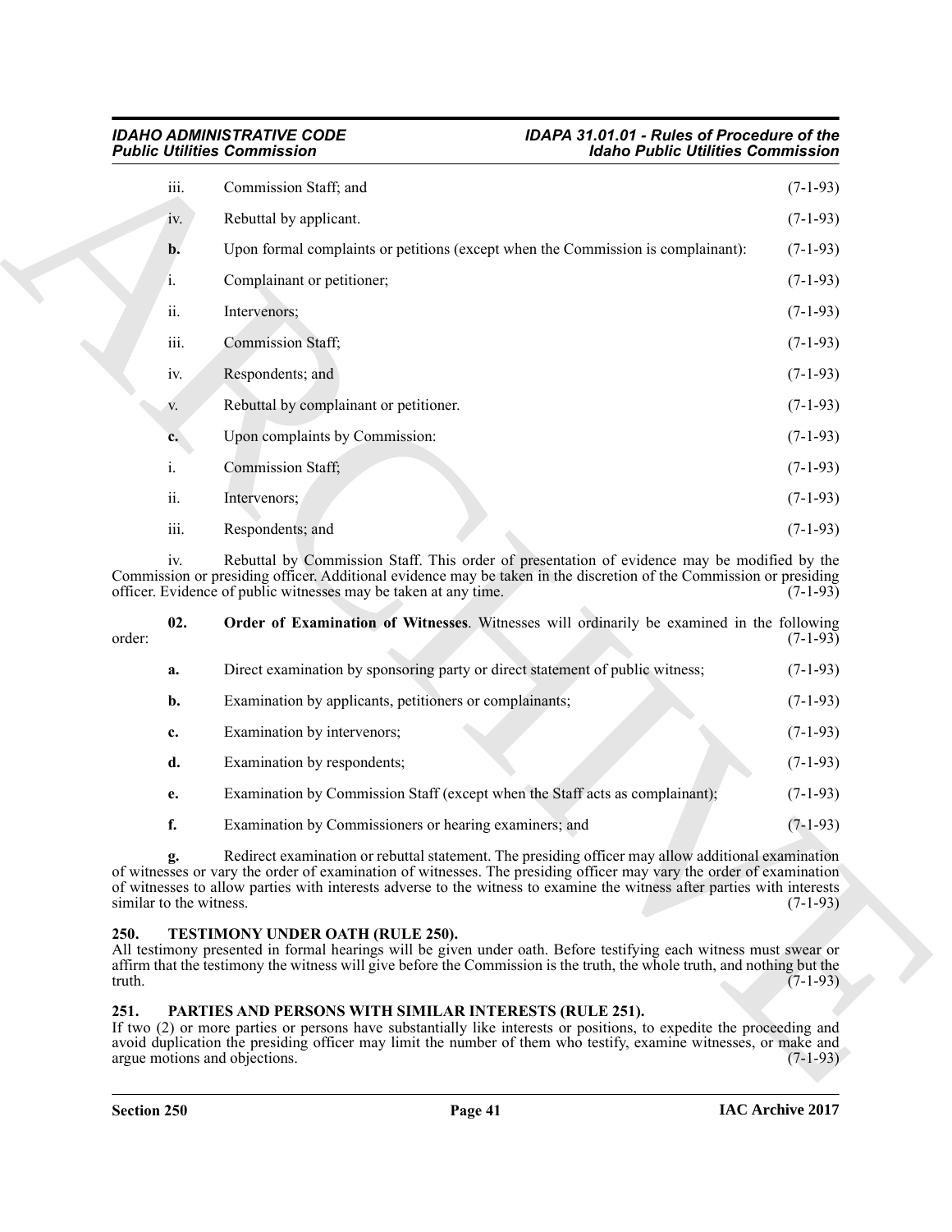iii. Commission Staff; and (7-1-93)

iv. Rebuttal by applicant. (7-1-93)

**b.** Upon formal complaints or petitions (except when the Commission is complainant): (7-1-93)

i. Complainant or petitioner; (7-1-93)

ii. Intervenors; (7-1-93)

iii. Commission Staff; (7-1-93)

iv. Respondents; and (7-1-93)

v. Rebuttal by complainant or petitioner. (7-1-93)

**c.** Upon complaints by Commission: (7-1-93)

i. Commission Staff; (7-1-93)

ii. Intervenors; (7-1-93)

iii. Respondents; and (7-1-93)

iv. Rebuttal by Commission Staff. This order of presentation of evidence may be modified by the Commission or presiding officer. Additional evidence may be taken in the discretion of the Commission or presiding officer. Evidence of public witnesses may be taken at any time. (7-1-93)

**02. Order of Examination of Witnesses**. Witnesses will ordinarily be examined in the following order: (7-1-93)

**a.** Direct examination by sponsoring party or direct statement of public witness; (7-1-93)

**b.** Examination by applicants, petitioners or complainants; (7-1-93)

**c.** Examination by intervenors; (7-1-93)

**d.** Examination by respondents; (7-1-93)

**e.** Examination by Commission Staff (except when the Staff acts as complainant); (7-1-93)

**f.** Examination by Commissioners or hearing examiners; and (7-1-93)

**g.** Redirect examination or rebuttal statement. The presiding officer may allow additional examination of witnesses or vary the order of examination of witnesses. The presiding officer may vary the order of examination of witnesses to allow parties with interests adverse to the witness to examine the witness after parties with interests similar to the witness. (7-1-93)

### 250. TESTIMONY UNDER OATH (RULE 250).

All testimony presented in formal hearings will be given under oath. Before testifying each witness must swear or affirm that the testimony the witness will give before the Commission is the truth, the whole truth, and nothing but the truth. (7-1-93)

### 251. PARTIES AND PERSONS WITH SIMILAR INTERESTS (RULE 251).

If two (2) or more parties or persons have substantially like interests or positions, to expedite the proceeding and avoid duplication the presiding officer may limit the number of them who testify, examine witnesses, or make and argue motions and objections. (7-1-93)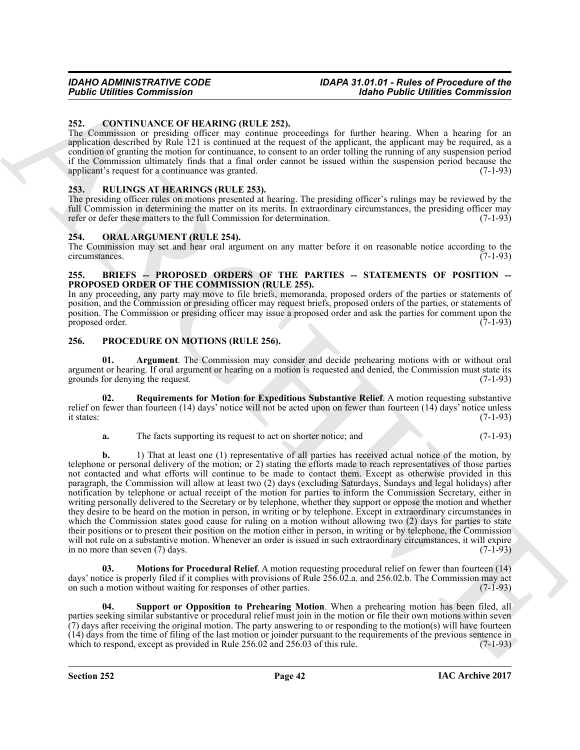## 252. CONTINUANCE OF HEARING (RULE 252).

The Commission or presiding officer may continue proceedings for further hearing. When a hearing for an application described by Rule 121 is continued at the request of the applicant, the applicant may be required, as a condition of granting the motion for continuance, to consent to an order tolling the running of any suspension period if the Commission ultimately finds that a final order cannot be issued within the suspension period because the applicant's request for a continuance was granted. (7-1-93)

## 253. RULINGS AT HEARINGS (RULE 253).

The presiding officer rules on motions presented at hearing. The presiding officer's rulings may be reviewed by the full Commission in determining the matter on its merits. In extraordinary circumstances, the presiding officer may refer or defer these matters to the full Commission for determination. (7-1-93)

## 254. ORAL ARGUMENT (RULE 254).

The Commission may set and hear oral argument on any matter before it on reasonable notice according to the circumstances. (7-1-93)

## 255. BRIEFS -- PROPOSED ORDERS OF THE PARTIES -- STATEMENTS OF POSITION -- PROPOSED ORDER OF THE COMMISSION (RULE 255).

In any proceeding, any party may move to file briefs, memoranda, proposed orders of the parties or statements of position, and the Commission or presiding officer may request briefs, proposed orders of the parties, or statements of position. The Commission or presiding officer may issue a proposed order and ask the parties for comment upon the proposed order. (7-1-93)

## 256. PROCEDURE ON MOTIONS (RULE 256).

**01. Argument**. The Commission may consider and decide prehearing motions with or without oral argument or hearing. If oral argument or hearing on a motion is requested and denied, the Commission must state its grounds for denying the request. (7-1-93)

**02. Requirements for Motion for Expeditious Substantive Relief**. A motion requesting substantive relief on fewer than fourteen (14) days' notice will not be acted upon on fewer than fourteen (14) days' notice unless it states: (7-1-93)

**a.** The facts supporting its request to act on shorter notice; and (7-1-93)

**b.** 1) That at least one (1) representative of all parties has received actual notice of the motion, by telephone or personal delivery of the motion; or 2) stating the efforts made to reach representatives of those parties not contacted and what efforts will continue to be made to contact them. Except as otherwise provided in this paragraph, the Commission will allow at least two (2) days (excluding Saturdays, Sundays and legal holidays) after notification by telephone or actual receipt of the motion for parties to inform the Commission Secretary, either in writing personally delivered to the Secretary or by telephone, whether they support or oppose the motion and whether they desire to be heard on the motion in person, in writing or by telephone. Except in extraordinary circumstances in which the Commission states good cause for ruling on a motion without allowing two (2) days for parties to state their positions or to present their position on the motion either in person, in writing or by telephone, the Commission will not rule on a substantive motion. Whenever an order is issued in such extraordinary circumstances, it will expire in no more than seven (7) days. (7-1-93)

**03. Motions for Procedural Relief**. A motion requesting procedural relief on fewer than fourteen (14) days' notice is properly filed if it complies with provisions of Rule 256.02.a. and 256.02.b. The Commission may act on such a motion without waiting for responses of other parties. (7-1-93)

**04. Support or Opposition to Prehearing Motion**. When a prehearing motion has been filed, all parties seeking similar substantive or procedural relief must join in the motion or file their own motions within seven (7) days after receiving the original motion. The party answering to or responding to the motion(s) will have fourteen (14) days from the time of filing of the last motion or joinder pursuant to the requirements of the previous sentence in which to respond, except as provided in Rule 256.02 and 256.03 of this rule. (7-1-93)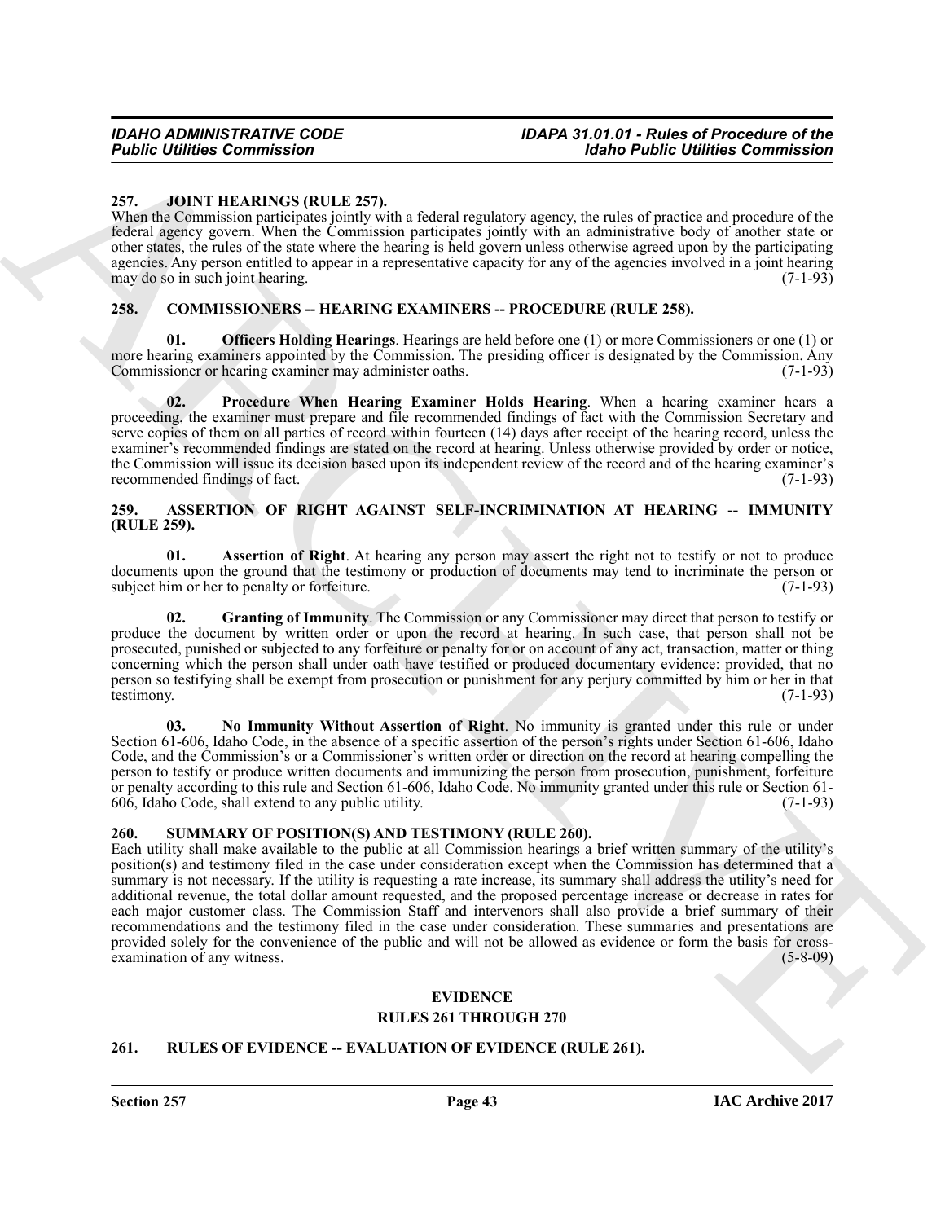### 257. JOINT HEARINGS (RULE 257).

When the Commission participates jointly with a federal regulatory agency, the rules of practice and procedure of the federal agency govern. When the Commission participates jointly with an administrative body of another state or other states, the rules of the state where the hearing is held govern unless otherwise agreed upon by the participating agencies. Any person entitled to appear in a representative capacity for any of the agencies involved in a joint hearing may do so in such joint hearing. (7-1-93)

### 258. COMMISSIONERS -- HEARING EXAMINERS -- PROCEDURE (RULE 258).

**01. Officers Holding Hearings**. Hearings are held before one (1) or more Commissioners or one (1) or more hearing examiners appointed by the Commission. The presiding officer is designated by the Commission. Any Commissioner or hearing examiner may administer oaths. (7-1-93)

**02. Procedure When Hearing Examiner Holds Hearing**. When a hearing examiner hears a proceeding, the examiner must prepare and file recommended findings of fact with the Commission Secretary and serve copies of them on all parties of record within fourteen (14) days after receipt of the hearing record, unless the examiner's recommended findings are stated on the record at hearing. Unless otherwise provided by order or notice, the Commission will issue its decision based upon its independent review of the record and of the hearing examiner's recommended findings of fact. (7-1-93)

### 259. ASSERTION OF RIGHT AGAINST SELF-INCRIMINATION AT HEARING -- IMMUNITY (RULE 259).

**01. Assertion of Right**. At hearing any person may assert the right not to testify or not to produce documents upon the ground that the testimony or production of documents may tend to incriminate the person or subject him or her to penalty or forfeiture. (7-1-93)

**02. Granting of Immunity**. The Commission or any Commissioner may direct that person to testify or produce the document by written order or upon the record at hearing. In such case, that person shall not be prosecuted, punished or subjected to any forfeiture or penalty for or on account of any act, transaction, matter or thing concerning which the person shall under oath have testified or produced documentary evidence: provided, that no person so testifying shall be exempt from prosecution or punishment for any perjury committed by him or her in that testimony. (7-1-93)

**03. No Immunity Without Assertion of Right**. No immunity is granted under this rule or under Section 61-606, Idaho Code, in the absence of a specific assertion of the person's rights under Section 61-606, Idaho Code, and the Commission's or a Commissioner's written order or direction on the record at hearing compelling the person to testify or produce written documents and immunizing the person from prosecution, punishment, forfeiture or penalty according to this rule and Section 61-606, Idaho Code. No immunity granted under this rule or Section 61-606, Idaho Code, shall extend to any public utility. (7-1-93)

### 260. SUMMARY OF POSITION(S) AND TESTIMONY (RULE 260).

Each utility shall make available to the public at all Commission hearings a brief written summary of the utility's position(s) and testimony filed in the case under consideration except when the Commission has determined that a summary is not necessary. If the utility is requesting a rate increase, its summary shall address the utility's need for additional revenue, the total dollar amount requested, and the proposed percentage increase or decrease in rates for each major customer class. The Commission Staff and intervenors shall also provide a brief summary of their recommendations and the testimony filed in the case under consideration. These summaries and presentations are provided solely for the convenience of the public and will not be allowed as evidence or form the basis for cross-examination of any witness. (5-8-09)

## EVIDENCE
## RULES 261 THROUGH 270

### 261. RULES OF EVIDENCE -- EVALUATION OF EVIDENCE (RULE 261).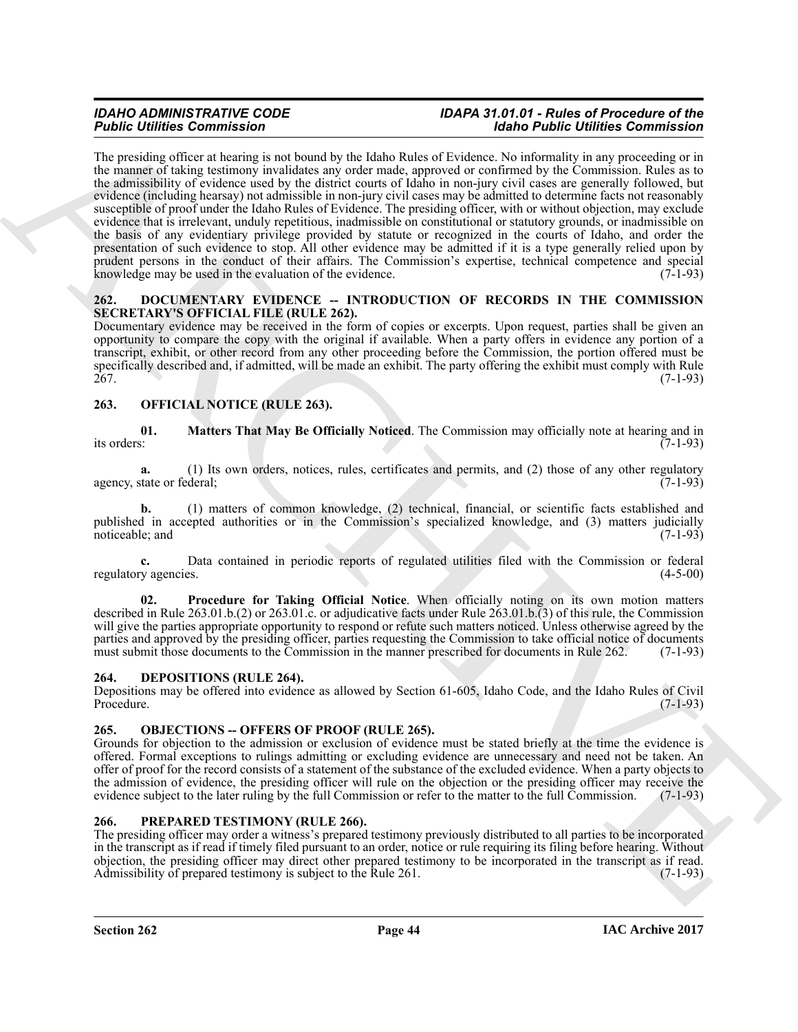The presiding officer at hearing is not bound by the Idaho Rules of Evidence. No informality in any proceeding or in the manner of taking testimony invalidates any order made, approved or confirmed by the Commission. Rules as to the admissibility of evidence used by the district courts of Idaho in non-jury civil cases are generally followed, but evidence (including hearsay) not admissible in non-jury civil cases may be admitted to determine facts not reasonably susceptible of proof under the Idaho Rules of Evidence. The presiding officer, with or without objection, may exclude evidence that is irrelevant, unduly repetitious, inadmissible on constitutional or statutory grounds, or inadmissible on the basis of any evidentiary privilege provided by statute or recognized in the courts of Idaho, and order the presentation of such evidence to stop. All other evidence may be admitted if it is a type generally relied upon by prudent persons in the conduct of their affairs. The Commission's expertise, technical competence and special knowledge may be used in the evaluation of the evidence. (7-1-93)

## 262. DOCUMENTARY EVIDENCE -- INTRODUCTION OF RECORDS IN THE COMMISSION SECRETARY'S OFFICIAL FILE (RULE 262).

Documentary evidence may be received in the form of copies or excerpts. Upon request, parties shall be given an opportunity to compare the copy with the original if available. When a party offers in evidence any portion of a transcript, exhibit, or other record from any other proceeding before the Commission, the portion offered must be specifically described and, if admitted, will be made an exhibit. The party offering the exhibit must comply with Rule 267. (7-1-93)

## 263. OFFICIAL NOTICE (RULE 263).

**01. Matters That May Be Officially Noticed**. The Commission may officially note at hearing and in its orders: (7-1-93)

**a.** (1) Its own orders, notices, rules, certificates and permits, and (2) those of any other regulatory agency, state or federal; (7-1-93)

**b.** (1) matters of common knowledge, (2) technical, financial, or scientific facts established and published in accepted authorities or in the Commission's specialized knowledge, and (3) matters judicially noticeable; and (7-1-93)

**c.** Data contained in periodic reports of regulated utilities filed with the Commission or federal regulatory agencies. (4-5-00)

**02. Procedure for Taking Official Notice**. When officially noting on its own motion matters described in Rule 263.01.b.(2) or 263.01.c. or adjudicative facts under Rule 263.01.b.(3) of this rule, the Commission will give the parties appropriate opportunity to respond or refute such matters noticed. Unless otherwise agreed by the parties and approved by the presiding officer, parties requesting the Commission to take official notice of documents must submit those documents to the Commission in the manner prescribed for documents in Rule 262. (7-1-93)

## 264. DEPOSITIONS (RULE 264).

Depositions may be offered into evidence as allowed by Section 61-605, Idaho Code, and the Idaho Rules of Civil Procedure. (7-1-93)

## 265. OBJECTIONS -- OFFERS OF PROOF (RULE 265).

Grounds for objection to the admission or exclusion of evidence must be stated briefly at the time the evidence is offered. Formal exceptions to rulings admitting or excluding evidence are unnecessary and need not be taken. An offer of proof for the record consists of a statement of the substance of the excluded evidence. When a party objects to the admission of evidence, the presiding officer will rule on the objection or the presiding officer may receive the evidence subject to the later ruling by the full Commission or refer to the matter to the full Commission. (7-1-93)

## 266. PREPARED TESTIMONY (RULE 266).

The presiding officer may order a witness's prepared testimony previously distributed to all parties to be incorporated in the transcript as if read if timely filed pursuant to an order, notice or rule requiring its filing before hearing. Without objection, the presiding officer may direct other prepared testimony to be incorporated in the transcript as if read. Admissibility of prepared testimony is subject to the Rule 261. (7-1-93)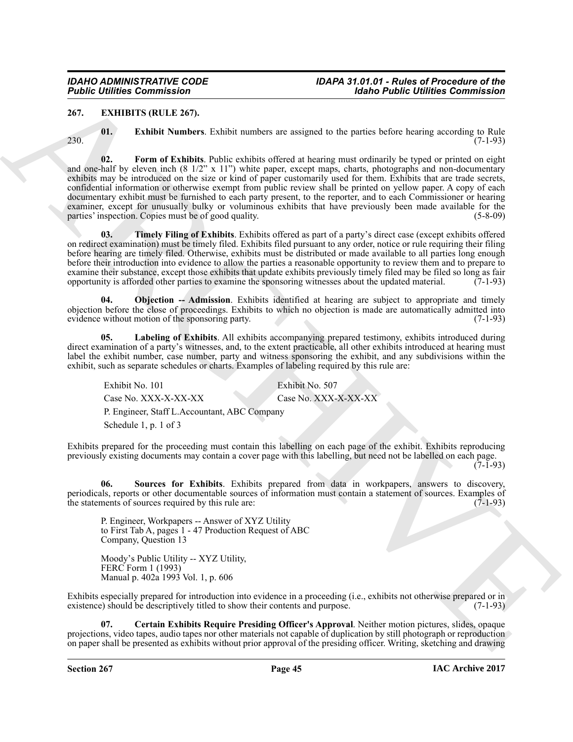## 267. EXHIBITS (RULE 267).

**01. Exhibit Numbers**. Exhibit numbers are assigned to the parties before hearing according to Rule 230. (7-1-93)

**02. Form of Exhibits**. Public exhibits offered at hearing must ordinarily be typed or printed on eight and one-half by eleven inch (8 1/2" x 11") white paper, except maps, charts, photographs and non-documentary exhibits may be introduced on the size or kind of paper customarily used for them. Exhibits that are trade secrets, confidential information or otherwise exempt from public review shall be printed on yellow paper. A copy of each documentary exhibit must be furnished to each party present, to the reporter, and to each Commissioner or hearing examiner, except for unusually bulky or voluminous exhibits that have previously been made available for the parties' inspection. Copies must be of good quality. (5-8-09)

**03. Timely Filing of Exhibits**. Exhibits offered as part of a party's direct case (except exhibits offered on redirect examination) must be timely filed. Exhibits filed pursuant to any order, notice or rule requiring their filing before hearing are timely filed. Otherwise, exhibits must be distributed or made available to all parties long enough before their introduction into evidence to allow the parties a reasonable opportunity to review them and to prepare to examine their substance, except those exhibits that update exhibits previously timely filed may be filed so long as fair opportunity is afforded other parties to examine the sponsoring witnesses about the updated material. (7-1-93)

**04. Objection -- Admission**. Exhibits identified at hearing are subject to appropriate and timely objection before the close of proceedings. Exhibits to which no objection is made are automatically admitted into evidence without motion of the sponsoring party. (7-1-93)

**05. Labeling of Exhibits**. All exhibits accompanying prepared testimony, exhibits introduced during direct examination of a party's witnesses, and, to the extent practicable, all other exhibits introduced at hearing must label the exhibit number, case number, party and witness sponsoring the exhibit, and any subdivisions within the exhibit, such as separate schedules or charts. Examples of labeling required by this rule are:

| | |
|---|---|
| Exhibit No. 101 | Exhibit No. 507 |
| Case No. XXX-X-XX-XX | Case No. XXX-X-XX-XX |
| P. Engineer, Staff | L.Accountant, ABC Company |
| Schedule 1, p. 1 of 3 | |

Exhibits prepared for the proceeding must contain this labelling on each page of the exhibit. Exhibits reproducing previously existing documents may contain a cover page with this labelling, but need not be labelled on each page. (7-1-93)

**06. Sources for Exhibits**. Exhibits prepared from data in workpapers, answers to discovery, periodicals, reports or other documentable sources of information must contain a statement of sources. Examples of the statements of sources required by this rule are: (7-1-93)

P. Engineer, Workpapers -- Answer of XYZ Utility to First Tab A, pages 1 - 47 Production Request of ABC Company, Question 13

Moody's Public Utility -- XYZ Utility, FERC Form 1 (1993) Manual p. 402a 1993 Vol. 1, p. 606

Exhibits especially prepared for introduction into evidence in a proceeding (i.e., exhibits not otherwise prepared or in existence) should be descriptively titled to show their contents and purpose. (7-1-93)

**07. Certain Exhibits Require Presiding Officer's Approval**. Neither motion pictures, slides, opaque projections, video tapes, audio tapes nor other materials not capable of duplication by still photograph or reproduction on paper shall be presented as exhibits without prior approval of the presiding officer. Writing, sketching and drawing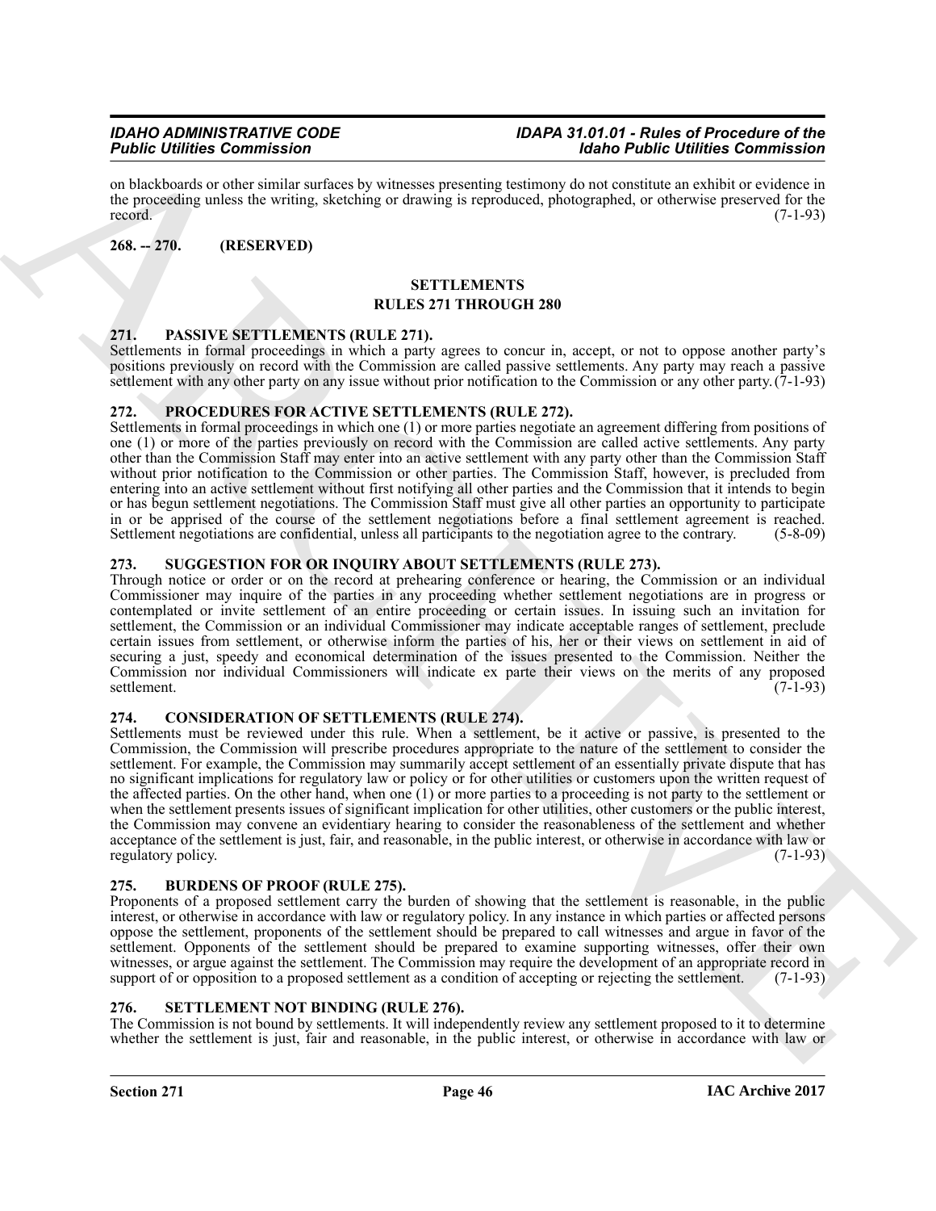on blackboards or other similar surfaces by witnesses presenting testimony do not constitute an exhibit or evidence in the proceeding unless the writing, sketching or drawing is reproduced, photographed, or otherwise preserved for the record. (7-1-93)

## 268. -- 270. (RESERVED)

## SETTLEMENTS
## RULES 271 THROUGH 280

### 271. PASSIVE SETTLEMENTS (RULE 271).

Settlements in formal proceedings in which a party agrees to concur in, accept, or not to oppose another party's positions previously on record with the Commission are called passive settlements. Any party may reach a passive settlement with any other party on any issue without prior notification to the Commission or any other party. (7-1-93)

### 272. PROCEDURES FOR ACTIVE SETTLEMENTS (RULE 272).

Settlements in formal proceedings in which one (1) or more parties negotiate an agreement differing from positions of one (1) or more of the parties previously on record with the Commission are called active settlements. Any party other than the Commission Staff may enter into an active settlement with any party other than the Commission Staff without prior notification to the Commission or other parties. The Commission Staff, however, is precluded from entering into an active settlement without first notifying all other parties and the Commission that it intends to begin or has begun settlement negotiations. The Commission Staff must give all other parties an opportunity to participate in or be apprised of the course of the settlement negotiations before a final settlement agreement is reached. Settlement negotiations are confidential, unless all participants to the negotiation agree to the contrary. (5-8-09)

### 273. SUGGESTION FOR OR INQUIRY ABOUT SETTLEMENTS (RULE 273).

Through notice or order or on the record at prehearing conference or hearing, the Commission or an individual Commissioner may inquire of the parties in any proceeding whether settlement negotiations are in progress or contemplated or invite settlement of an entire proceeding or certain issues. In issuing such an invitation for settlement, the Commission or an individual Commissioner may indicate acceptable ranges of settlement, preclude certain issues from settlement, or otherwise inform the parties of his, her or their views on settlement in aid of securing a just, speedy and economical determination of the issues presented to the Commission. Neither the Commission nor individual Commissioners will indicate ex parte their views on the merits of any proposed settlement. (7-1-93)

### 274. CONSIDERATION OF SETTLEMENTS (RULE 274).

Settlements must be reviewed under this rule. When a settlement, be it active or passive, is presented to the Commission, the Commission will prescribe procedures appropriate to the nature of the settlement to consider the settlement. For example, the Commission may summarily accept settlement of an essentially private dispute that has no significant implications for regulatory law or policy or for other utilities or customers upon the written request of the affected parties. On the other hand, when one (1) or more parties to a proceeding is not party to the settlement or when the settlement presents issues of significant implication for other utilities, other customers or the public interest, the Commission may convene an evidentiary hearing to consider the reasonableness of the settlement and whether acceptance of the settlement is just, fair, and reasonable, in the public interest, or otherwise in accordance with law or regulatory policy. (7-1-93)

### 275. BURDENS OF PROOF (RULE 275).

Proponents of a proposed settlement carry the burden of showing that the settlement is reasonable, in the public interest, or otherwise in accordance with law or regulatory policy. In any instance in which parties or affected persons oppose the settlement, proponents of the settlement should be prepared to call witnesses and argue in favor of the settlement. Opponents of the settlement should be prepared to examine supporting witnesses, offer their own witnesses, or argue against the settlement. The Commission may require the development of an appropriate record in support of or opposition to a proposed settlement as a condition of accepting or rejecting the settlement. (7-1-93)

### 276. SETTLEMENT NOT BINDING (RULE 276).

The Commission is not bound by settlements. It will independently review any settlement proposed to it to determine whether the settlement is just, fair and reasonable, in the public interest, or otherwise in accordance with law or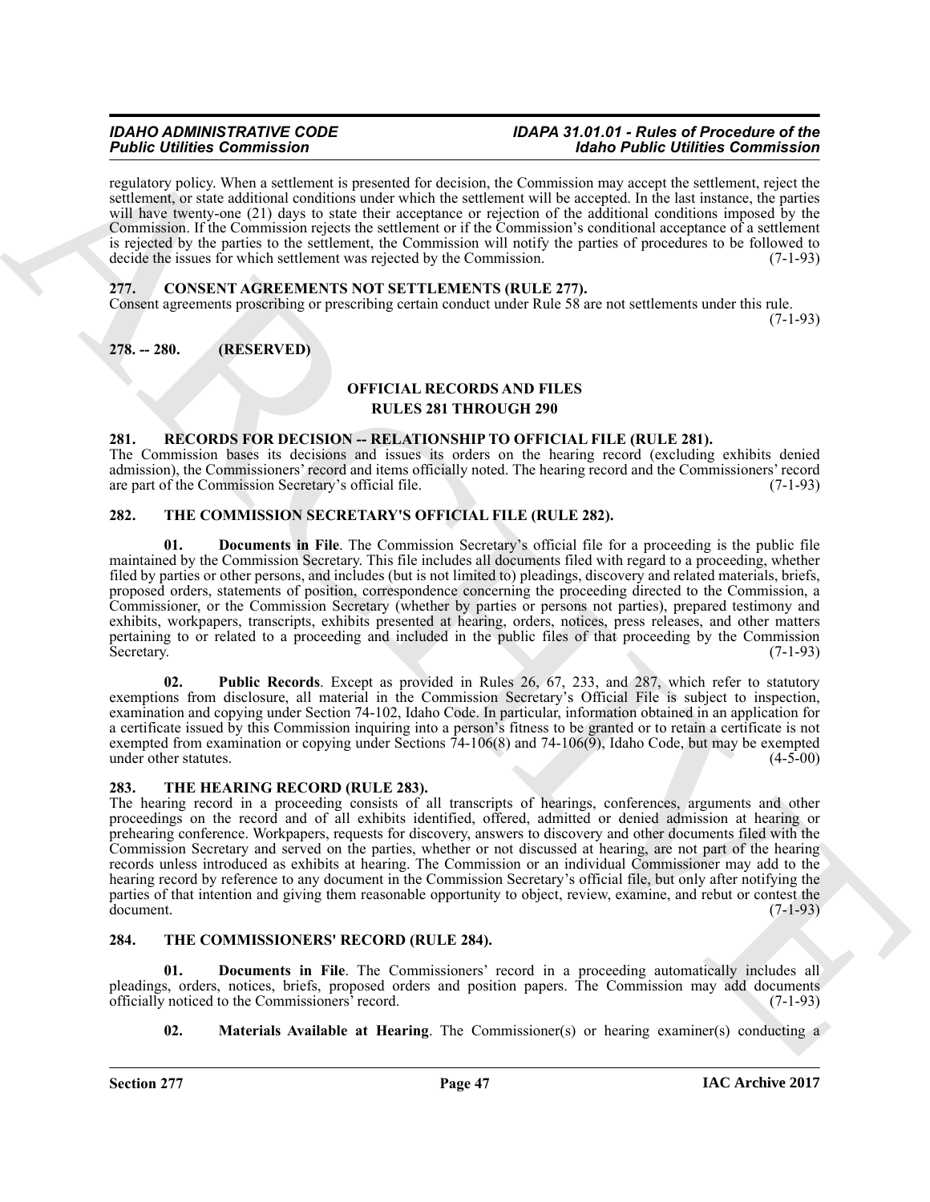regulatory policy. When a settlement is presented for decision, the Commission may accept the settlement, reject the settlement, or state additional conditions under which the settlement will be accepted. In the last instance, the parties will have twenty-one (21) days to state their acceptance or rejection of the additional conditions imposed by the Commission. If the Commission rejects the settlement or if the Commission's conditional acceptance of a settlement is rejected by the parties to the settlement, the Commission will notify the parties of procedures to be followed to decide the issues for which settlement was rejected by the Commission. (7-1-93)

## 277. CONSENT AGREEMENTS NOT SETTLEMENTS (RULE 277).

Consent agreements proscribing or prescribing certain conduct under Rule 58 are not settlements under this rule. (7-1-93)

## 278. -- 280. (RESERVED)

## OFFICIAL RECORDS AND FILES
## RULES 281 THROUGH 290

## 281. RECORDS FOR DECISION -- RELATIONSHIP TO OFFICIAL FILE (RULE 281).

The Commission bases its decisions and issues its orders on the hearing record (excluding exhibits denied admission), the Commissioners' record and items officially noted. The hearing record and the Commissioners' record are part of the Commission Secretary's official file. (7-1-93)

## 282. THE COMMISSION SECRETARY'S OFFICIAL FILE (RULE 282).

**01. Documents in File**. The Commission Secretary's official file for a proceeding is the public file maintained by the Commission Secretary. This file includes all documents filed with regard to a proceeding, whether filed by parties or other persons, and includes (but is not limited to) pleadings, discovery and related materials, briefs, proposed orders, statements of position, correspondence concerning the proceeding directed to the Commission, a Commissioner, or the Commission Secretary (whether by parties or persons not parties), prepared testimony and exhibits, workpapers, transcripts, exhibits presented at hearing, orders, notices, press releases, and other matters pertaining to or related to a proceeding and included in the public files of that proceeding by the Commission Secretary. (7-1-93)

**02. Public Records**. Except as provided in Rules 26, 67, 233, and 287, which refer to statutory exemptions from disclosure, all material in the Commission Secretary's Official File is subject to inspection, examination and copying under Section 74-102, Idaho Code. In particular, information obtained in an application for a certificate issued by this Commission inquiring into a person's fitness to be granted or to retain a certificate is not exempted from examination or copying under Sections 74-106(8) and 74-106(9), Idaho Code, but may be exempted under other statutes. (4-5-00)

## 283. THE HEARING RECORD (RULE 283).

The hearing record in a proceeding consists of all transcripts of hearings, conferences, arguments and other proceedings on the record and of all exhibits identified, offered, admitted or denied admission at hearing or prehearing conference. Workpapers, requests for discovery, answers to discovery and other documents filed with the Commission Secretary and served on the parties, whether or not discussed at hearing, are not part of the hearing records unless introduced as exhibits at hearing. The Commission or an individual Commissioner may add to the hearing record by reference to any document in the Commission Secretary's official file, but only after notifying the parties of that intention and giving them reasonable opportunity to object, review, examine, and rebut or contest the document. (7-1-93)

## 284. THE COMMISSIONERS' RECORD (RULE 284).

**01. Documents in File**. The Commissioners' record in a proceeding automatically includes all pleadings, orders, notices, briefs, proposed orders and position papers. The Commission may add documents officially noticed to the Commissioners' record. (7-1-93)

**02. Materials Available at Hearing**. The Commissioner(s) or hearing examiner(s) conducting a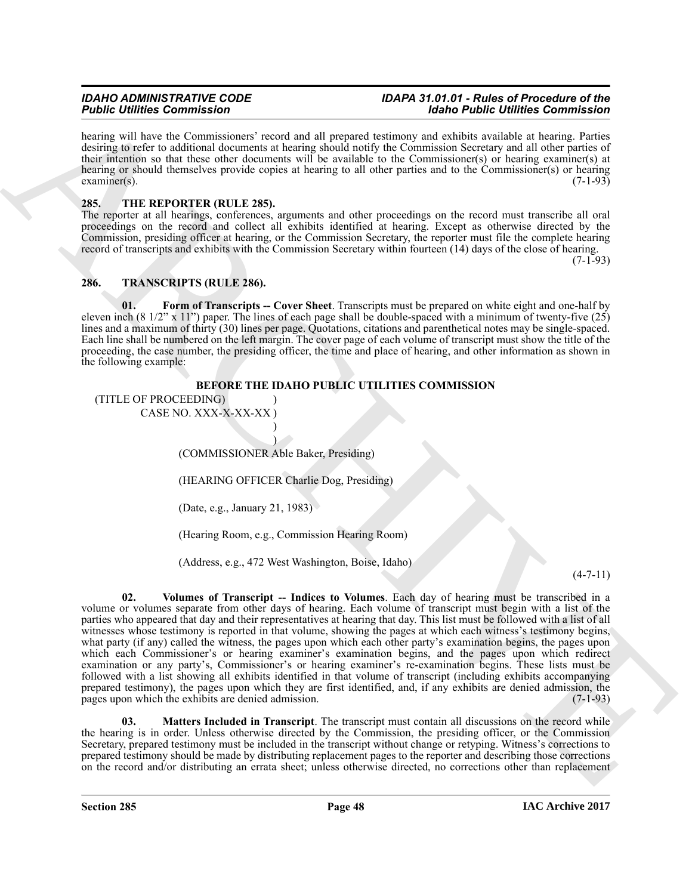hearing will have the Commissioners' record and all prepared testimony and exhibits available at hearing. Parties desiring to refer to additional documents at hearing should notify the Commission Secretary and all other parties of their intention so that these other documents will be available to the Commissioner(s) or hearing examiner(s) at hearing or should themselves provide copies at hearing to all other parties and to the Commissioner(s) or hearing examiner(s). (7-1-93)

## 285. THE REPORTER (RULE 285).

The reporter at all hearings, conferences, arguments and other proceedings on the record must transcribe all oral proceedings on the record and collect all exhibits identified at hearing. Except as otherwise directed by the Commission, presiding officer at hearing, or the Commission Secretary, the reporter must file the complete hearing record of transcripts and exhibits with the Commission Secretary within fourteen (14) days of the close of hearing. (7-1-93)

## 286. TRANSCRIPTS (RULE 286).

**01. Form of Transcripts -- Cover Sheet**. Transcripts must be prepared on white eight and one-half by eleven inch (8 1/2" x 11") paper. The lines of each page shall be double-spaced with a minimum of twenty-five (25) lines and a maximum of thirty (30) lines per page. Quotations, citations and parenthetical notes may be single-spaced. Each line shall be numbered on the left margin. The cover page of each volume of transcript must show the title of the proceeding, the case number, the presiding officer, the time and place of hearing, and other information as shown in the following example:

**BEFORE THE IDAHO PUBLIC UTILITIES COMMISSION**

```
(TITLE OF PROCEEDING)          )
        CASE NO. XXX-X-XX-XX   )
                               )
                               )
```

(COMMISSIONER Able Baker, Presiding)

(HEARING OFFICER Charlie Dog, Presiding)

(Date, e.g., January 21, 1983)

(Hearing Room, e.g., Commission Hearing Room)

(Address, e.g., 472 West Washington, Boise, Idaho)

(4-7-11)

**02. Volumes of Transcript -- Indices to Volumes**. Each day of hearing must be transcribed in a volume or volumes separate from other days of hearing. Each volume of transcript must begin with a list of the parties who appeared that day and their representatives at hearing that day. This list must be followed with a list of all witnesses whose testimony is reported in that volume, showing the pages at which each witness's testimony begins, what party (if any) called the witness, the pages upon which each other party's examination begins, the pages upon which each Commissioner's or hearing examiner's examination begins, and the pages upon which redirect examination or any party's, Commissioner's or hearing examiner's re-examination begins. These lists must be followed with a list showing all exhibits identified in that volume of transcript (including exhibits accompanying prepared testimony), the pages upon which they are first identified, and, if any exhibits are denied admission, the pages upon which the exhibits are denied admission. (7-1-93)

**03. Matters Included in Transcript**. The transcript must contain all discussions on the record while the hearing is in order. Unless otherwise directed by the Commission, the presiding officer, or the Commission Secretary, prepared testimony must be included in the transcript without change or retyping. Witness's corrections to prepared testimony should be made by distributing replacement pages to the reporter and describing those corrections on the record and/or distributing an errata sheet; unless otherwise directed, no corrections other than replacement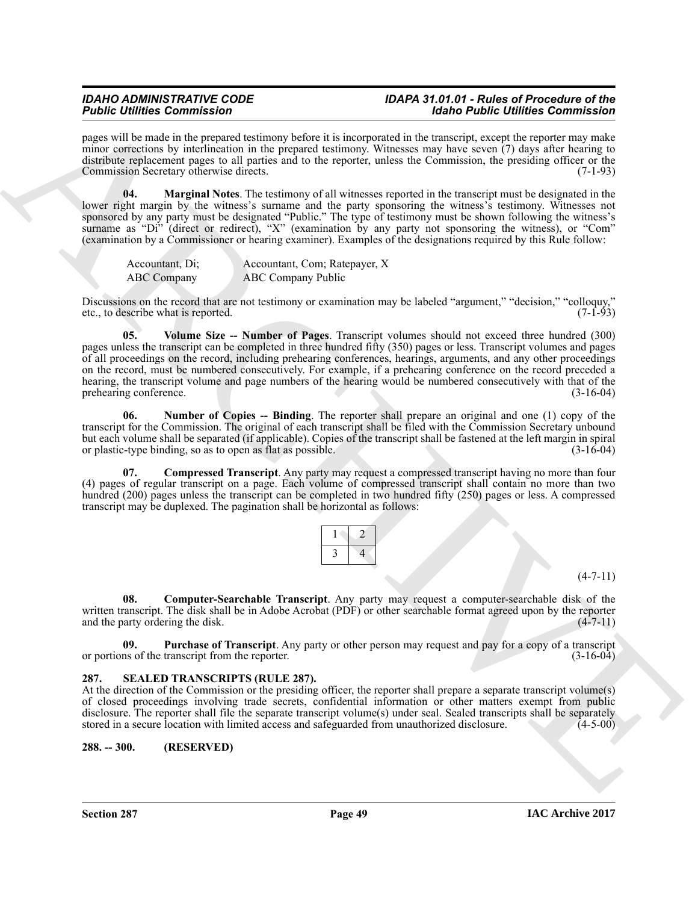pages will be made in the prepared testimony before it is incorporated in the transcript, except the reporter may make minor corrections by interlineation in the prepared testimony. Witnesses may have seven (7) days after hearing to distribute replacement pages to all parties and to the reporter, unless the Commission, the presiding officer or the Commission Secretary otherwise directs. (7-1-93)

**04. Marginal Notes**. The testimony of all witnesses reported in the transcript must be designated in the lower right margin by the witness's surname and the party sponsoring the witness's testimony. Witnesses not sponsored by any party must be designated "Public." The type of testimony must be shown following the witness's surname as "Di" (direct or redirect), "X" (examination by any party not sponsoring the witness), or "Com" (examination by a Commissioner or hearing examiner). Examples of the designations required by this Rule follow:

| | |
|---|---|
| Accountant, Di; | Accountant, Com; Ratepayer, X |
| ABC Company | ABC Company Public |

Discussions on the record that are not testimony or examination may be labeled "argument," "decision," "colloquy," etc., to describe what is reported. (7-1-93)

**05. Volume Size -- Number of Pages**. Transcript volumes should not exceed three hundred (300) pages unless the transcript can be completed in three hundred fifty (350) pages or less. Transcript volumes and pages of all proceedings on the record, including prehearing conferences, hearings, arguments, and any other proceedings on the record, must be numbered consecutively. For example, if a prehearing conference on the record preceded a hearing, the transcript volume and page numbers of the hearing would be numbered consecutively with that of the prehearing conference. (3-16-04)

**06. Number of Copies -- Binding**. The reporter shall prepare an original and one (1) copy of the transcript for the Commission. The original of each transcript shall be filed with the Commission Secretary unbound but each volume shall be separated (if applicable). Copies of the transcript shall be fastened at the left margin in spiral or plastic-type binding, so as to open as flat as possible. (3-16-04)

**07. Compressed Transcript**. Any party may request a compressed transcript having no more than four (4) pages of regular transcript on a page. Each volume of compressed transcript shall contain no more than two hundred (200) pages unless the transcript can be completed in two hundred fifty (250) pages or less. A compressed transcript may be duplexed. The pagination shall be horizontal as follows:

| | |
|---|---|
| 1 | 2 |
| 3 | 4 |

(4-7-11)

**08. Computer-Searchable Transcript**. Any party may request a computer-searchable disk of the written transcript. The disk shall be in Adobe Acrobat (PDF) or other searchable format agreed upon by the reporter and the party ordering the disk. (4-7-11)

**09. Purchase of Transcript**. Any party or other person may request and pay for a copy of a transcript or portions of the transcript from the reporter. (3-16-04)

## 287. SEALED TRANSCRIPTS (RULE 287).

At the direction of the Commission or the presiding officer, the reporter shall prepare a separate transcript volume(s) of closed proceedings involving trade secrets, confidential information or other matters exempt from public disclosure. The reporter shall file the separate transcript volume(s) under seal. Sealed transcripts shall be separately stored in a secure location with limited access and safeguarded from unauthorized disclosure. (4-5-00)

## 288. -- 300. (RESERVED)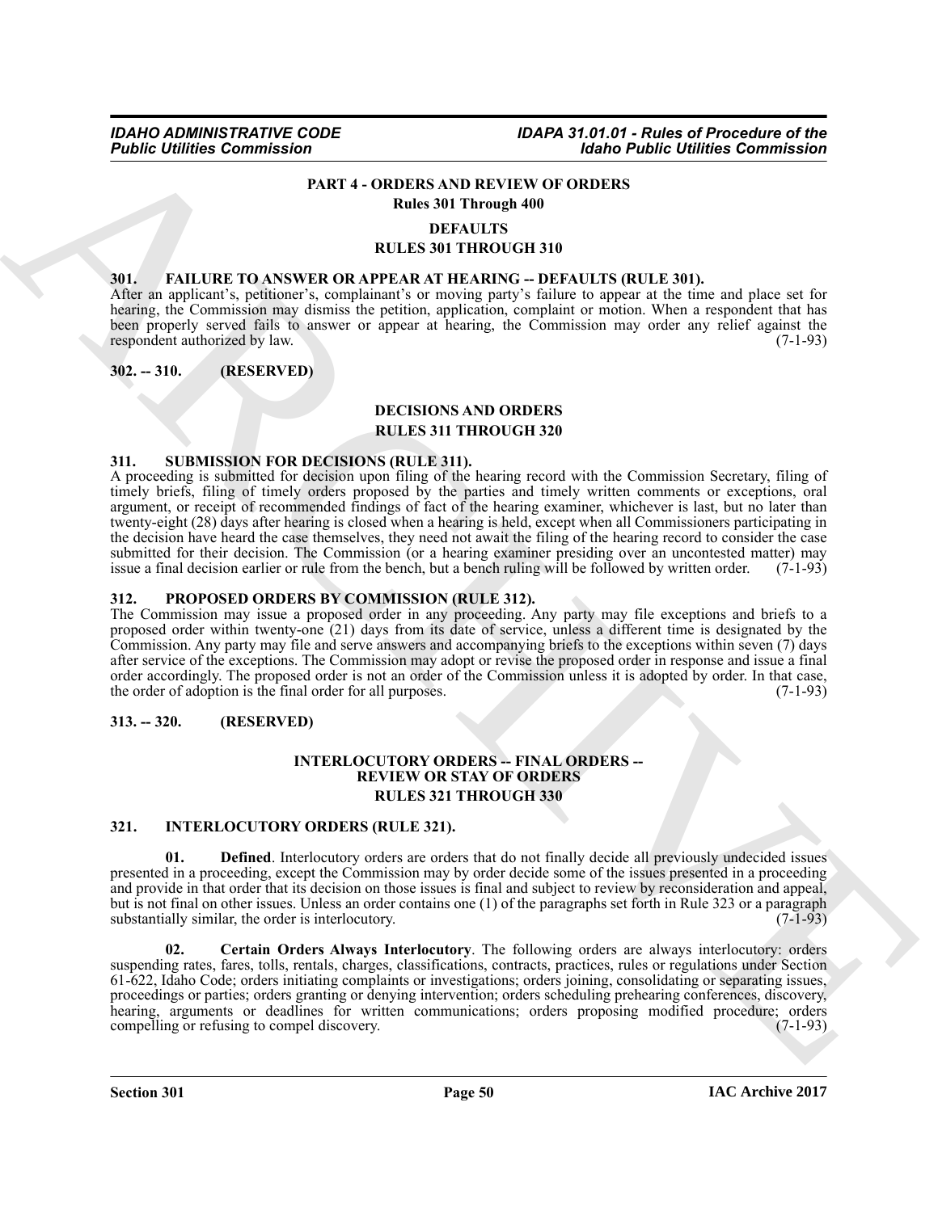## PART 4 - ORDERS AND REVIEW OF ORDERS
### Rules 301 Through 400

### DEFAULTS
### RULES 301 THROUGH 310

**301. FAILURE TO ANSWER OR APPEAR AT HEARING -- DEFAULTS (RULE 301).**

After an applicant's, petitioner's, complainant's or moving party's failure to appear at the time and place set for hearing, the Commission may dismiss the petition, application, complaint or motion. When a respondent that has been properly served fails to answer or appear at hearing, the Commission may order any relief against the respondent authorized by law. (7-1-93)

**302. -- 310. (RESERVED)**

### DECISIONS AND ORDERS
### RULES 311 THROUGH 320

**311. SUBMISSION FOR DECISIONS (RULE 311).**

A proceeding is submitted for decision upon filing of the hearing record with the Commission Secretary, filing of timely briefs, filing of timely orders proposed by the parties and timely written comments or exceptions, oral argument, or receipt of recommended findings of fact of the hearing examiner, whichever is last, but no later than twenty-eight (28) days after hearing is closed when a hearing is held, except when all Commissioners participating in the decision have heard the case themselves, they need not await the filing of the hearing record to consider the case submitted for their decision. The Commission (or a hearing examiner presiding over an uncontested matter) may issue a final decision earlier or rule from the bench, but a bench ruling will be followed by written order. (7-1-93)

**312. PROPOSED ORDERS BY COMMISSION (RULE 312).**

The Commission may issue a proposed order in any proceeding. Any party may file exceptions and briefs to a proposed order within twenty-one (21) days from its date of service, unless a different time is designated by the Commission. Any party may file and serve answers and accompanying briefs to the exceptions within seven (7) days after service of the exceptions. The Commission may adopt or revise the proposed order in response and issue a final order accordingly. The proposed order is not an order of the Commission unless it is adopted by order. In that case, the order of adoption is the final order for all purposes. (7-1-93)

**313. -- 320. (RESERVED)**

### INTERLOCUTORY ORDERS -- FINAL ORDERS -- REVIEW OR STAY OF ORDERS
### RULES 321 THROUGH 330

**321. INTERLOCUTORY ORDERS (RULE 321).**

**01. Defined**. Interlocutory orders are orders that do not finally decide all previously undecided issues presented in a proceeding, except the Commission may by order decide some of the issues presented in a proceeding and provide in that order that its decision on those issues is final and subject to review by reconsideration and appeal, but is not final on other issues. Unless an order contains one (1) of the paragraphs set forth in Rule 323 or a paragraph substantially similar, the order is interlocutory. (7-1-93)

**02. Certain Orders Always Interlocutory**. The following orders are always interlocutory: orders suspending rates, fares, tolls, rentals, charges, classifications, contracts, practices, rules or regulations under Section 61-622, Idaho Code; orders initiating complaints or investigations; orders joining, consolidating or separating issues, proceedings or parties; orders granting or denying intervention; orders scheduling prehearing conferences, discovery, hearing, arguments or deadlines for written communications; orders proposing modified procedure; orders compelling or refusing to compel discovery. (7-1-93)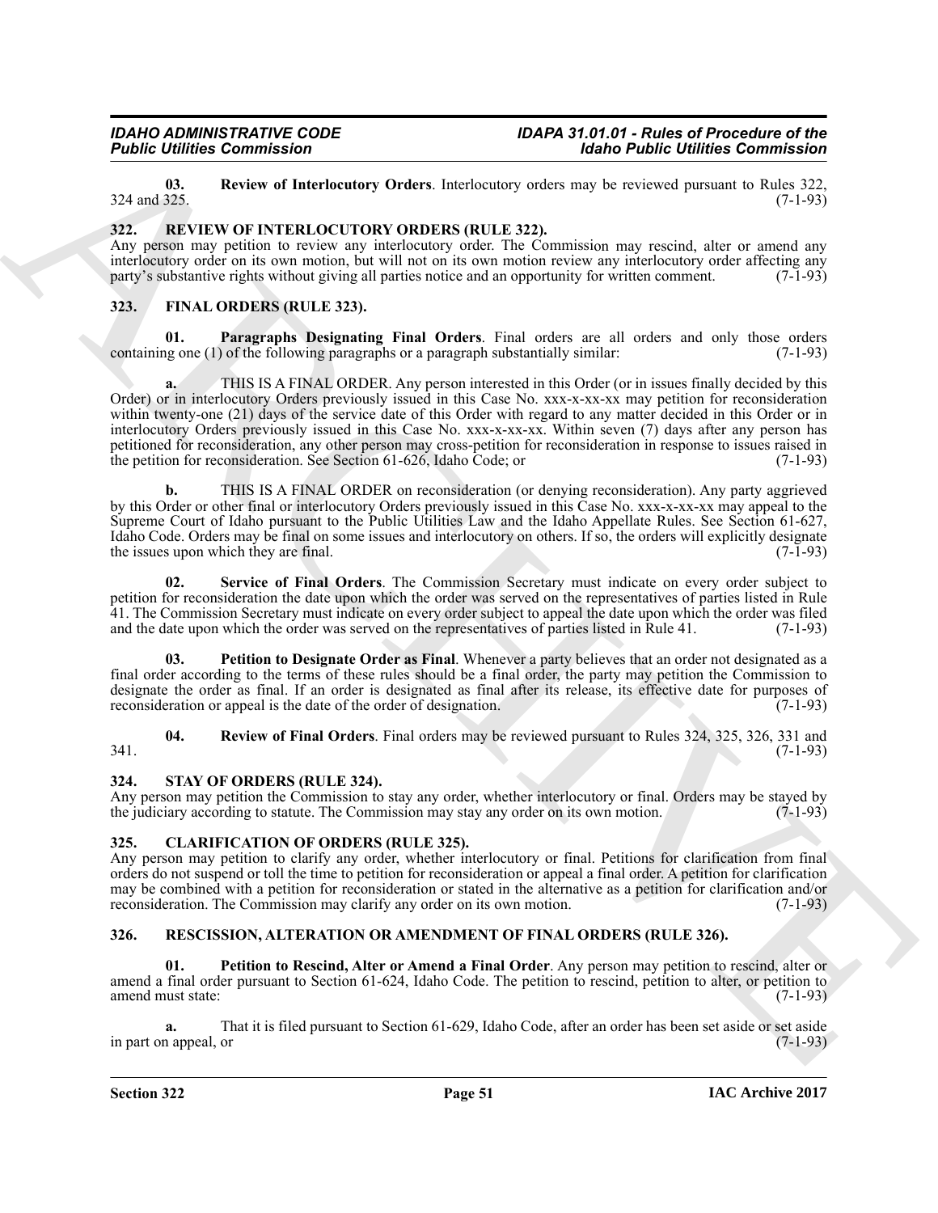**03. Review of Interlocutory Orders**. Interlocutory orders may be reviewed pursuant to Rules 322, 324 and 325. (7-1-93)

## 322. REVIEW OF INTERLOCUTORY ORDERS (RULE 322).

Any person may petition to review any interlocutory order. The Commission may rescind, alter or amend any interlocutory order on its own motion, but will not on its own motion review any interlocutory order affecting any party's substantive rights without giving all parties notice and an opportunity for written comment. (7-1-93)

## 323. FINAL ORDERS (RULE 323).

**01. Paragraphs Designating Final Orders**. Final orders are all orders and only those orders containing one (1) of the following paragraphs or a paragraph substantially similar: (7-1-93)

**a.** THIS IS A FINAL ORDER. Any person interested in this Order (or in issues finally decided by this Order) or in interlocutory Orders previously issued in this Case No. xxx-x-xx-xx may petition for reconsideration within twenty-one (21) days of the service date of this Order with regard to any matter decided in this Order or in interlocutory Orders previously issued in this Case No. xxx-x-xx-xx. Within seven (7) days after any person has petitioned for reconsideration, any other person may cross-petition for reconsideration in response to issues raised in the petition for reconsideration. See Section 61-626, Idaho Code; or (7-1-93)

**b.** THIS IS A FINAL ORDER on reconsideration (or denying reconsideration). Any party aggrieved by this Order or other final or interlocutory Orders previously issued in this Case No. xxx-x-xx-xx may appeal to the Supreme Court of Idaho pursuant to the Public Utilities Law and the Idaho Appellate Rules. See Section 61-627, Idaho Code. Orders may be final on some issues and interlocutory on others. If so, the orders will explicitly designate the issues upon which they are final. (7-1-93)

**02. Service of Final Orders**. The Commission Secretary must indicate on every order subject to petition for reconsideration the date upon which the order was served on the representatives of parties listed in Rule 41. The Commission Secretary must indicate on every order subject to appeal the date upon which the order was filed and the date upon which the order was served on the representatives of parties listed in Rule 41. (7-1-93)

**03. Petition to Designate Order as Final**. Whenever a party believes that an order not designated as a final order according to the terms of these rules should be a final order, the party may petition the Commission to designate the order as final. If an order is designated as final after its release, its effective date for purposes of reconsideration or appeal is the date of the order of designation. (7-1-93)

**04. Review of Final Orders**. Final orders may be reviewed pursuant to Rules 324, 325, 326, 331 and 341. (7-1-93)

## 324. STAY OF ORDERS (RULE 324).

Any person may petition the Commission to stay any order, whether interlocutory or final. Orders may be stayed by the judiciary according to statute. The Commission may stay any order on its own motion. (7-1-93)

## 325. CLARIFICATION OF ORDERS (RULE 325).

Any person may petition to clarify any order, whether interlocutory or final. Petitions for clarification from final orders do not suspend or toll the time to petition for reconsideration or appeal a final order. A petition for clarification may be combined with a petition for reconsideration or stated in the alternative as a petition for clarification and/or reconsideration. The Commission may clarify any order on its own motion. (7-1-93)

## 326. RESCISSION, ALTERATION OR AMENDMENT OF FINAL ORDERS (RULE 326).

**01. Petition to Rescind, Alter or Amend a Final Order**. Any person may petition to rescind, alter or amend a final order pursuant to Section 61-624, Idaho Code. The petition to rescind, petition to alter, or petition to amend must state: (7-1-93)

**a.** That it is filed pursuant to Section 61-629, Idaho Code, after an order has been set aside or set aside in part on appeal, or (7-1-93)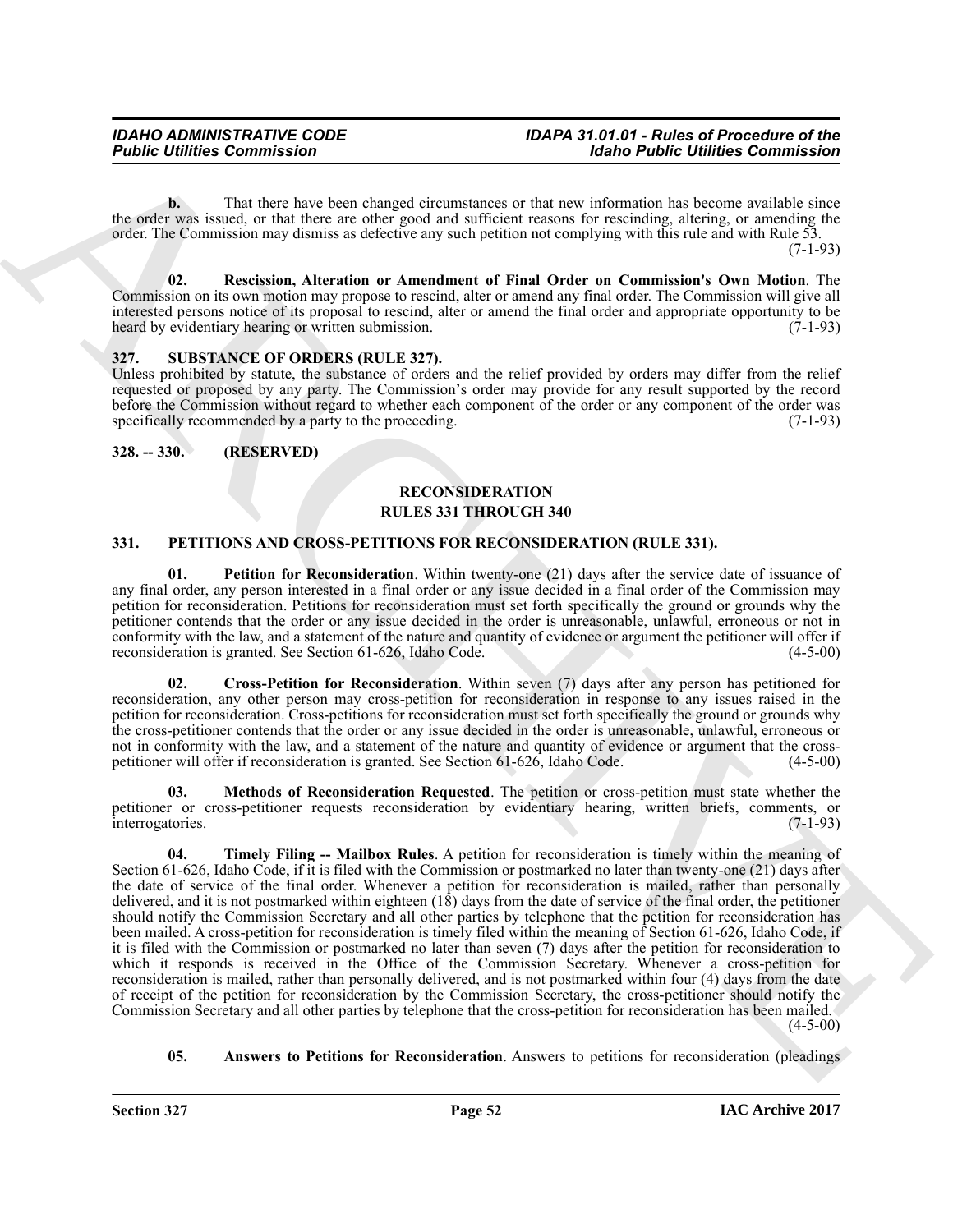**b.** That there have been changed circumstances or that new information has become available since the order was issued, or that there are other good and sufficient reasons for rescinding, altering, or amending the order. The Commission may dismiss as defective any such petition not complying with this rule and with Rule 53. (7-1-93)

**02. Rescission, Alteration or Amendment of Final Order on Commission's Own Motion**. The Commission on its own motion may propose to rescind, alter or amend any final order. The Commission will give all interested persons notice of its proposal to rescind, alter or amend the final order and appropriate opportunity to be heard by evidentiary hearing or written submission. (7-1-93)

### 327. SUBSTANCE OF ORDERS (RULE 327).

Unless prohibited by statute, the substance of orders and the relief provided by orders may differ from the relief requested or proposed by any party. The Commission's order may provide for any result supported by the record before the Commission without regard to whether each component of the order or any component of the order was specifically recommended by a party to the proceeding. (7-1-93)

### 328. -- 330. (RESERVED)

## RECONSIDERATION
## RULES 331 THROUGH 340

### 331. PETITIONS AND CROSS-PETITIONS FOR RECONSIDERATION (RULE 331).

**01. Petition for Reconsideration**. Within twenty-one (21) days after the service date of issuance of any final order, any person interested in a final order or any issue decided in a final order of the Commission may petition for reconsideration. Petitions for reconsideration must set forth specifically the ground or grounds why the petitioner contends that the order or any issue decided in the order is unreasonable, unlawful, erroneous or not in conformity with the law, and a statement of the nature and quantity of evidence or argument the petitioner will offer if reconsideration is granted. See Section 61-626, Idaho Code. (4-5-00)

**02. Cross-Petition for Reconsideration**. Within seven (7) days after any person has petitioned for reconsideration, any other person may cross-petition for reconsideration in response to any issues raised in the petition for reconsideration. Cross-petitions for reconsideration must set forth specifically the ground or grounds why the cross-petitioner contends that the order or any issue decided in the order is unreasonable, unlawful, erroneous or not in conformity with the law, and a statement of the nature and quantity of evidence or argument that the cross-petitioner will offer if reconsideration is granted. See Section 61-626, Idaho Code. (4-5-00)

**03. Methods of Reconsideration Requested**. The petition or cross-petition must state whether the petitioner or cross-petitioner requests reconsideration by evidentiary hearing, written briefs, comments, or interrogatories. (7-1-93)

**04. Timely Filing -- Mailbox Rules**. A petition for reconsideration is timely within the meaning of Section 61-626, Idaho Code, if it is filed with the Commission or postmarked no later than twenty-one (21) days after the date of service of the final order. Whenever a petition for reconsideration is mailed, rather than personally delivered, and it is not postmarked within eighteen (18) days from the date of service of the final order, the petitioner should notify the Commission Secretary and all other parties by telephone that the petition for reconsideration has been mailed. A cross-petition for reconsideration is timely filed within the meaning of Section 61-626, Idaho Code, if it is filed with the Commission or postmarked no later than seven (7) days after the petition for reconsideration to which it responds is received in the Office of the Commission Secretary. Whenever a cross-petition for reconsideration is mailed, rather than personally delivered, and is not postmarked within four (4) days from the date of receipt of the petition for reconsideration by the Commission Secretary, the cross-petitioner should notify the Commission Secretary and all other parties by telephone that the cross-petition for reconsideration has been mailed. (4-5-00)

**05. Answers to Petitions for Reconsideration**. Answers to petitions for reconsideration (pleadings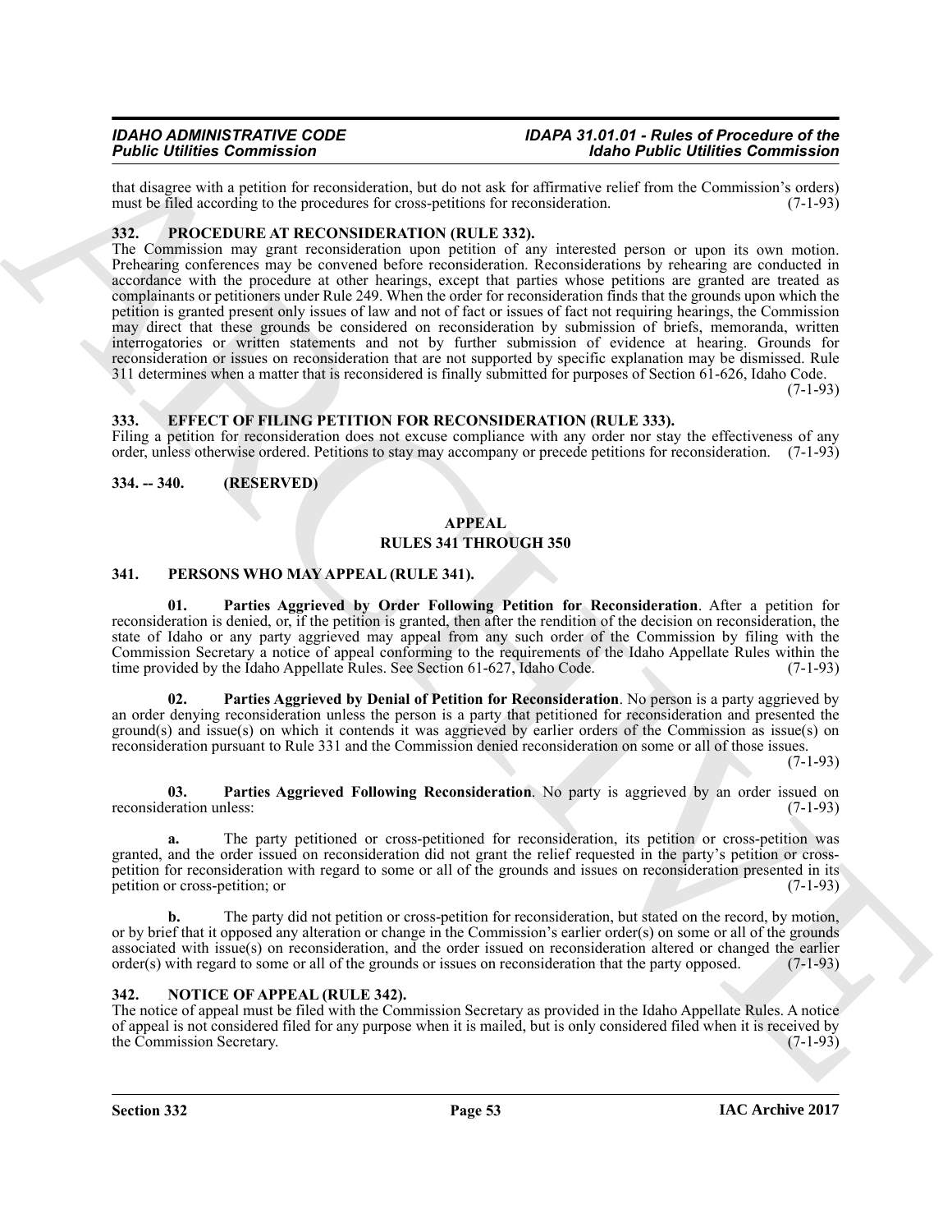that disagree with a petition for reconsideration, but do not ask for affirmative relief from the Commission's orders) must be filed according to the procedures for cross-petitions for reconsideration. (7-1-93)

## 332. PROCEDURE AT RECONSIDERATION (RULE 332).

The Commission may grant reconsideration upon petition of any interested person or upon its own motion. Prehearing conferences may be convened before reconsideration. Reconsiderations by rehearing are conducted in accordance with the procedure at other hearings, except that parties whose petitions are granted are treated as complainants or petitioners under Rule 249. When the order for reconsideration finds that the grounds upon which the petition is granted present only issues of law and not of fact or issues of fact not requiring hearings, the Commission may direct that these grounds be considered on reconsideration by submission of briefs, memoranda, written interrogatories or written statements and not by further submission of evidence at hearing. Grounds for reconsideration or issues on reconsideration that are not supported by specific explanation may be dismissed. Rule 311 determines when a matter that is reconsidered is finally submitted for purposes of Section 61-626, Idaho Code. (7-1-93)

## 333. EFFECT OF FILING PETITION FOR RECONSIDERATION (RULE 333).

Filing a petition for reconsideration does not excuse compliance with any order nor stay the effectiveness of any order, unless otherwise ordered. Petitions to stay may accompany or precede petitions for reconsideration. (7-1-93)

## 334. -- 340. (RESERVED)

## APPEAL
## RULES 341 THROUGH 350

## 341. PERSONS WHO MAY APPEAL (RULE 341).

**01. Parties Aggrieved by Order Following Petition for Reconsideration**. After a petition for reconsideration is denied, or, if the petition is granted, then after the rendition of the decision on reconsideration, the state of Idaho or any party aggrieved may appeal from any such order of the Commission by filing with the Commission Secretary a notice of appeal conforming to the requirements of the Idaho Appellate Rules within the time provided by the Idaho Appellate Rules. See Section 61-627, Idaho Code. (7-1-93)

**02. Parties Aggrieved by Denial of Petition for Reconsideration**. No person is a party aggrieved by an order denying reconsideration unless the person is a party that petitioned for reconsideration and presented the ground(s) and issue(s) on which it contends it was aggrieved by earlier orders of the Commission as issue(s) on reconsideration pursuant to Rule 331 and the Commission denied reconsideration on some or all of those issues. (7-1-93)

**03. Parties Aggrieved Following Reconsideration**. No party is aggrieved by an order issued on reconsideration unless: (7-1-93)

**a.** The party petitioned or cross-petitioned for reconsideration, its petition or cross-petition was granted, and the order issued on reconsideration did not grant the relief requested in the party's petition or cross-petition for reconsideration with regard to some or all of the grounds and issues on reconsideration presented in its petition or cross-petition; or (7-1-93)

**b.** The party did not petition or cross-petition for reconsideration, but stated on the record, by motion, or by brief that it opposed any alteration or change in the Commission's earlier order(s) on some or all of the grounds associated with issue(s) on reconsideration, and the order issued on reconsideration altered or changed the earlier order(s) with regard to some or all of the grounds or issues on reconsideration that the party opposed. (7-1-93)

## 342. NOTICE OF APPEAL (RULE 342).

The notice of appeal must be filed with the Commission Secretary as provided in the Idaho Appellate Rules. A notice of appeal is not considered filed for any purpose when it is mailed, but is only considered filed when it is received by the Commission Secretary. (7-1-93)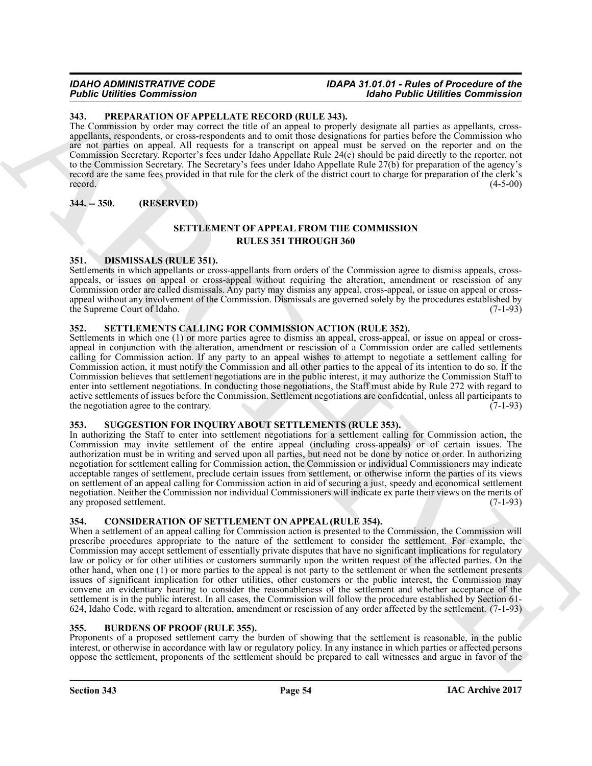### 343. PREPARATION OF APPELLATE RECORD (RULE 343).

The Commission by order may correct the title of an appeal to properly designate all parties as appellants, cross-appellants, respondents, or cross-respondents and to omit those designations for parties before the Commission who are not parties on appeal. All requests for a transcript on appeal must be served on the reporter and on the Commission Secretary. Reporter's fees under Idaho Appellate Rule 24(c) should be paid directly to the reporter, not to the Commission Secretary. The Secretary's fees under Idaho Appellate Rule 27(b) for preparation of the agency's record are the same fees provided in that rule for the clerk of the district court to charge for preparation of the clerk's record. (4-5-00)

### 344. -- 350. (RESERVED)

## SETTLEMENT OF APPEAL FROM THE COMMISSION RULES 351 THROUGH 360

### 351. DISMISSALS (RULE 351).

Settlements in which appellants or cross-appellants from orders of the Commission agree to dismiss appeals, cross-appeals, or issues on appeal or cross-appeal without requiring the alteration, amendment or rescission of any Commission order are called dismissals. Any party may dismiss any appeal, cross-appeal, or issue on appeal or cross-appeal without any involvement of the Commission. Dismissals are governed solely by the procedures established by the Supreme Court of Idaho. (7-1-93)

### 352. SETTLEMENTS CALLING FOR COMMISSION ACTION (RULE 352).

Settlements in which one (1) or more parties agree to dismiss an appeal, cross-appeal, or issue on appeal or cross-appeal in conjunction with the alteration, amendment or rescission of a Commission order are called settlements calling for Commission action. If any party to an appeal wishes to attempt to negotiate a settlement calling for Commission action, it must notify the Commission and all other parties to the appeal of its intention to do so. If the Commission believes that settlement negotiations are in the public interest, it may authorize the Commission Staff to enter into settlement negotiations. In conducting those negotiations, the Staff must abide by Rule 272 with regard to active settlements of issues before the Commission. Settlement negotiations are confidential, unless all participants to the negotiation agree to the contrary. (7-1-93)

### 353. SUGGESTION FOR INQUIRY ABOUT SETTLEMENTS (RULE 353).

In authorizing the Staff to enter into settlement negotiations for a settlement calling for Commission action, the Commission may invite settlement of the entire appeal (including cross-appeals) or of certain issues. The authorization must be in writing and served upon all parties, but need not be done by notice or order. In authorizing negotiation for settlement calling for Commission action, the Commission or individual Commissioners may indicate acceptable ranges of settlement, preclude certain issues from settlement, or otherwise inform the parties of its views on settlement of an appeal calling for Commission action in aid of securing a just, speedy and economical settlement negotiation. Neither the Commission nor individual Commissioners will indicate ex parte their views on the merits of any proposed settlement. (7-1-93)

### 354. CONSIDERATION OF SETTLEMENT ON APPEAL (RULE 354).

When a settlement of an appeal calling for Commission action is presented to the Commission, the Commission will prescribe procedures appropriate to the nature of the settlement to consider the settlement. For example, the Commission may accept settlement of essentially private disputes that have no significant implications for regulatory law or policy or for other utilities or customers summarily upon the written request of the affected parties. On the other hand, when one (1) or more parties to the appeal is not party to the settlement or when the settlement presents issues of significant implication for other utilities, other customers or the public interest, the Commission may convene an evidentiary hearing to consider the reasonableness of the settlement and whether acceptance of the settlement is in the public interest. In all cases, the Commission will follow the procedure established by Section 61-624, Idaho Code, with regard to alteration, amendment or rescission of any order affected by the settlement. (7-1-93)

### 355. BURDENS OF PROOF (RULE 355).

Proponents of a proposed settlement carry the burden of showing that the settlement is reasonable, in the public interest, or otherwise in accordance with law or regulatory policy. In any instance in which parties or affected persons oppose the settlement, proponents of the settlement should be prepared to call witnesses and argue in favor of the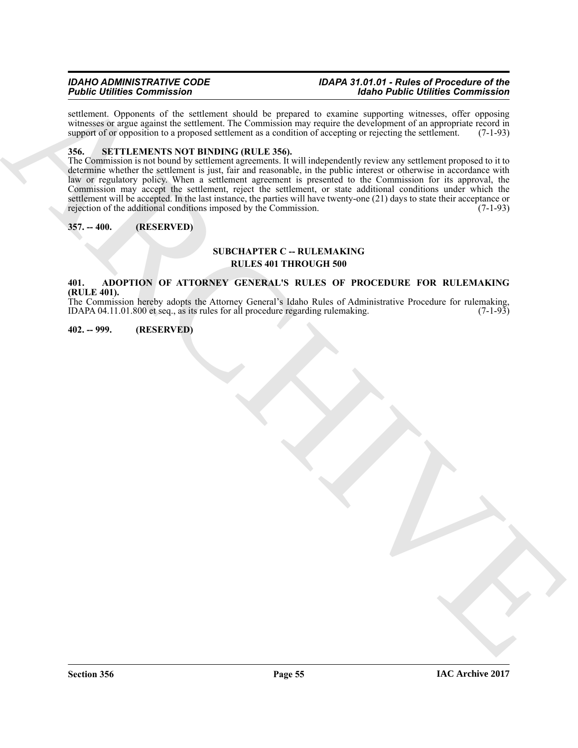settlement. Opponents of the settlement should be prepared to examine supporting witnesses, offer opposing witnesses or argue against the settlement. The Commission may require the development of an appropriate record in support of or opposition to a proposed settlement as a condition of accepting or rejecting the settlement. (7-1-93)

**356. SETTLEMENTS NOT BINDING (RULE 356).**

The Commission is not bound by settlement agreements. It will independently review any settlement proposed to it to determine whether the settlement is just, fair and reasonable, in the public interest or otherwise in accordance with law or regulatory policy. When a settlement agreement is presented to the Commission for its approval, the Commission may accept the settlement, reject the settlement, or state additional conditions under which the settlement will be accepted. In the last instance, the parties will have twenty-one (21) days to state their acceptance or rejection of the additional conditions imposed by the Commission. (7-1-93)

**357. -- 400. (RESERVED)**

## SUBCHAPTER C -- RULEMAKING
## RULES 401 THROUGH 500

**401. ADOPTION OF ATTORNEY GENERAL'S RULES OF PROCEDURE FOR RULEMAKING (RULE 401).**

The Commission hereby adopts the Attorney General's Idaho Rules of Administrative Procedure for rulemaking, IDAPA 04.11.01.800 et seq., as its rules for all procedure regarding rulemaking. (7-1-93)

**402. -- 999. (RESERVED)**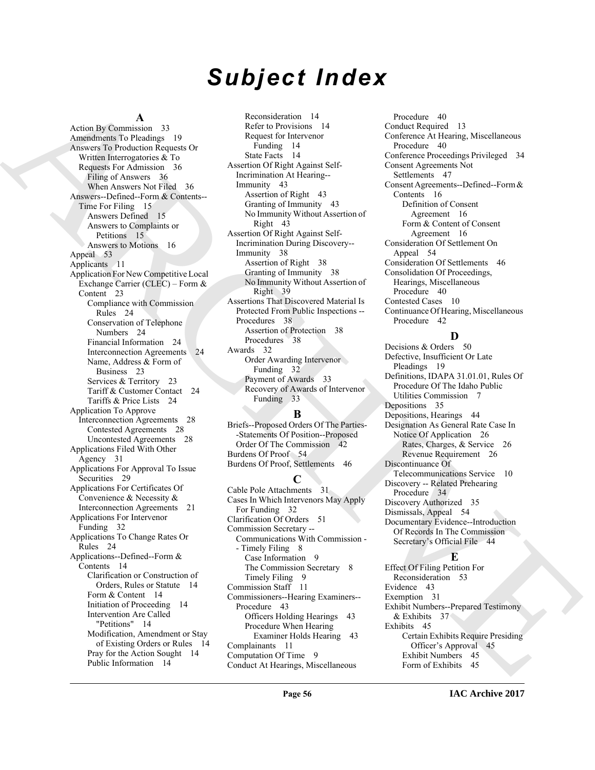# Subject Index

## A

Action By Commission 33
Amendments To Pleadings 19
Answers To Production Requests Or Written Interrogatories & To Requests For Admission 36
- Filing of Answers 36
- When Answers Not Filed 36

Answers--Defined--Form & Contents--Time For Filing 15
- Answers Defined 15
- Answers to Complaints or Petitions 15
- Answers to Motions 16

Appeal 53
Applicants 11
Application For New Competitive Local Exchange Carrier (CLEC) – Form & Content 23
- Compliance with Commission Rules 24
- Conservation of Telephone Numbers 24
- Financial Information 24
- Interconnection Agreements 24
- Name, Address & Form of Business 23
- Services & Territory 23
- Tariff & Customer Contact 24
- Tariffs & Price Lists 24

Application To Approve Interconnection Agreements 28
- Contested Agreements 28
- Uncontested Agreements 28

Applications Filed With Other Agency 31
Applications For Approval To Issue Securities 29
Applications For Certificates Of Convenience & Necessity & Interconnection Agreements 21
Applications For Intervenor Funding 32
Applications To Change Rates Or Rules 24
Applications--Defined--Form & Contents 14
- Clarification or Construction of Orders, Rules or Statute 14
- Form & Content 14
- Initiation of Proceeding 14
- Intervention Are Called "Petitions" 14
- Modification, Amendment or Stay of Existing Orders or Rules 14
- Pray for the Action Sought 14
- Public Information 14
- Reconsideration 14
- Refer to Provisions 14
- Request for Intervenor Funding 14
- State Facts 14

Assertion Of Right Against Self-Incrimination At Hearing--Immunity 43
- Assertion of Right 43
- Granting of Immunity 43
- No Immunity Without Assertion of Right 43

Assertion Of Right Against Self-Incrimination During Discovery--Immunity 38
- Assertion of Right 38
- Granting of Immunity 38
- No Immunity Without Assertion of Right 39

Assertions That Discovered Material Is Protected From Public Inspections -- Procedures 38
- Assertion of Protection 38
- Procedures 38

Awards 32
- Order Awarding Intervenor Funding 32
- Payment of Awards 33
- Recovery of Awards of Intervenor Funding 33

## B

Briefs--Proposed Orders Of The Parties--Statements Of Position--Proposed Order Of The Commission 42
Burdens Of Proof 54
Burdens Of Proof, Settlements 46

## C

Cable Pole Attachments 31
Cases In Which Intervenors May Apply For Funding 32
Clarification Of Orders 51
Commission Secretary -- Communications With Commission -- Timely Filing 8
- Case Information 9
- The Commission Secretary 8
- Timely Filing 9

Commission Staff 11
Commissioners--Hearing Examiners--Procedure 43
- Officers Holding Hearings 43
- Procedure When Hearing Examiner Holds Hearing 43

Complainants 11
Computation Of Time 9
Conduct At Hearings, Miscellaneous Procedure 40
Conduct Required 13
Conference At Hearing, Miscellaneous Procedure 40
Conference Proceedings Privileged 34
Consent Agreements Not Settlements 47
Consent Agreements--Defined--Form & Contents 16
- Definition of Consent Agreement 16
- Form & Content of Consent Agreement 16

Consideration Of Settlement On Appeal 54
Consideration Of Settlements 46
Consolidation Of Proceedings, Hearings, Miscellaneous Procedure 40
Contested Cases 10
Continuance Of Hearing, Miscellaneous Procedure 42

## D

Decisions & Orders 50
Defective, Insufficient Or Late Pleadings 19
Definitions, IDAPA 31.01.01, Rules Of Procedure Of The Idaho Public Utilities Commission 7
Depositions 35
Depositions, Hearings 44
Designation As General Rate Case In Notice Of Application 26
- Rates, Charges, & Service 26
- Revenue Requirement 26

Discontinuance Of Telecommunications Service 10
Discovery -- Related Prehearing Procedure 34
Discovery Authorized 35
Dismissals, Appeal 54
Documentary Evidence--Introduction Of Records In The Commission Secretary's Official File 44

## E

Effect Of Filing Petition For Reconsideration 53
Evidence 43
Exemption 31
Exhibit Numbers--Prepared Testimony & Exhibits 37
Exhibits 45
- Certain Exhibits Require Presiding Officer's Approval 45
- Exhibit Numbers 45
- Form of Exhibits 45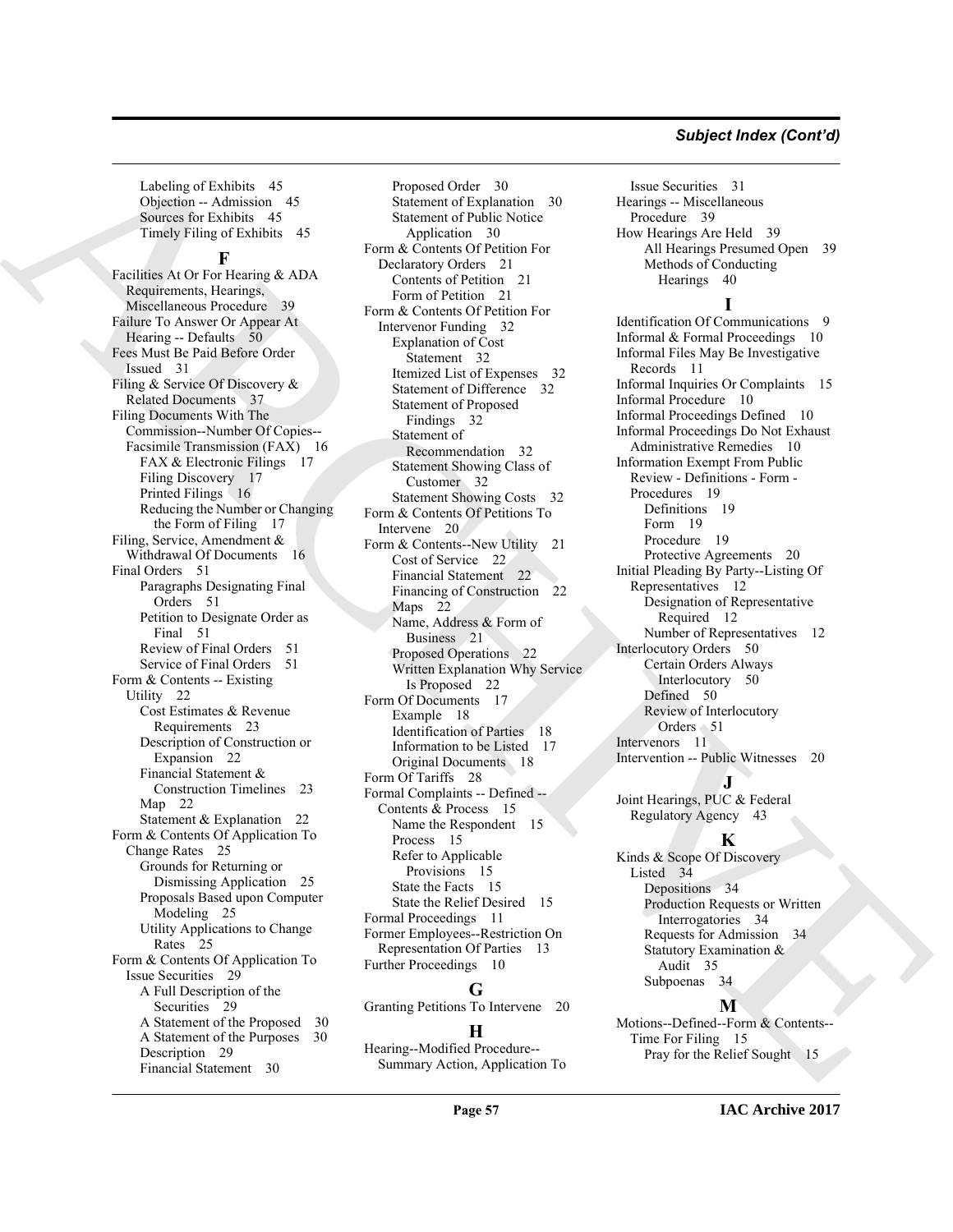Labeling of Exhibits 45
Objection -- Admission 45
Sources for Exhibits 45
Timely Filing of Exhibits 45

**F**

Facilities At Or For Hearing & ADA Requirements, Hearings, Miscellaneous Procedure 39
Failure To Answer Or Appear At Hearing -- Defaults 50
Fees Must Be Paid Before Order Issued 31
Filing & Service Of Discovery & Related Documents 37
Filing Documents With The Commission--Number Of Copies--Facsimile Transmission (FAX) 16
FAX & Electronic Filings 17
Filing Discovery 17
Printed Filings 16
Reducing the Number or Changing the Form of Filing 17
Filing, Service, Amendment & Withdrawal Of Documents 16
Final Orders 51
Paragraphs Designating Final Orders 51
Petition to Designate Order as Final 51
Review of Final Orders 51
Service of Final Orders 51
Form & Contents -- Existing Utility 22
Cost Estimates & Revenue Requirements 23
Description of Construction or Expansion 22
Financial Statement & Construction Timelines 23
Map 22
Statement & Explanation 22
Form & Contents Of Application To Change Rates 25
Grounds for Returning or Dismissing Application 25
Proposals Based upon Computer Modeling 25
Utility Applications to Change Rates 25
Form & Contents Of Application To Issue Securities 29
A Full Description of the Securities 29
A Statement of the Proposed 30
A Statement of the Purposes 30
Description 29
Financial Statement 30
Proposed Order 30
Statement of Explanation 30
Statement of Public Notice Application 30
Form & Contents Of Petition For Declaratory Orders 21
Contents of Petition 21
Form of Petition 21
Form & Contents Of Petition For Intervenor Funding 32
Explanation of Cost Statement 32
Itemized List of Expenses 32
Statement of Difference 32
Statement of Proposed Findings 32
Statement of Recommendation 32
Statement Showing Class of Customer 32
Statement Showing Costs 32
Form & Contents Of Petitions To Intervene 20
Form & Contents--New Utility 21
Cost of Service 22
Financial Statement 22
Financing of Construction 22
Maps 22
Name, Address & Form of Business 21
Proposed Operations 22
Written Explanation Why Service Is Proposed 22
Form Of Documents 17
Example 18
Identification of Parties 18
Information to be Listed 17
Original Documents 18
Form Of Tariffs 28
Formal Complaints -- Defined -- Contents & Process 15
Name the Respondent 15
Process 15
Refer to Applicable Provisions 15
State the Facts 15
State the Relief Desired 15
Formal Proceedings 11
Former Employees--Restriction On Representation Of Parties 13
Further Proceedings 10

**G**

Granting Petitions To Intervene 20

**H**

Hearing--Modified Procedure--Summary Action, Application To Issue Securities 31
Hearings -- Miscellaneous Procedure 39
How Hearings Are Held 39
All Hearings Presumed Open 39
Methods of Conducting Hearings 40

**I**

Identification Of Communications 9
Informal & Formal Proceedings 10
Informal Files May Be Investigative Records 11
Informal Inquiries Or Complaints 15
Informal Procedure 10
Informal Proceedings Defined 10
Informal Proceedings Do Not Exhaust Administrative Remedies 10
Information Exempt From Public Review - Definitions - Form - Procedures 19
Definitions 19
Form 19
Procedure 19
Protective Agreements 20
Initial Pleading By Party--Listing Of Representatives 12
Designation of Representative Required 12
Number of Representatives 12
Interlocutory Orders 50
Certain Orders Always Interlocutory 50
Defined 50
Review of Interlocutory Orders 51
Intervenors 11
Intervention -- Public Witnesses 20

**J**

Joint Hearings, PUC & Federal Regulatory Agency 43

**K**

Kinds & Scope Of Discovery Listed 34
Depositions 34
Production Requests or Written Interrogatories 34
Requests for Admission 34
Statutory Examination & Audit 35
Subpoenas 34

**M**

Motions--Defined--Form & Contents--Time For Filing 15
Pray for the Relief Sought 15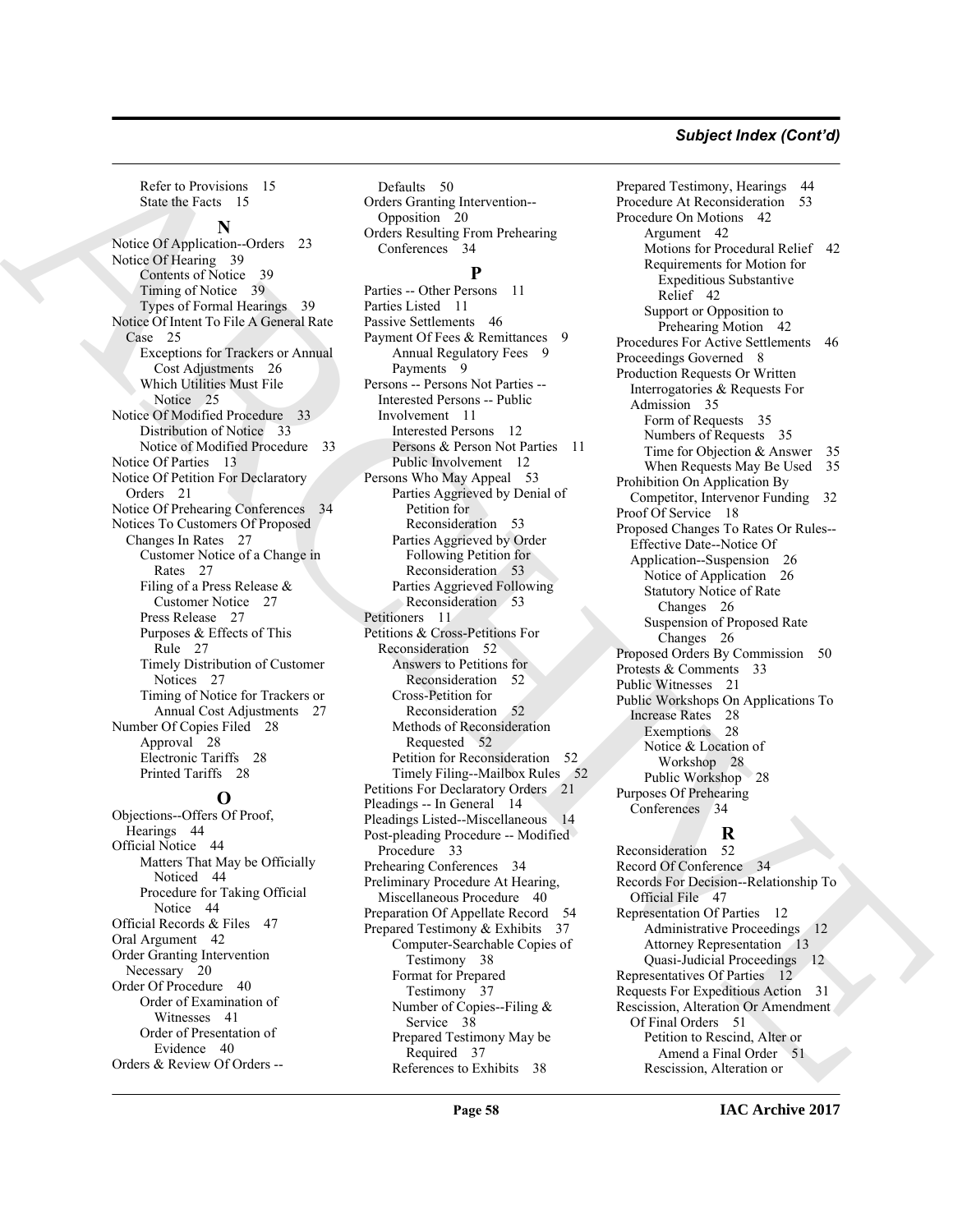Refer to Provisions 15
State the Facts 15

## N

Notice Of Application--Orders 23
Notice Of Hearing 39
Contents of Notice 39
Timing of Notice 39
Types of Formal Hearings 39
Notice Of Intent To File A General Rate Case 25
Exceptions for Trackers or Annual Cost Adjustments 26
Which Utilities Must File Notice 25
Notice Of Modified Procedure 33
Distribution of Notice 33
Notice of Modified Procedure 33
Notice Of Parties 13
Notice Of Petition For Declaratory Orders 21
Notice Of Prehearing Conferences 34
Notices To Customers Of Proposed Changes In Rates 27
Customer Notice of a Change in Rates 27
Filing of a Press Release & Customer Notice 27
Press Release 27
Purposes & Effects of This Rule 27
Timely Distribution of Customer Notices 27
Timing of Notice for Trackers or Annual Cost Adjustments 27
Number Of Copies Filed 28
Approval 28
Electronic Tariffs 28
Printed Tariffs 28

## O

Objections--Offers Of Proof, Hearings 44
Official Notice 44
Matters That May be Officially Noticed 44
Procedure for Taking Official Notice 44
Official Records & Files 47
Oral Argument 42
Order Granting Intervention Necessary 20
Order Of Procedure 40
Order of Examination of Witnesses 41
Order of Presentation of Evidence 40
Orders & Review Of Orders -- Defaults 50
Orders Granting Intervention--Opposition 20
Orders Resulting From Prehearing Conferences 34

## P

Parties -- Other Persons 11
Parties Listed 11
Passive Settlements 46
Payment Of Fees & Remittances 9
Annual Regulatory Fees 9
Payments 9
Persons -- Persons Not Parties -- Interested Persons -- Public Involvement 11
Interested Persons 12
Persons & Person Not Parties 11
Public Involvement 12
Persons Who May Appeal 53
Parties Aggrieved by Denial of Petition for Reconsideration 53
Parties Aggrieved by Order Following Petition for Reconsideration 53
Parties Aggrieved Following Reconsideration 53
Petitioners 11
Petitions & Cross-Petitions For Reconsideration 52
Answers to Petitions for Reconsideration 52
Cross-Petition for Reconsideration 52
Methods of Reconsideration Requested 52
Petition for Reconsideration 52
Timely Filing--Mailbox Rules 52
Petitions For Declaratory Orders 21
Pleadings -- In General 14
Pleadings Listed--Miscellaneous 14
Post-pleading Procedure -- Modified Procedure 33
Prehearing Conferences 34
Preliminary Procedure At Hearing, Miscellaneous Procedure 40
Preparation Of Appellate Record 54
Prepared Testimony & Exhibits 37
Computer-Searchable Copies of Testimony 38
Format for Prepared Testimony 37
Number of Copies--Filing & Service 38
Prepared Testimony May be Required 37
References to Exhibits 38
Prepared Testimony, Hearings 44
Procedure At Reconsideration 53
Procedure On Motions 42
Argument 42
Motions for Procedural Relief 42
Requirements for Motion for Expeditious Substantive Relief 42
Support or Opposition to Prehearing Motion 42
Procedures For Active Settlements 46
Proceedings Governed 8
Production Requests Or Written Interrogatories & Requests For Admission 35
Form of Requests 35
Numbers of Requests 35
Time for Objection & Answer 35
When Requests May Be Used 35
Prohibition On Application By Competitor, Intervenor Funding 32
Proof Of Service 18
Proposed Changes To Rates Or Rules--Effective Date--Notice Of Application--Suspension 26
Notice of Application 26
Statutory Notice of Rate Changes 26
Suspension of Proposed Rate Changes 26
Proposed Orders By Commission 50
Protests & Comments 33
Public Witnesses 21
Public Workshops On Applications To Increase Rates 28
Exemptions 28
Notice & Location of Workshop 28
Public Workshop 28
Purposes Of Prehearing Conferences 34

## R

Reconsideration 52
Record Of Conference 34
Records For Decision--Relationship To Official File 47
Representation Of Parties 12
Administrative Proceedings 12
Attorney Representation 13
Quasi-Judicial Proceedings 12
Representatives Of Parties 12
Requests For Expeditious Action 31
Rescission, Alteration Or Amendment Of Final Orders 51
Petition to Rescind, Alter or Amend a Final Order 51
Rescission, Alteration or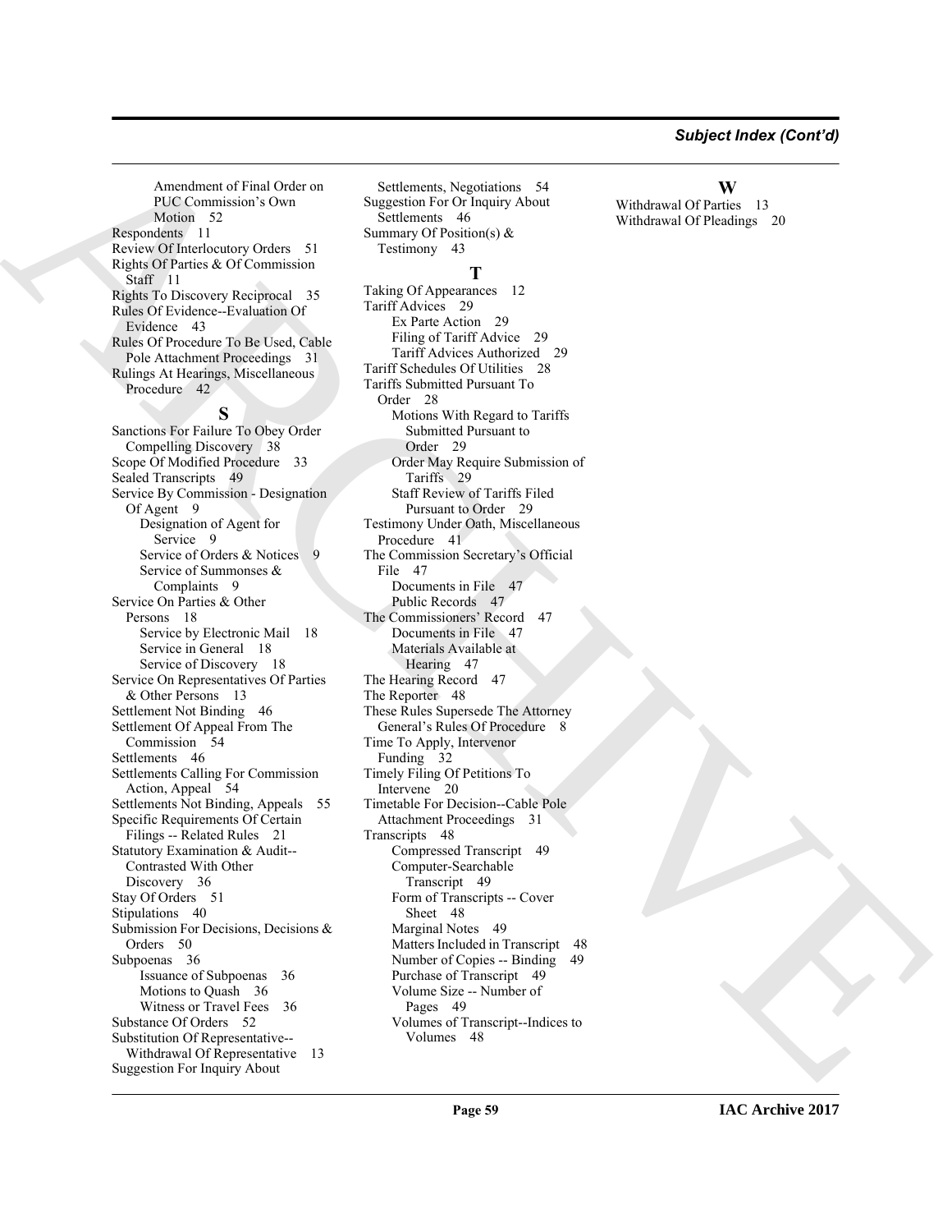Amendment of Final Order on PUC Commission's Own Motion 52
Respondents 11
Review Of Interlocutory Orders 51
Rights Of Parties & Of Commission Staff 11
Rights To Discovery Reciprocal 35
Rules Of Evidence--Evaluation Of Evidence 43
Rules Of Procedure To Be Used, Cable Pole Attachment Proceedings 31
Rulings At Hearings, Miscellaneous Procedure 42

## S

Sanctions For Failure To Obey Order Compelling Discovery 38
Scope Of Modified Procedure 33
Sealed Transcripts 49
Service By Commission - Designation Of Agent 9
- Designation of Agent for Service 9
- Service of Orders & Notices 9
- Service of Summonses & Complaints 9

Service On Parties & Other Persons 18
- Service by Electronic Mail 18
- Service in General 18
- Service of Discovery 18

Service On Representatives Of Parties & Other Persons 13
Settlement Not Binding 46
Settlement Of Appeal From The Commission 54
Settlements 46
Settlements Calling For Commission Action, Appeal 54
Settlements Not Binding, Appeals 55
Specific Requirements Of Certain Filings -- Related Rules 21
Statutory Examination & Audit--Contrasted With Other Discovery 36
Stay Of Orders 51
Stipulations 40
Submission For Decisions, Decisions & Orders 50
Subpoenas 36
- Issuance of Subpoenas 36
- Motions to Quash 36
- Witness or Travel Fees 36

Substance Of Orders 52
Substitution Of Representative--Withdrawal Of Representative 13
Suggestion For Inquiry About Settlements, Negotiations 54
Suggestion For Or Inquiry About Settlements 46
Summary Of Position(s) & Testimony 43

## T

Taking Of Appearances 12
Tariff Advices 29
- Ex Parte Action 29
- Filing of Tariff Advice 29
- Tariff Advices Authorized 29

Tariff Schedules Of Utilities 28
Tariffs Submitted Pursuant To Order 28
- Motions With Regard to Tariffs Submitted Pursuant to Order 29
- Order May Require Submission of Tariffs 29
- Staff Review of Tariffs Filed Pursuant to Order 29

Testimony Under Oath, Miscellaneous Procedure 41
The Commission Secretary's Official File 47
- Documents in File 47
- Public Records 47

The Commissioners' Record 47
- Documents in File 47
- Materials Available at Hearing 47

The Hearing Record 47
The Reporter 48
These Rules Supersede The Attorney General's Rules Of Procedure 8
Time To Apply, Intervenor Funding 32
Timely Filing Of Petitions To Intervene 20
Timetable For Decision--Cable Pole Attachment Proceedings 31
Transcripts 48
- Compressed Transcript 49
- Computer-Searchable Transcript 49
- Form of Transcripts -- Cover Sheet 48
- Marginal Notes 49
- Matters Included in Transcript 48
- Number of Copies -- Binding 49
- Purchase of Transcript 49
- Volume Size -- Number of Pages 49
- Volumes of Transcript--Indices to Volumes 48

## W

Withdrawal Of Parties 13
Withdrawal Of Pleadings 20